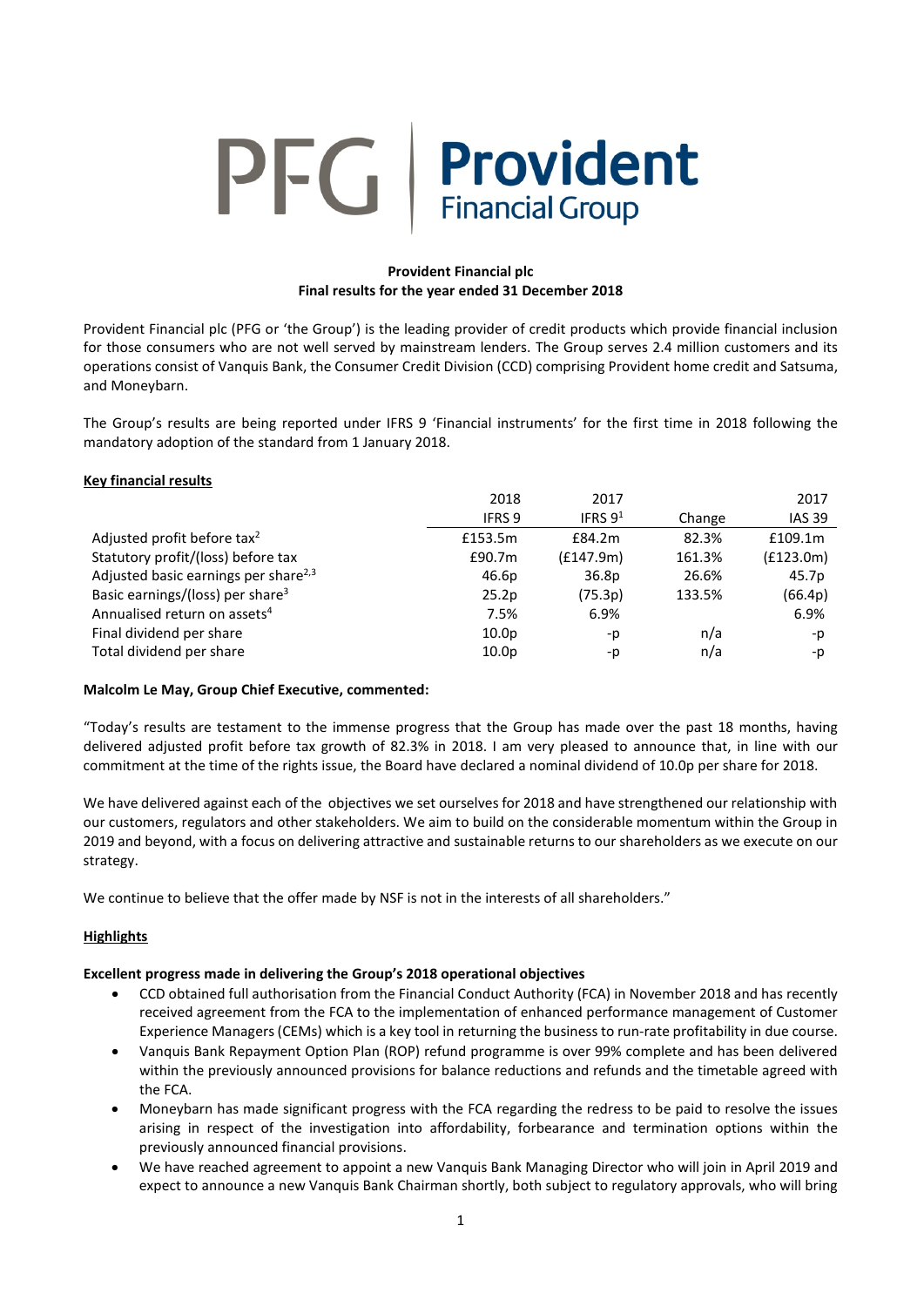PFG | Provident Financial Group

**Provident Financial plc**
**Final results for the year ended 31 December 2018**

Provident Financial plc (PFG or 'the Group') is the leading provider of credit products which provide financial inclusion for those consumers who are not well served by mainstream lenders. The Group serves 2.4 million customers and its operations consist of Vanquis Bank, the Consumer Credit Division (CCD) comprising Provident home credit and Satsuma, and Moneybarn.

The Group's results are being reported under IFRS 9 'Financial instruments' for the first time in 2018 following the mandatory adoption of the standard from 1 January 2018.

**Key financial results**

| | 2018 | 2017 | | 2017 |
|---|---|---|---|---|
| | IFRS 9 | IFRS 9[1] | Change | IAS 39 |
| Adjusted profit before tax[2] | £153.5m | £84.2m | 82.3% | £109.1m |
| Statutory profit/(loss) before tax | £90.7m | (£147.9m) | 161.3% | (£123.0m) |
| Adjusted basic earnings per share[2,3] | 46.6p | 36.8p | 26.6% | 45.7p |
| Basic earnings/(loss) per share[3] | 25.2p | (75.3p) | 133.5% | (66.4p) |
| Annualised return on assets[4] | 7.5% | 6.9% | | 6.9% |
| Final dividend per share | 10.0p | -p | n/a | -p |
| Total dividend per share | 10.0p | -p | n/a | -p |

**Malcolm Le May, Group Chief Executive, commented:**

"Today's results are testament to the immense progress that the Group has made over the past 18 months, having delivered adjusted profit before tax growth of 82.3% in 2018. I am very pleased to announce that, in line with our commitment at the time of the rights issue, the Board have declared a nominal dividend of 10.0p per share for 2018.

We have delivered against each of the objectives we set ourselves for 2018 and have strengthened our relationship with our customers, regulators and other stakeholders. We aim to build on the considerable momentum within the Group in 2019 and beyond, with a focus on delivering attractive and sustainable returns to our shareholders as we execute on our strategy.

We continue to believe that the offer made by NSF is not in the interests of all shareholders."

**Highlights**

**Excellent progress made in delivering the Group's 2018 operational objectives**

- CCD obtained full authorisation from the Financial Conduct Authority (FCA) in November 2018 and has recently received agreement from the FCA to the implementation of enhanced performance management of Customer Experience Managers (CEMs) which is a key tool in returning the business to run-rate profitability in due course.
- Vanquis Bank Repayment Option Plan (ROP) refund programme is over 99% complete and has been delivered within the previously announced provisions for balance reductions and refunds and the timetable agreed with the FCA.
- Moneybarn has made significant progress with the FCA regarding the redress to be paid to resolve the issues arising in respect of the investigation into affordability, forbearance and termination options within the previously announced financial provisions.
- We have reached agreement to appoint a new Vanquis Bank Managing Director who will join in April 2019 and expect to announce a new Vanquis Bank Chairman shortly, both subject to regulatory approvals, who will bring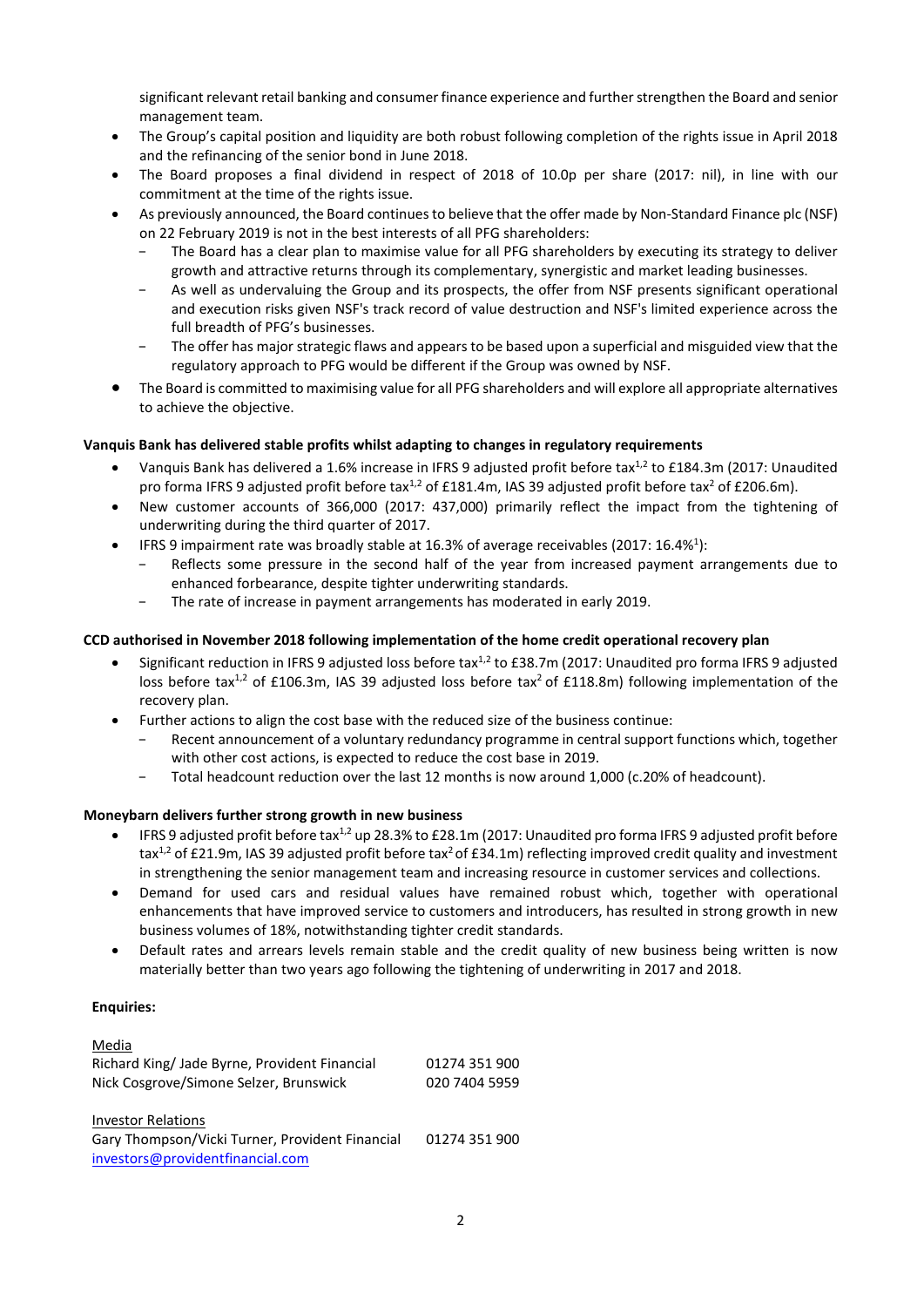significant relevant retail banking and consumer finance experience and further strengthen the Board and senior management team.

- The Group's capital position and liquidity are both robust following completion of the rights issue in April 2018 and the refinancing of the senior bond in June 2018.
- The Board proposes a final dividend in respect of 2018 of 10.0p per share (2017: nil), in line with our commitment at the time of the rights issue.
- As previously announced, the Board continues to believe that the offer made by Non-Standard Finance plc (NSF) on 22 February 2019 is not in the best interests of all PFG shareholders:
  - The Board has a clear plan to maximise value for all PFG shareholders by executing its strategy to deliver growth and attractive returns through its complementary, synergistic and market leading businesses.
  - As well as undervaluing the Group and its prospects, the offer from NSF presents significant operational and execution risks given NSF's track record of value destruction and NSF's limited experience across the full breadth of PFG's businesses.
  - The offer has major strategic flaws and appears to be based upon a superficial and misguided view that the regulatory approach to PFG would be different if the Group was owned by NSF.
- The Board is committed to maximising value for all PFG shareholders and will explore all appropriate alternatives to achieve the objective.

**Vanquis Bank has delivered stable profits whilst adapting to changes in regulatory requirements**

- Vanquis Bank has delivered a 1.6% increase in IFRS 9 adjusted profit before tax[1,2] to £184.3m (2017: Unaudited pro forma IFRS 9 adjusted profit before tax[1,2] of £181.4m, IAS 39 adjusted profit before tax[2] of £206.6m).
- New customer accounts of 366,000 (2017: 437,000) primarily reflect the impact from the tightening of underwriting during the third quarter of 2017.
- IFRS 9 impairment rate was broadly stable at 16.3% of average receivables (2017: 16.4%[1]):
  - Reflects some pressure in the second half of the year from increased payment arrangements due to enhanced forbearance, despite tighter underwriting standards.
  - The rate of increase in payment arrangements has moderated in early 2019.

**CCD authorised in November 2018 following implementation of the home credit operational recovery plan**

- Significant reduction in IFRS 9 adjusted loss before tax[1,2] to £38.7m (2017: Unaudited pro forma IFRS 9 adjusted loss before tax[1,2] of £106.3m, IAS 39 adjusted loss before tax[2] of £118.8m) following implementation of the recovery plan.
- Further actions to align the cost base with the reduced size of the business continue:
  - Recent announcement of a voluntary redundancy programme in central support functions which, together with other cost actions, is expected to reduce the cost base in 2019.
  - Total headcount reduction over the last 12 months is now around 1,000 (c.20% of headcount).

**Moneybarn delivers further strong growth in new business**

- IFRS 9 adjusted profit before tax[1,2] up 28.3% to £28.1m (2017: Unaudited pro forma IFRS 9 adjusted profit before tax[1,2] of £21.9m, IAS 39 adjusted profit before tax[2] of £34.1m) reflecting improved credit quality and investment in strengthening the senior management team and increasing resource in customer services and collections.
- Demand for used cars and residual values have remained robust which, together with operational enhancements that have improved service to customers and introducers, has resulted in strong growth in new business volumes of 18%, notwithstanding tighter credit standards.
- Default rates and arrears levels remain stable and the credit quality of new business being written is now materially better than two years ago following the tightening of underwriting in 2017 and 2018.

**Enquiries:**

Media

| | |
|---|---|
| Richard King/ Jade Byrne, Provident Financial | 01274 351 900 |
| Nick Cosgrove/Simone Selzer, Brunswick | 020 7404 5959 |

Investor Relations

| | |
|---|---|
| Gary Thompson/Vicki Turner, Provident Financial | 01274 351 900 |
| investors@providentfinancial.com | |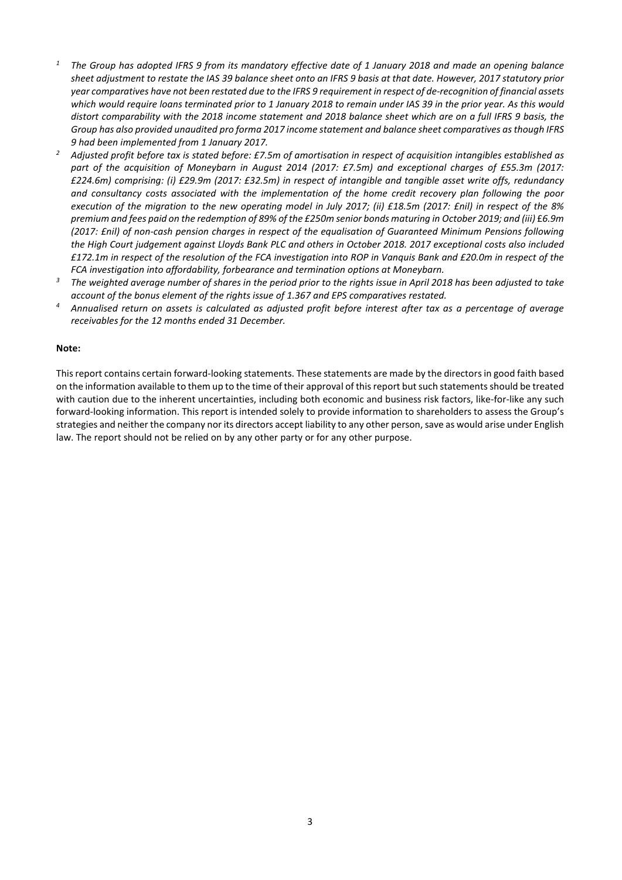[1] *The Group has adopted IFRS 9 from its mandatory effective date of 1 January 2018 and made an opening balance sheet adjustment to restate the IAS 39 balance sheet onto an IFRS 9 basis at that date. However, 2017 statutory prior year comparatives have not been restated due to the IFRS 9 requirement in respect of de-recognition of financial assets which would require loans terminated prior to 1 January 2018 to remain under IAS 39 in the prior year. As this would distort comparability with the 2018 income statement and 2018 balance sheet which are on a full IFRS 9 basis, the Group has also provided unaudited pro forma 2017 income statement and balance sheet comparatives as though IFRS 9 had been implemented from 1 January 2017.*

[2] *Adjusted profit before tax is stated before: £7.5m of amortisation in respect of acquisition intangibles established as part of the acquisition of Moneybarn in August 2014 (2017: £7.5m) and exceptional charges of £55.3m (2017: £224.6m) comprising: (i) £29.9m (2017: £32.5m) in respect of intangible and tangible asset write offs, redundancy and consultancy costs associated with the implementation of the home credit recovery plan following the poor execution of the migration to the new operating model in July 2017; (ii) £18.5m (2017: £nil) in respect of the 8% premium and fees paid on the redemption of 89% of the £250m senior bonds maturing in October 2019; and (iii) £6.9m (2017: £nil) of non-cash pension charges in respect of the equalisation of Guaranteed Minimum Pensions following the High Court judgement against Lloyds Bank PLC and others in October 2018. 2017 exceptional costs also included £172.1m in respect of the resolution of the FCA investigation into ROP in Vanquis Bank and £20.0m in respect of the FCA investigation into affordability, forbearance and termination options at Moneybarn.*

[3] *The weighted average number of shares in the period prior to the rights issue in April 2018 has been adjusted to take account of the bonus element of the rights issue of 1.367 and EPS comparatives restated.*

[4] *Annualised return on assets is calculated as adjusted profit before interest after tax as a percentage of average receivables for the 12 months ended 31 December.*

**Note:**

This report contains certain forward-looking statements. These statements are made by the directors in good faith based on the information available to them up to the time of their approval of this report but such statements should be treated with caution due to the inherent uncertainties, including both economic and business risk factors, like-for-like any such forward-looking information. This report is intended solely to provide information to shareholders to assess the Group's strategies and neither the company nor its directors accept liability to any other person, save as would arise under English law. The report should not be relied on by any other party or for any other purpose.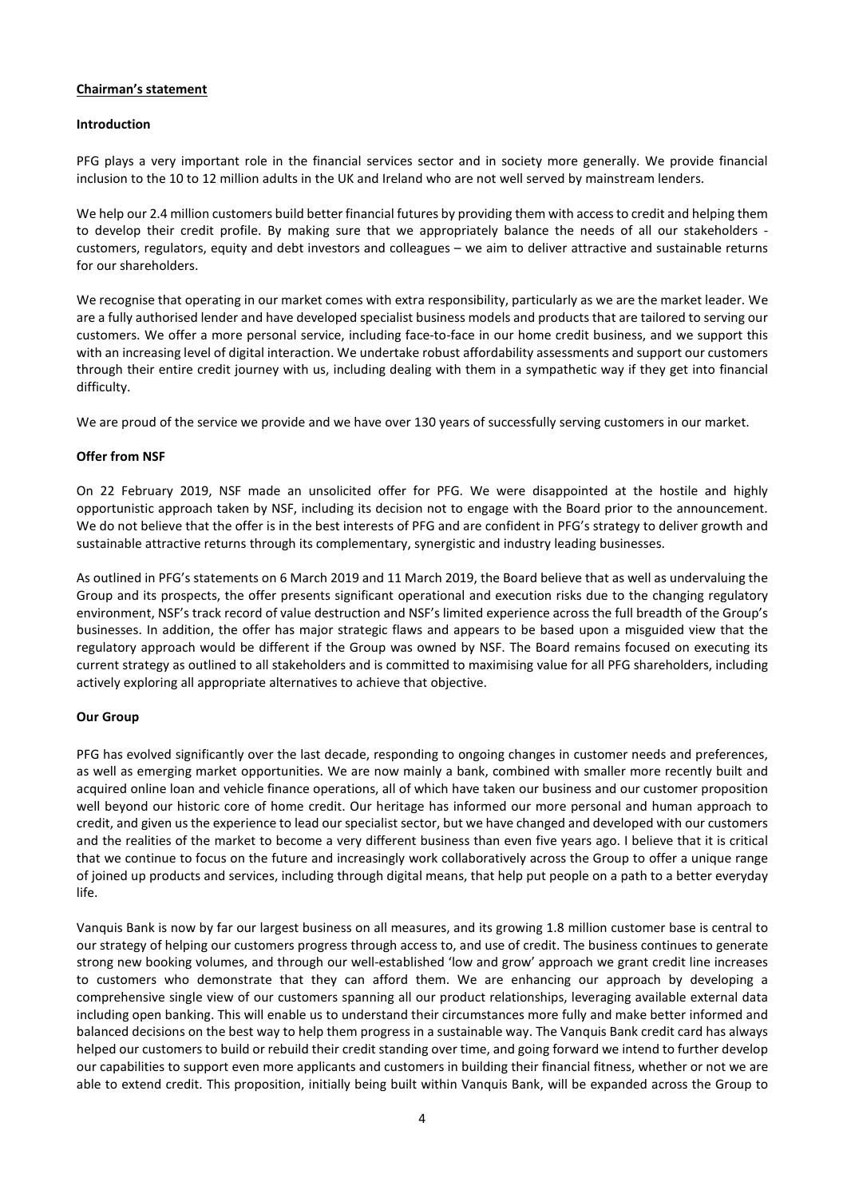## Chairman's statement

### Introduction

PFG plays a very important role in the financial services sector and in society more generally. We provide financial inclusion to the 10 to 12 million adults in the UK and Ireland who are not well served by mainstream lenders.

We help our 2.4 million customers build better financial futures by providing them with access to credit and helping them to develop their credit profile. By making sure that we appropriately balance the needs of all our stakeholders - customers, regulators, equity and debt investors and colleagues – we aim to deliver attractive and sustainable returns for our shareholders.

We recognise that operating in our market comes with extra responsibility, particularly as we are the market leader. We are a fully authorised lender and have developed specialist business models and products that are tailored to serving our customers. We offer a more personal service, including face-to-face in our home credit business, and we support this with an increasing level of digital interaction. We undertake robust affordability assessments and support our customers through their entire credit journey with us, including dealing with them in a sympathetic way if they get into financial difficulty.

We are proud of the service we provide and we have over 130 years of successfully serving customers in our market.

### Offer from NSF

On 22 February 2019, NSF made an unsolicited offer for PFG. We were disappointed at the hostile and highly opportunistic approach taken by NSF, including its decision not to engage with the Board prior to the announcement. We do not believe that the offer is in the best interests of PFG and are confident in PFG's strategy to deliver growth and sustainable attractive returns through its complementary, synergistic and industry leading businesses.

As outlined in PFG's statements on 6 March 2019 and 11 March 2019, the Board believe that as well as undervaluing the Group and its prospects, the offer presents significant operational and execution risks due to the changing regulatory environment, NSF's track record of value destruction and NSF's limited experience across the full breadth of the Group's businesses. In addition, the offer has major strategic flaws and appears to be based upon a misguided view that the regulatory approach would be different if the Group was owned by NSF. The Board remains focused on executing its current strategy as outlined to all stakeholders and is committed to maximising value for all PFG shareholders, including actively exploring all appropriate alternatives to achieve that objective.

### Our Group

PFG has evolved significantly over the last decade, responding to ongoing changes in customer needs and preferences, as well as emerging market opportunities. We are now mainly a bank, combined with smaller more recently built and acquired online loan and vehicle finance operations, all of which have taken our business and our customer proposition well beyond our historic core of home credit. Our heritage has informed our more personal and human approach to credit, and given us the experience to lead our specialist sector, but we have changed and developed with our customers and the realities of the market to become a very different business than even five years ago. I believe that it is critical that we continue to focus on the future and increasingly work collaboratively across the Group to offer a unique range of joined up products and services, including through digital means, that help put people on a path to a better everyday life.

Vanquis Bank is now by far our largest business on all measures, and its growing 1.8 million customer base is central to our strategy of helping our customers progress through access to, and use of credit. The business continues to generate strong new booking volumes, and through our well-established 'low and grow' approach we grant credit line increases to customers who demonstrate that they can afford them. We are enhancing our approach by developing a comprehensive single view of our customers spanning all our product relationships, leveraging available external data including open banking. This will enable us to understand their circumstances more fully and make better informed and balanced decisions on the best way to help them progress in a sustainable way. The Vanquis Bank credit card has always helped our customers to build or rebuild their credit standing over time, and going forward we intend to further develop our capabilities to support even more applicants and customers in building their financial fitness, whether or not we are able to extend credit. This proposition, initially being built within Vanquis Bank, will be expanded across the Group to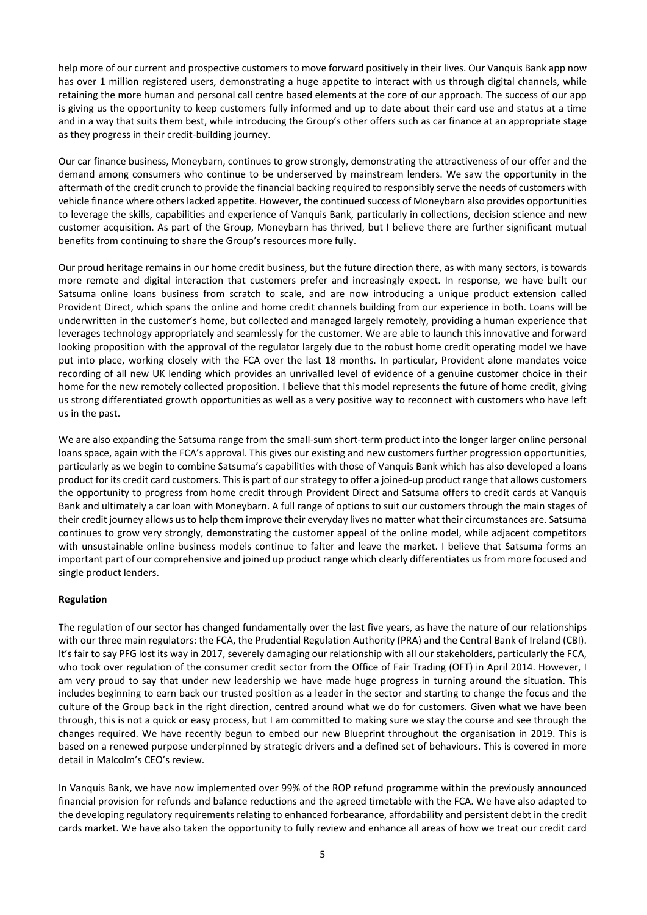help more of our current and prospective customers to move forward positively in their lives. Our Vanquis Bank app now has over 1 million registered users, demonstrating a huge appetite to interact with us through digital channels, while retaining the more human and personal call centre based elements at the core of our approach. The success of our app is giving us the opportunity to keep customers fully informed and up to date about their card use and status at a time and in a way that suits them best, while introducing the Group's other offers such as car finance at an appropriate stage as they progress in their credit-building journey.

Our car finance business, Moneybarn, continues to grow strongly, demonstrating the attractiveness of our offer and the demand among consumers who continue to be underserved by mainstream lenders. We saw the opportunity in the aftermath of the credit crunch to provide the financial backing required to responsibly serve the needs of customers with vehicle finance where others lacked appetite. However, the continued success of Moneybarn also provides opportunities to leverage the skills, capabilities and experience of Vanquis Bank, particularly in collections, decision science and new customer acquisition. As part of the Group, Moneybarn has thrived, but I believe there are further significant mutual benefits from continuing to share the Group's resources more fully.

Our proud heritage remains in our home credit business, but the future direction there, as with many sectors, is towards more remote and digital interaction that customers prefer and increasingly expect. In response, we have built our Satsuma online loans business from scratch to scale, and are now introducing a unique product extension called Provident Direct, which spans the online and home credit channels building from our experience in both. Loans will be underwritten in the customer's home, but collected and managed largely remotely, providing a human experience that leverages technology appropriately and seamlessly for the customer. We are able to launch this innovative and forward looking proposition with the approval of the regulator largely due to the robust home credit operating model we have put into place, working closely with the FCA over the last 18 months. In particular, Provident alone mandates voice recording of all new UK lending which provides an unrivalled level of evidence of a genuine customer choice in their home for the new remotely collected proposition. I believe that this model represents the future of home credit, giving us strong differentiated growth opportunities as well as a very positive way to reconnect with customers who have left us in the past.

We are also expanding the Satsuma range from the small-sum short-term product into the longer larger online personal loans space, again with the FCA's approval. This gives our existing and new customers further progression opportunities, particularly as we begin to combine Satsuma's capabilities with those of Vanquis Bank which has also developed a loans product for its credit card customers. This is part of our strategy to offer a joined-up product range that allows customers the opportunity to progress from home credit through Provident Direct and Satsuma offers to credit cards at Vanquis Bank and ultimately a car loan with Moneybarn. A full range of options to suit our customers through the main stages of their credit journey allows us to help them improve their everyday lives no matter what their circumstances are. Satsuma continues to grow very strongly, demonstrating the customer appeal of the online model, while adjacent competitors with unsustainable online business models continue to falter and leave the market. I believe that Satsuma forms an important part of our comprehensive and joined up product range which clearly differentiates us from more focused and single product lenders.

**Regulation**

The regulation of our sector has changed fundamentally over the last five years, as have the nature of our relationships with our three main regulators: the FCA, the Prudential Regulation Authority (PRA) and the Central Bank of Ireland (CBI). It's fair to say PFG lost its way in 2017, severely damaging our relationship with all our stakeholders, particularly the FCA, who took over regulation of the consumer credit sector from the Office of Fair Trading (OFT) in April 2014. However, I am very proud to say that under new leadership we have made huge progress in turning around the situation. This includes beginning to earn back our trusted position as a leader in the sector and starting to change the focus and the culture of the Group back in the right direction, centred around what we do for customers. Given what we have been through, this is not a quick or easy process, but I am committed to making sure we stay the course and see through the changes required. We have recently begun to embed our new Blueprint throughout the organisation in 2019. This is based on a renewed purpose underpinned by strategic drivers and a defined set of behaviours. This is covered in more detail in Malcolm's CEO's review.

In Vanquis Bank, we have now implemented over 99% of the ROP refund programme within the previously announced financial provision for refunds and balance reductions and the agreed timetable with the FCA. We have also adapted to the developing regulatory requirements relating to enhanced forbearance, affordability and persistent debt in the credit cards market. We have also taken the opportunity to fully review and enhance all areas of how we treat our credit card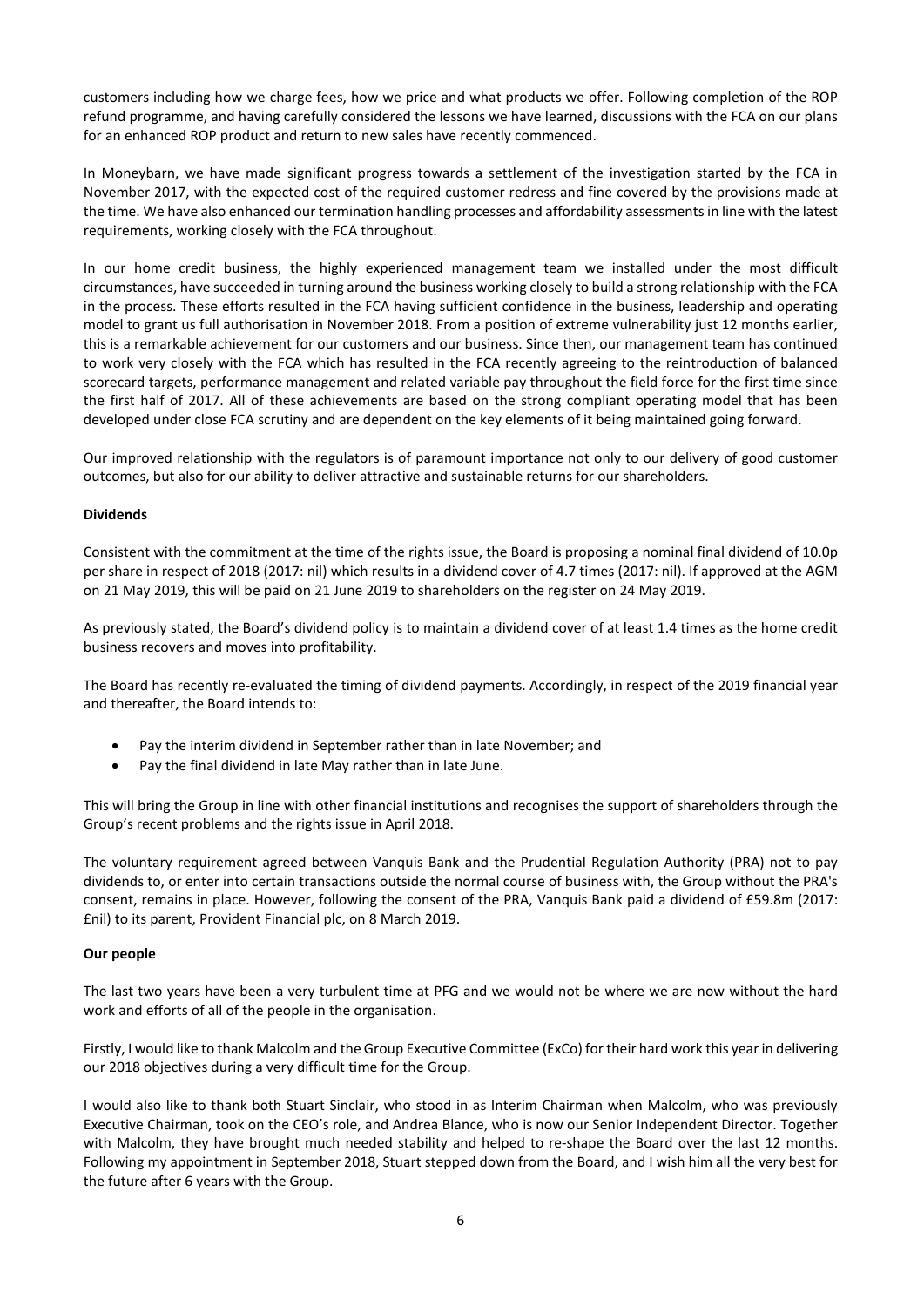customers including how we charge fees, how we price and what products we offer. Following completion of the ROP refund programme, and having carefully considered the lessons we have learned, discussions with the FCA on our plans for an enhanced ROP product and return to new sales have recently commenced.

In Moneybarn, we have made significant progress towards a settlement of the investigation started by the FCA in November 2017, with the expected cost of the required customer redress and fine covered by the provisions made at the time. We have also enhanced our termination handling processes and affordability assessments in line with the latest requirements, working closely with the FCA throughout.

In our home credit business, the highly experienced management team we installed under the most difficult circumstances, have succeeded in turning around the business working closely to build a strong relationship with the FCA in the process. These efforts resulted in the FCA having sufficient confidence in the business, leadership and operating model to grant us full authorisation in November 2018. From a position of extreme vulnerability just 12 months earlier, this is a remarkable achievement for our customers and our business. Since then, our management team has continued to work very closely with the FCA which has resulted in the FCA recently agreeing to the reintroduction of balanced scorecard targets, performance management and related variable pay throughout the field force for the first time since the first half of 2017. All of these achievements are based on the strong compliant operating model that has been developed under close FCA scrutiny and are dependent on the key elements of it being maintained going forward.

Our improved relationship with the regulators is of paramount importance not only to our delivery of good customer outcomes, but also for our ability to deliver attractive and sustainable returns for our shareholders.

**Dividends**

Consistent with the commitment at the time of the rights issue, the Board is proposing a nominal final dividend of 10.0p per share in respect of 2018 (2017: nil) which results in a dividend cover of 4.7 times (2017: nil). If approved at the AGM on 21 May 2019, this will be paid on 21 June 2019 to shareholders on the register on 24 May 2019.

As previously stated, the Board's dividend policy is to maintain a dividend cover of at least 1.4 times as the home credit business recovers and moves into profitability.

The Board has recently re-evaluated the timing of dividend payments. Accordingly, in respect of the 2019 financial year and thereafter, the Board intends to:

- Pay the interim dividend in September rather than in late November; and
- Pay the final dividend in late May rather than in late June.

This will bring the Group in line with other financial institutions and recognises the support of shareholders through the Group's recent problems and the rights issue in April 2018.

The voluntary requirement agreed between Vanquis Bank and the Prudential Regulation Authority (PRA) not to pay dividends to, or enter into certain transactions outside the normal course of business with, the Group without the PRA's consent, remains in place. However, following the consent of the PRA, Vanquis Bank paid a dividend of £59.8m (2017: £nil) to its parent, Provident Financial plc, on 8 March 2019.

**Our people**

The last two years have been a very turbulent time at PFG and we would not be where we are now without the hard work and efforts of all of the people in the organisation.

Firstly, I would like to thank Malcolm and the Group Executive Committee (ExCo) for their hard work this year in delivering our 2018 objectives during a very difficult time for the Group.

I would also like to thank both Stuart Sinclair, who stood in as Interim Chairman when Malcolm, who was previously Executive Chairman, took on the CEO's role, and Andrea Blance, who is now our Senior Independent Director. Together with Malcolm, they have brought much needed stability and helped to re-shape the Board over the last 12 months. Following my appointment in September 2018, Stuart stepped down from the Board, and I wish him all the very best for the future after 6 years with the Group.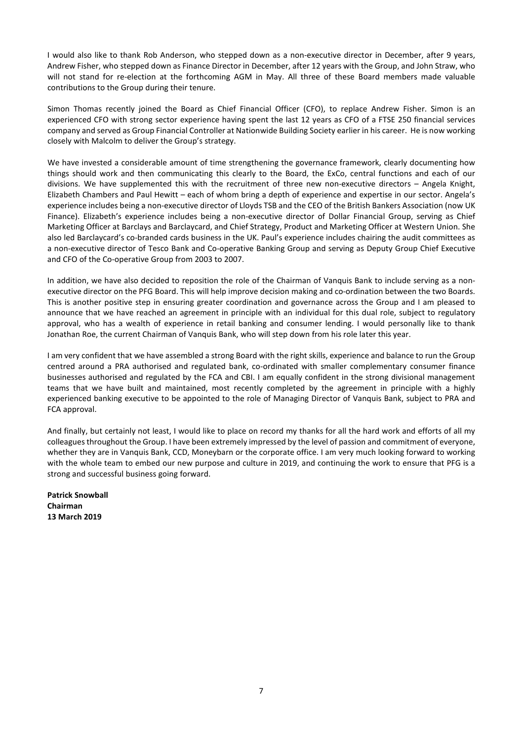I would also like to thank Rob Anderson, who stepped down as a non-executive director in December, after 9 years, Andrew Fisher, who stepped down as Finance Director in December, after 12 years with the Group, and John Straw, who will not stand for re-election at the forthcoming AGM in May. All three of these Board members made valuable contributions to the Group during their tenure.

Simon Thomas recently joined the Board as Chief Financial Officer (CFO), to replace Andrew Fisher. Simon is an experienced CFO with strong sector experience having spent the last 12 years as CFO of a FTSE 250 financial services company and served as Group Financial Controller at Nationwide Building Society earlier in his career. He is now working closely with Malcolm to deliver the Group's strategy.

We have invested a considerable amount of time strengthening the governance framework, clearly documenting how things should work and then communicating this clearly to the Board, the ExCo, central functions and each of our divisions. We have supplemented this with the recruitment of three new non-executive directors – Angela Knight, Elizabeth Chambers and Paul Hewitt – each of whom bring a depth of experience and expertise in our sector. Angela's experience includes being a non-executive director of Lloyds TSB and the CEO of the British Bankers Association (now UK Finance). Elizabeth's experience includes being a non-executive director of Dollar Financial Group, serving as Chief Marketing Officer at Barclays and Barclaycard, and Chief Strategy, Product and Marketing Officer at Western Union. She also led Barclaycard's co-branded cards business in the UK. Paul's experience includes chairing the audit committees as a non-executive director of Tesco Bank and Co-operative Banking Group and serving as Deputy Group Chief Executive and CFO of the Co-operative Group from 2003 to 2007.

In addition, we have also decided to reposition the role of the Chairman of Vanquis Bank to include serving as a non-executive director on the PFG Board. This will help improve decision making and co-ordination between the two Boards. This is another positive step in ensuring greater coordination and governance across the Group and I am pleased to announce that we have reached an agreement in principle with an individual for this dual role, subject to regulatory approval, who has a wealth of experience in retail banking and consumer lending. I would personally like to thank Jonathan Roe, the current Chairman of Vanquis Bank, who will step down from his role later this year.

I am very confident that we have assembled a strong Board with the right skills, experience and balance to run the Group centred around a PRA authorised and regulated bank, co-ordinated with smaller complementary consumer finance businesses authorised and regulated by the FCA and CBI. I am equally confident in the strong divisional management teams that we have built and maintained, most recently completed by the agreement in principle with a highly experienced banking executive to be appointed to the role of Managing Director of Vanquis Bank, subject to PRA and FCA approval.

And finally, but certainly not least, I would like to place on record my thanks for all the hard work and efforts of all my colleagues throughout the Group. I have been extremely impressed by the level of passion and commitment of everyone, whether they are in Vanquis Bank, CCD, Moneybarn or the corporate office. I am very much looking forward to working with the whole team to embed our new purpose and culture in 2019, and continuing the work to ensure that PFG is a strong and successful business going forward.

**Patrick Snowball**
**Chairman**
**13 March 2019**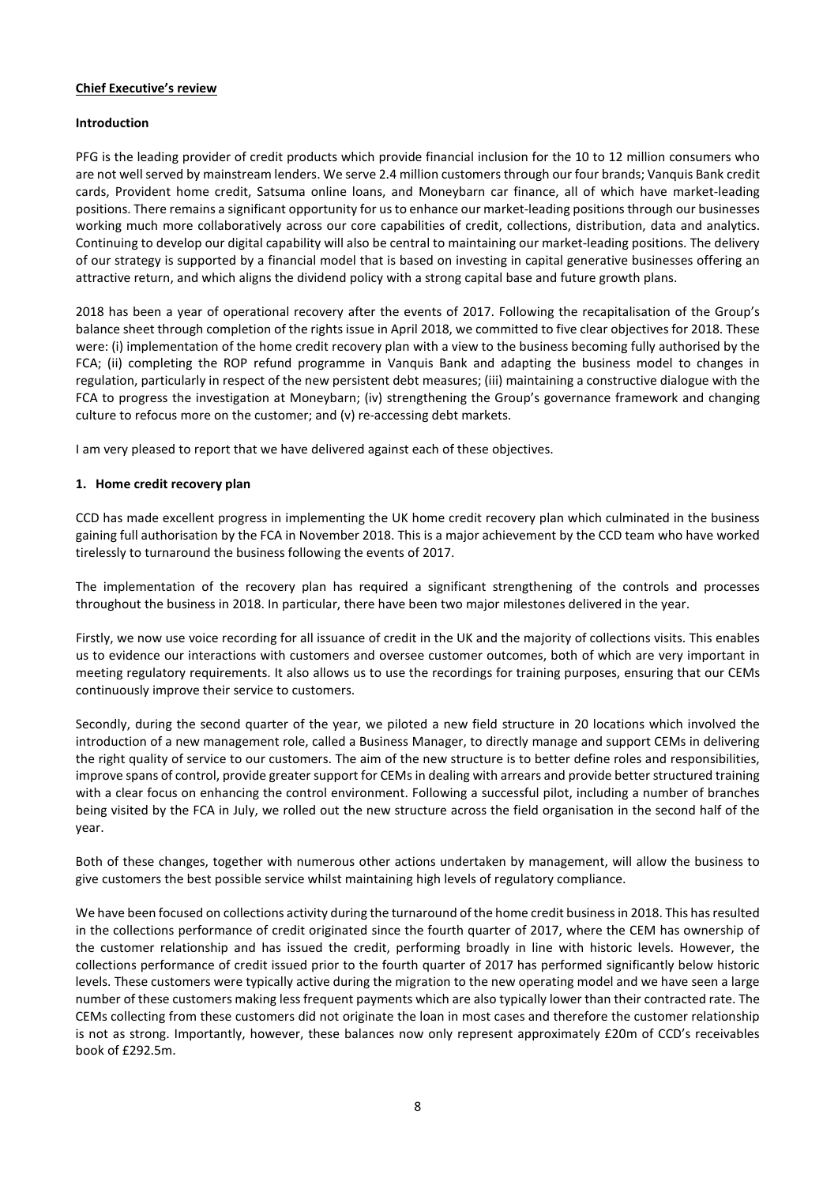## **Chief Executive's review**

### **Introduction**

PFG is the leading provider of credit products which provide financial inclusion for the 10 to 12 million consumers who are not well served by mainstream lenders. We serve 2.4 million customers through our four brands; Vanquis Bank credit cards, Provident home credit, Satsuma online loans, and Moneybarn car finance, all of which have market-leading positions. There remains a significant opportunity for us to enhance our market-leading positions through our businesses working much more collaboratively across our core capabilities of credit, collections, distribution, data and analytics. Continuing to develop our digital capability will also be central to maintaining our market-leading positions. The delivery of our strategy is supported by a financial model that is based on investing in capital generative businesses offering an attractive return, and which aligns the dividend policy with a strong capital base and future growth plans.

2018 has been a year of operational recovery after the events of 2017. Following the recapitalisation of the Group's balance sheet through completion of the rights issue in April 2018, we committed to five clear objectives for 2018. These were: (i) implementation of the home credit recovery plan with a view to the business becoming fully authorised by the FCA; (ii) completing the ROP refund programme in Vanquis Bank and adapting the business model to changes in regulation, particularly in respect of the new persistent debt measures; (iii) maintaining a constructive dialogue with the FCA to progress the investigation at Moneybarn; (iv) strengthening the Group's governance framework and changing culture to refocus more on the customer; and (v) re-accessing debt markets.

I am very pleased to report that we have delivered against each of these objectives.

### **1. Home credit recovery plan**

CCD has made excellent progress in implementing the UK home credit recovery plan which culminated in the business gaining full authorisation by the FCA in November 2018. This is a major achievement by the CCD team who have worked tirelessly to turnaround the business following the events of 2017.

The implementation of the recovery plan has required a significant strengthening of the controls and processes throughout the business in 2018. In particular, there have been two major milestones delivered in the year.

Firstly, we now use voice recording for all issuance of credit in the UK and the majority of collections visits. This enables us to evidence our interactions with customers and oversee customer outcomes, both of which are very important in meeting regulatory requirements. It also allows us to use the recordings for training purposes, ensuring that our CEMs continuously improve their service to customers.

Secondly, during the second quarter of the year, we piloted a new field structure in 20 locations which involved the introduction of a new management role, called a Business Manager, to directly manage and support CEMs in delivering the right quality of service to our customers. The aim of the new structure is to better define roles and responsibilities, improve spans of control, provide greater support for CEMs in dealing with arrears and provide better structured training with a clear focus on enhancing the control environment. Following a successful pilot, including a number of branches being visited by the FCA in July, we rolled out the new structure across the field organisation in the second half of the year.

Both of these changes, together with numerous other actions undertaken by management, will allow the business to give customers the best possible service whilst maintaining high levels of regulatory compliance.

We have been focused on collections activity during the turnaround of the home credit business in 2018. This has resulted in the collections performance of credit originated since the fourth quarter of 2017, where the CEM has ownership of the customer relationship and has issued the credit, performing broadly in line with historic levels. However, the collections performance of credit issued prior to the fourth quarter of 2017 has performed significantly below historic levels. These customers were typically active during the migration to the new operating model and we have seen a large number of these customers making less frequent payments which are also typically lower than their contracted rate. The CEMs collecting from these customers did not originate the loan in most cases and therefore the customer relationship is not as strong. Importantly, however, these balances now only represent approximately £20m of CCD's receivables book of £292.5m.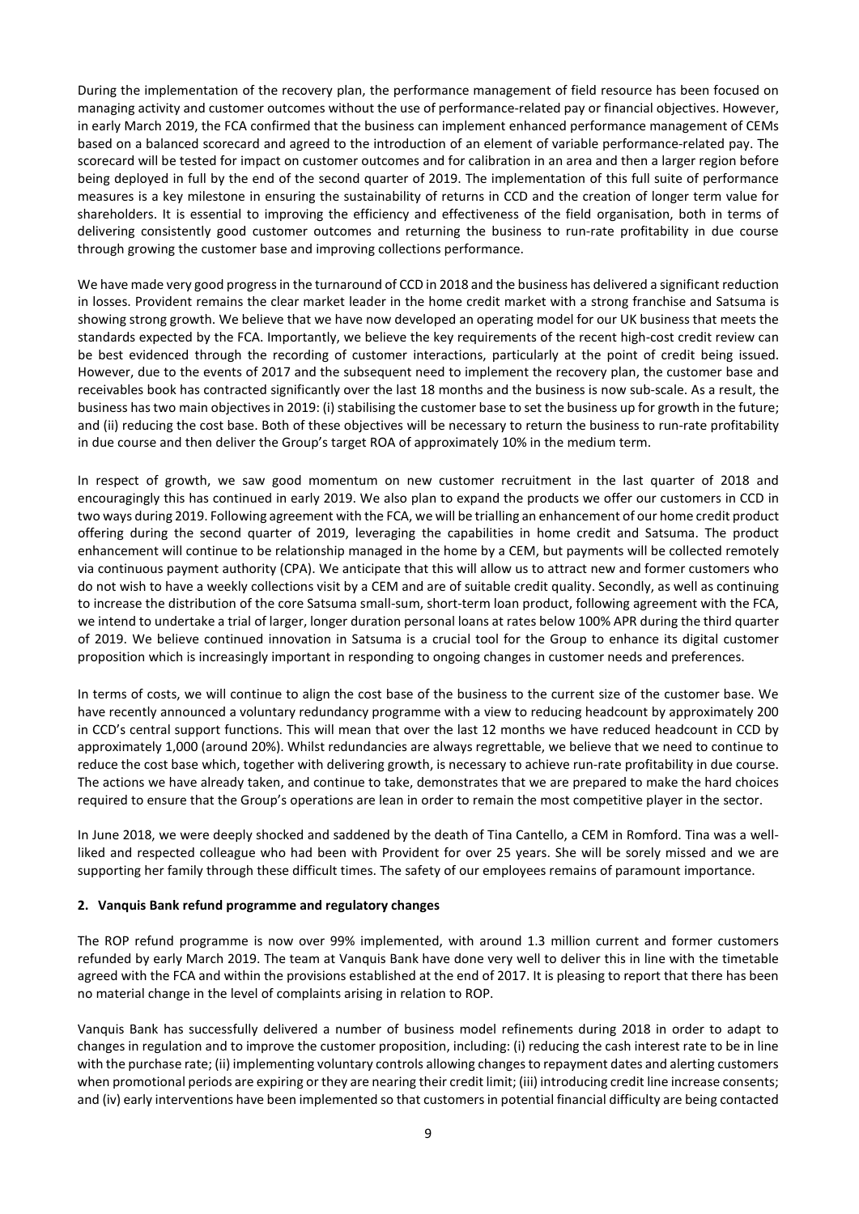During the implementation of the recovery plan, the performance management of field resource has been focused on managing activity and customer outcomes without the use of performance-related pay or financial objectives. However, in early March 2019, the FCA confirmed that the business can implement enhanced performance management of CEMs based on a balanced scorecard and agreed to the introduction of an element of variable performance-related pay. The scorecard will be tested for impact on customer outcomes and for calibration in an area and then a larger region before being deployed in full by the end of the second quarter of 2019. The implementation of this full suite of performance measures is a key milestone in ensuring the sustainability of returns in CCD and the creation of longer term value for shareholders. It is essential to improving the efficiency and effectiveness of the field organisation, both in terms of delivering consistently good customer outcomes and returning the business to run-rate profitability in due course through growing the customer base and improving collections performance.

We have made very good progress in the turnaround of CCD in 2018 and the business has delivered a significant reduction in losses. Provident remains the clear market leader in the home credit market with a strong franchise and Satsuma is showing strong growth. We believe that we have now developed an operating model for our UK business that meets the standards expected by the FCA. Importantly, we believe the key requirements of the recent high-cost credit review can be best evidenced through the recording of customer interactions, particularly at the point of credit being issued. However, due to the events of 2017 and the subsequent need to implement the recovery plan, the customer base and receivables book has contracted significantly over the last 18 months and the business is now sub-scale. As a result, the business has two main objectives in 2019: (i) stabilising the customer base to set the business up for growth in the future; and (ii) reducing the cost base. Both of these objectives will be necessary to return the business to run-rate profitability in due course and then deliver the Group's target ROA of approximately 10% in the medium term.

In respect of growth, we saw good momentum on new customer recruitment in the last quarter of 2018 and encouragingly this has continued in early 2019. We also plan to expand the products we offer our customers in CCD in two ways during 2019. Following agreement with the FCA, we will be trialling an enhancement of our home credit product offering during the second quarter of 2019, leveraging the capabilities in home credit and Satsuma. The product enhancement will continue to be relationship managed in the home by a CEM, but payments will be collected remotely via continuous payment authority (CPA). We anticipate that this will allow us to attract new and former customers who do not wish to have a weekly collections visit by a CEM and are of suitable credit quality. Secondly, as well as continuing to increase the distribution of the core Satsuma small-sum, short-term loan product, following agreement with the FCA, we intend to undertake a trial of larger, longer duration personal loans at rates below 100% APR during the third quarter of 2019. We believe continued innovation in Satsuma is a crucial tool for the Group to enhance its digital customer proposition which is increasingly important in responding to ongoing changes in customer needs and preferences.

In terms of costs, we will continue to align the cost base of the business to the current size of the customer base. We have recently announced a voluntary redundancy programme with a view to reducing headcount by approximately 200 in CCD's central support functions. This will mean that over the last 12 months we have reduced headcount in CCD by approximately 1,000 (around 20%). Whilst redundancies are always regrettable, we believe that we need to continue to reduce the cost base which, together with delivering growth, is necessary to achieve run-rate profitability in due course. The actions we have already taken, and continue to take, demonstrates that we are prepared to make the hard choices required to ensure that the Group's operations are lean in order to remain the most competitive player in the sector.

In June 2018, we were deeply shocked and saddened by the death of Tina Cantello, a CEM in Romford. Tina was a well-liked and respected colleague who had been with Provident for over 25 years. She will be sorely missed and we are supporting her family through these difficult times. The safety of our employees remains of paramount importance.

## 2. Vanquis Bank refund programme and regulatory changes

The ROP refund programme is now over 99% implemented, with around 1.3 million current and former customers refunded by early March 2019. The team at Vanquis Bank have done very well to deliver this in line with the timetable agreed with the FCA and within the provisions established at the end of 2017. It is pleasing to report that there has been no material change in the level of complaints arising in relation to ROP.

Vanquis Bank has successfully delivered a number of business model refinements during 2018 in order to adapt to changes in regulation and to improve the customer proposition, including: (i) reducing the cash interest rate to be in line with the purchase rate; (ii) implementing voluntary controls allowing changes to repayment dates and alerting customers when promotional periods are expiring or they are nearing their credit limit; (iii) introducing credit line increase consents; and (iv) early interventions have been implemented so that customers in potential financial difficulty are being contacted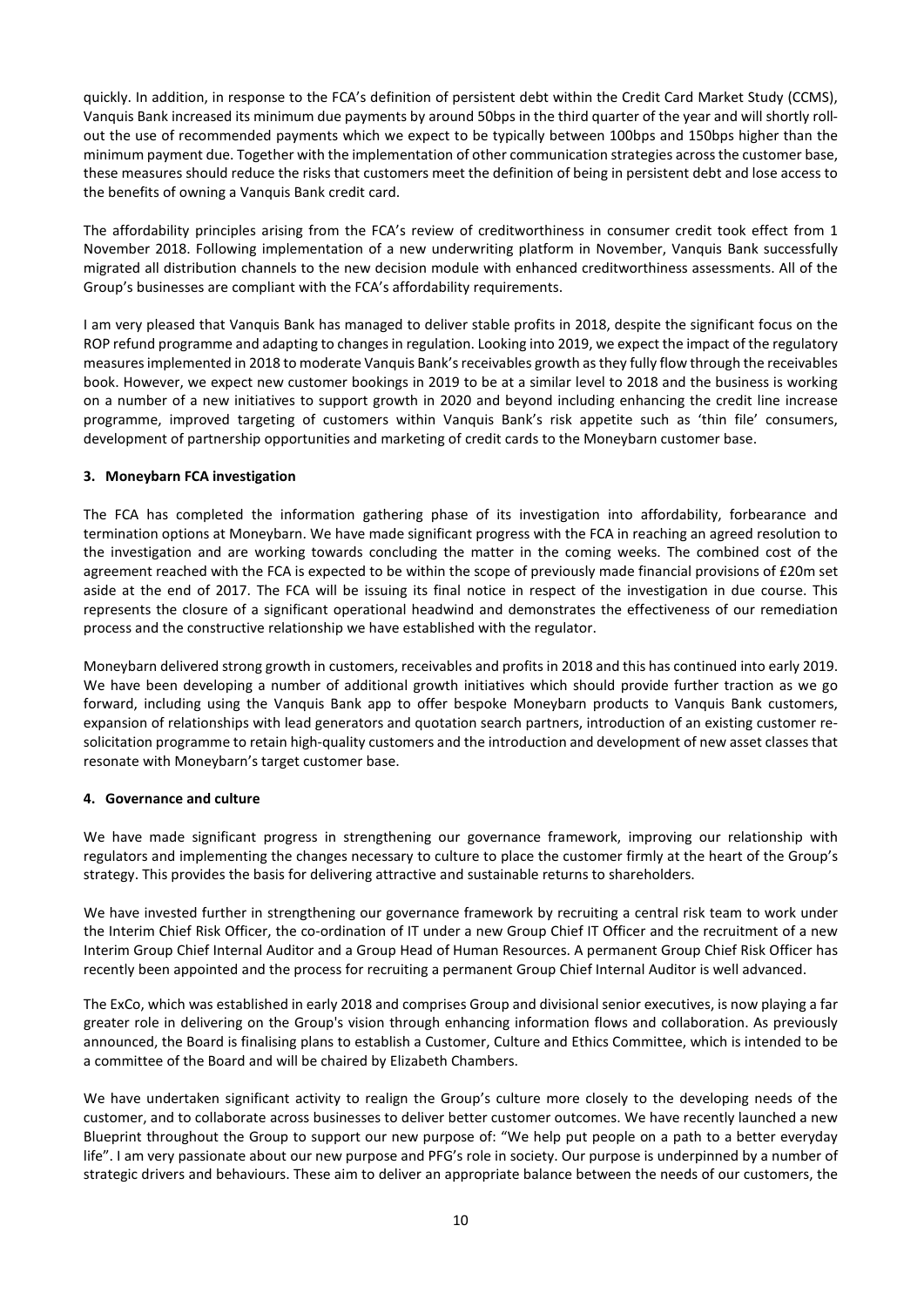quickly. In addition, in response to the FCA's definition of persistent debt within the Credit Card Market Study (CCMS), Vanquis Bank increased its minimum due payments by around 50bps in the third quarter of the year and will shortly roll-out the use of recommended payments which we expect to be typically between 100bps and 150bps higher than the minimum payment due. Together with the implementation of other communication strategies across the customer base, these measures should reduce the risks that customers meet the definition of being in persistent debt and lose access to the benefits of owning a Vanquis Bank credit card.

The affordability principles arising from the FCA's review of creditworthiness in consumer credit took effect from 1 November 2018. Following implementation of a new underwriting platform in November, Vanquis Bank successfully migrated all distribution channels to the new decision module with enhanced creditworthiness assessments. All of the Group's businesses are compliant with the FCA's affordability requirements.

I am very pleased that Vanquis Bank has managed to deliver stable profits in 2018, despite the significant focus on the ROP refund programme and adapting to changes in regulation. Looking into 2019, we expect the impact of the regulatory measures implemented in 2018 to moderate Vanquis Bank's receivables growth as they fully flow through the receivables book. However, we expect new customer bookings in 2019 to be at a similar level to 2018 and the business is working on a number of a new initiatives to support growth in 2020 and beyond including enhancing the credit line increase programme, improved targeting of customers within Vanquis Bank's risk appetite such as 'thin file' consumers, development of partnership opportunities and marketing of credit cards to the Moneybarn customer base.

### 3. Moneybarn FCA investigation

The FCA has completed the information gathering phase of its investigation into affordability, forbearance and termination options at Moneybarn. We have made significant progress with the FCA in reaching an agreed resolution to the investigation and are working towards concluding the matter in the coming weeks. The combined cost of the agreement reached with the FCA is expected to be within the scope of previously made financial provisions of £20m set aside at the end of 2017. The FCA will be issuing its final notice in respect of the investigation in due course. This represents the closure of a significant operational headwind and demonstrates the effectiveness of our remediation process and the constructive relationship we have established with the regulator.

Moneybarn delivered strong growth in customers, receivables and profits in 2018 and this has continued into early 2019. We have been developing a number of additional growth initiatives which should provide further traction as we go forward, including using the Vanquis Bank app to offer bespoke Moneybarn products to Vanquis Bank customers, expansion of relationships with lead generators and quotation search partners, introduction of an existing customer re-solicitation programme to retain high-quality customers and the introduction and development of new asset classes that resonate with Moneybarn's target customer base.

### 4. Governance and culture

We have made significant progress in strengthening our governance framework, improving our relationship with regulators and implementing the changes necessary to culture to place the customer firmly at the heart of the Group's strategy. This provides the basis for delivering attractive and sustainable returns to shareholders.

We have invested further in strengthening our governance framework by recruiting a central risk team to work under the Interim Chief Risk Officer, the co-ordination of IT under a new Group Chief IT Officer and the recruitment of a new Interim Group Chief Internal Auditor and a Group Head of Human Resources. A permanent Group Chief Risk Officer has recently been appointed and the process for recruiting a permanent Group Chief Internal Auditor is well advanced.

The ExCo, which was established in early 2018 and comprises Group and divisional senior executives, is now playing a far greater role in delivering on the Group's vision through enhancing information flows and collaboration. As previously announced, the Board is finalising plans to establish a Customer, Culture and Ethics Committee, which is intended to be a committee of the Board and will be chaired by Elizabeth Chambers.

We have undertaken significant activity to realign the Group's culture more closely to the developing needs of the customer, and to collaborate across businesses to deliver better customer outcomes. We have recently launched a new Blueprint throughout the Group to support our new purpose of: "We help put people on a path to a better everyday life". I am very passionate about our new purpose and PFG's role in society. Our purpose is underpinned by a number of strategic drivers and behaviours. These aim to deliver an appropriate balance between the needs of our customers, the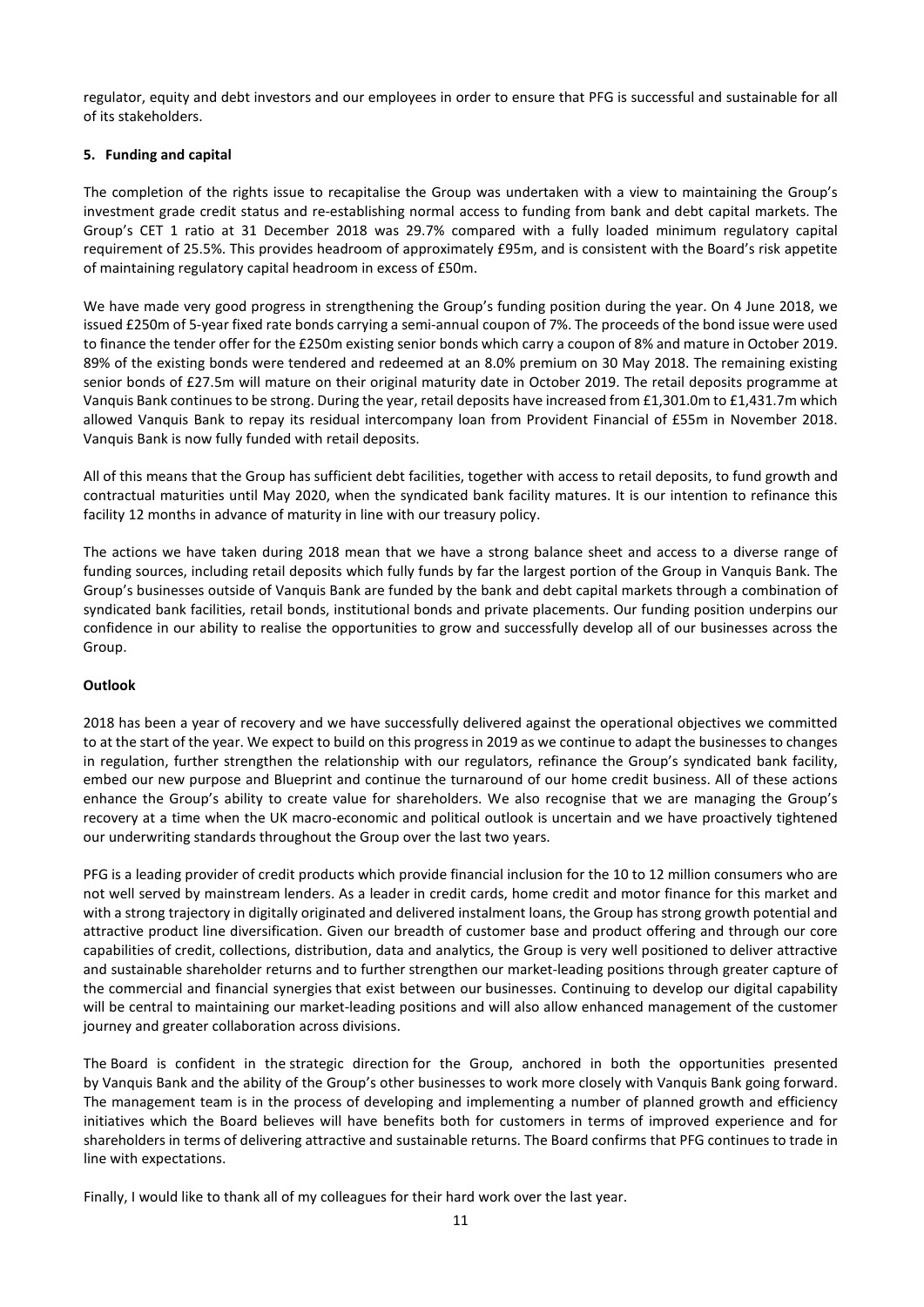regulator, equity and debt investors and our employees in order to ensure that PFG is successful and sustainable for all of its stakeholders.

**5. Funding and capital**

The completion of the rights issue to recapitalise the Group was undertaken with a view to maintaining the Group's investment grade credit status and re-establishing normal access to funding from bank and debt capital markets. The Group's CET 1 ratio at 31 December 2018 was 29.7% compared with a fully loaded minimum regulatory capital requirement of 25.5%. This provides headroom of approximately £95m, and is consistent with the Board's risk appetite of maintaining regulatory capital headroom in excess of £50m.

We have made very good progress in strengthening the Group's funding position during the year. On 4 June 2018, we issued £250m of 5-year fixed rate bonds carrying a semi-annual coupon of 7%. The proceeds of the bond issue were used to finance the tender offer for the £250m existing senior bonds which carry a coupon of 8% and mature in October 2019. 89% of the existing bonds were tendered and redeemed at an 8.0% premium on 30 May 2018. The remaining existing senior bonds of £27.5m will mature on their original maturity date in October 2019. The retail deposits programme at Vanquis Bank continues to be strong. During the year, retail deposits have increased from £1,301.0m to £1,431.7m which allowed Vanquis Bank to repay its residual intercompany loan from Provident Financial of £55m in November 2018. Vanquis Bank is now fully funded with retail deposits.

All of this means that the Group has sufficient debt facilities, together with access to retail deposits, to fund growth and contractual maturities until May 2020, when the syndicated bank facility matures. It is our intention to refinance this facility 12 months in advance of maturity in line with our treasury policy.

The actions we have taken during 2018 mean that we have a strong balance sheet and access to a diverse range of funding sources, including retail deposits which fully funds by far the largest portion of the Group in Vanquis Bank. The Group's businesses outside of Vanquis Bank are funded by the bank and debt capital markets through a combination of syndicated bank facilities, retail bonds, institutional bonds and private placements. Our funding position underpins our confidence in our ability to realise the opportunities to grow and successfully develop all of our businesses across the Group.

**Outlook**

2018 has been a year of recovery and we have successfully delivered against the operational objectives we committed to at the start of the year. We expect to build on this progress in 2019 as we continue to adapt the businesses to changes in regulation, further strengthen the relationship with our regulators, refinance the Group's syndicated bank facility, embed our new purpose and Blueprint and continue the turnaround of our home credit business. All of these actions enhance the Group's ability to create value for shareholders. We also recognise that we are managing the Group's recovery at a time when the UK macro-economic and political outlook is uncertain and we have proactively tightened our underwriting standards throughout the Group over the last two years.

PFG is a leading provider of credit products which provide financial inclusion for the 10 to 12 million consumers who are not well served by mainstream lenders. As a leader in credit cards, home credit and motor finance for this market and with a strong trajectory in digitally originated and delivered instalment loans, the Group has strong growth potential and attractive product line diversification. Given our breadth of customer base and product offering and through our core capabilities of credit, collections, distribution, data and analytics, the Group is very well positioned to deliver attractive and sustainable shareholder returns and to further strengthen our market-leading positions through greater capture of the commercial and financial synergies that exist between our businesses. Continuing to develop our digital capability will be central to maintaining our market-leading positions and will also allow enhanced management of the customer journey and greater collaboration across divisions.

The Board is confident in the strategic direction for the Group, anchored in both the opportunities presented by Vanquis Bank and the ability of the Group's other businesses to work more closely with Vanquis Bank going forward. The management team is in the process of developing and implementing a number of planned growth and efficiency initiatives which the Board believes will have benefits both for customers in terms of improved experience and for shareholders in terms of delivering attractive and sustainable returns. The Board confirms that PFG continues to trade in line with expectations.

Finally, I would like to thank all of my colleagues for their hard work over the last year.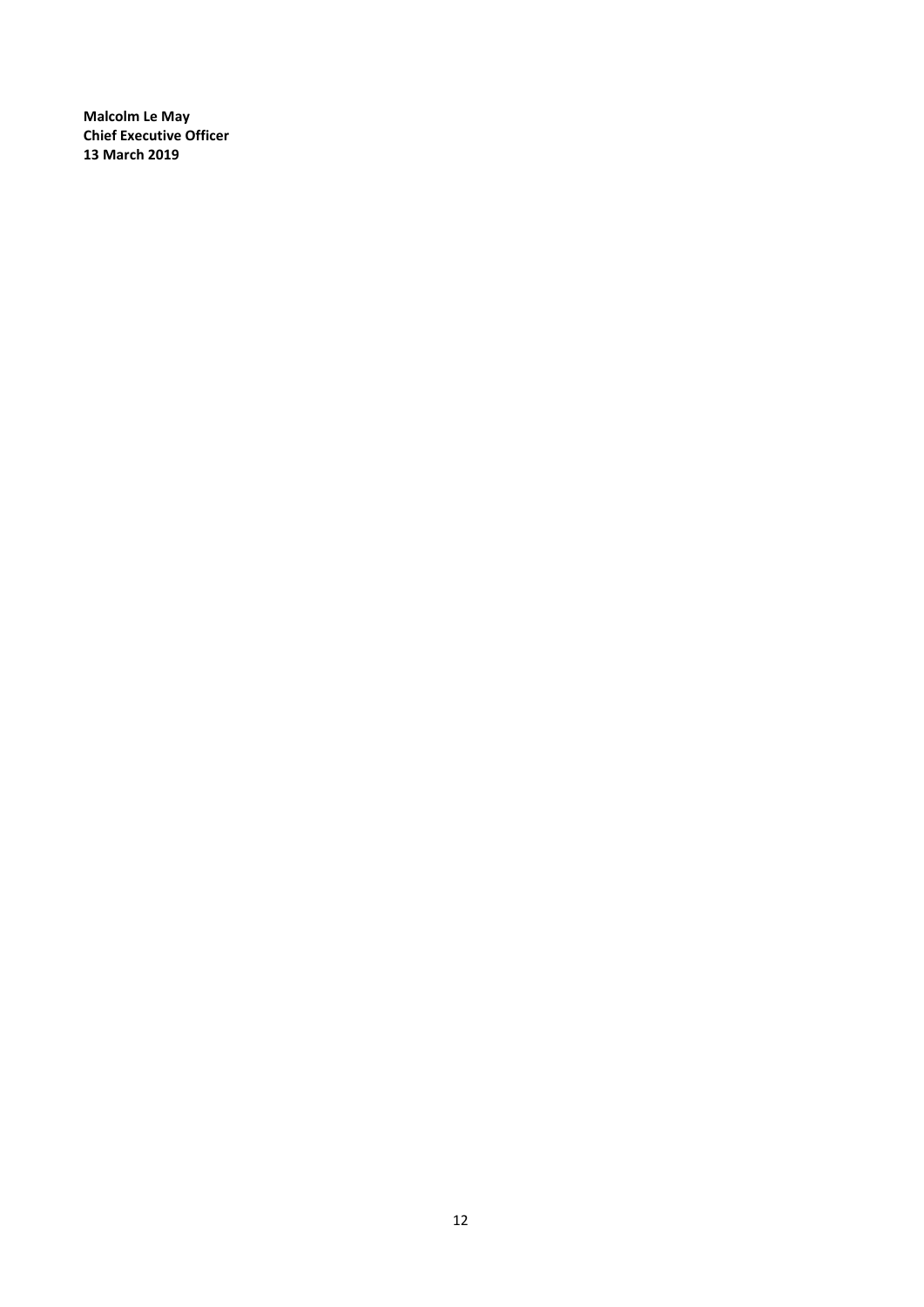**Malcolm Le May**
**Chief Executive Officer**
**13 March 2019**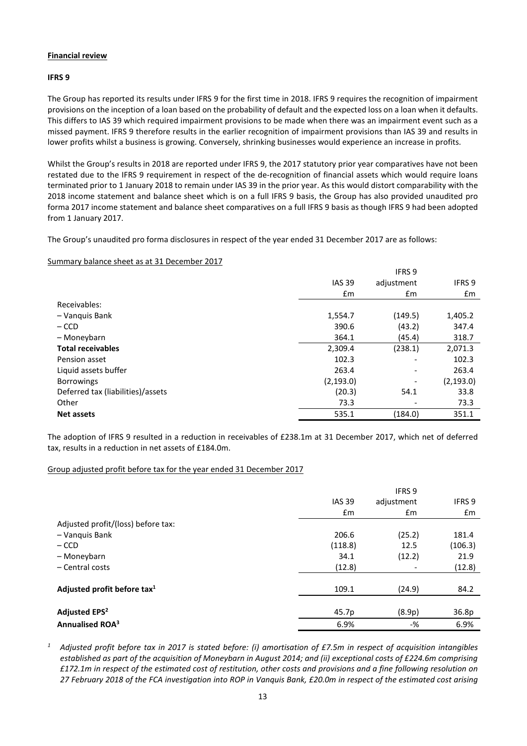**Financial review**

**IFRS 9**

The Group has reported its results under IFRS 9 for the first time in 2018. IFRS 9 requires the recognition of impairment provisions on the inception of a loan based on the probability of default and the expected loss on a loan when it defaults. This differs to IAS 39 which required impairment provisions to be made when there was an impairment event such as a missed payment. IFRS 9 therefore results in the earlier recognition of impairment provisions than IAS 39 and results in lower profits whilst a business is growing. Conversely, shrinking businesses would experience an increase in profits.

Whilst the Group's results in 2018 are reported under IFRS 9, the 2017 statutory prior year comparatives have not been restated due to the IFRS 9 requirement in respect of the de-recognition of financial assets which would require loans terminated prior to 1 January 2018 to remain under IAS 39 in the prior year. As this would distort comparability with the 2018 income statement and balance sheet which is on a full IFRS 9 basis, the Group has also provided unaudited pro forma 2017 income statement and balance sheet comparatives on a full IFRS 9 basis as though IFRS 9 had been adopted from 1 January 2017.

The Group's unaudited pro forma disclosures in respect of the year ended 31 December 2017 are as follows:

Summary balance sheet as at 31 December 2017

| | IAS 39 | IFRS 9 adjustment | IFRS 9 |
|---|---|---|---|
| | £m | £m | £m |
| Receivables: | | | |
| – Vanquis Bank | 1,554.7 | (149.5) | 1,405.2 |
| – CCD | 390.6 | (43.2) | 347.4 |
| – Moneybarn | 364.1 | (45.4) | 318.7 |
| **Total receivables** | 2,309.4 | (238.1) | 2,071.3 |
| Pension asset | 102.3 | - | 102.3 |
| Liquid assets buffer | 263.4 | - | 263.4 |
| Borrowings | (2,193.0) | - | (2,193.0) |
| Deferred tax (liabilities)/assets | (20.3) | 54.1 | 33.8 |
| Other | 73.3 | - | 73.3 |
| **Net assets** | 535.1 | (184.0) | 351.1 |

The adoption of IFRS 9 resulted in a reduction in receivables of £238.1m at 31 December 2017, which net of deferred tax, results in a reduction in net assets of £184.0m.

Group adjusted profit before tax for the year ended 31 December 2017

| | IAS 39 | IFRS 9 adjustment | IFRS 9 |
|---|---|---|---|
| | £m | £m | £m |
| Adjusted profit/(loss) before tax: | | | |
| – Vanquis Bank | 206.6 | (25.2) | 181.4 |
| – CCD | (118.8) | 12.5 | (106.3) |
| – Moneybarn | 34.1 | (12.2) | 21.9 |
| – Central costs | (12.8) | - | (12.8) |
| **Adjusted profit before tax[1]** | 109.1 | (24.9) | 84.2 |
| **Adjusted EPS[2]** | 45.7p | (8.9p) | 36.8p |
| **Annualised ROA[3]** | 6.9% | -% | 6.9% |

[1] *Adjusted profit before tax in 2017 is stated before: (i) amortisation of £7.5m in respect of acquisition intangibles established as part of the acquisition of Moneybarn in August 2014; and (ii) exceptional costs of £224.6m comprising £172.1m in respect of the estimated cost of restitution, other costs and provisions and a fine following resolution on 27 February 2018 of the FCA investigation into ROP in Vanquis Bank, £20.0m in respect of the estimated cost arising*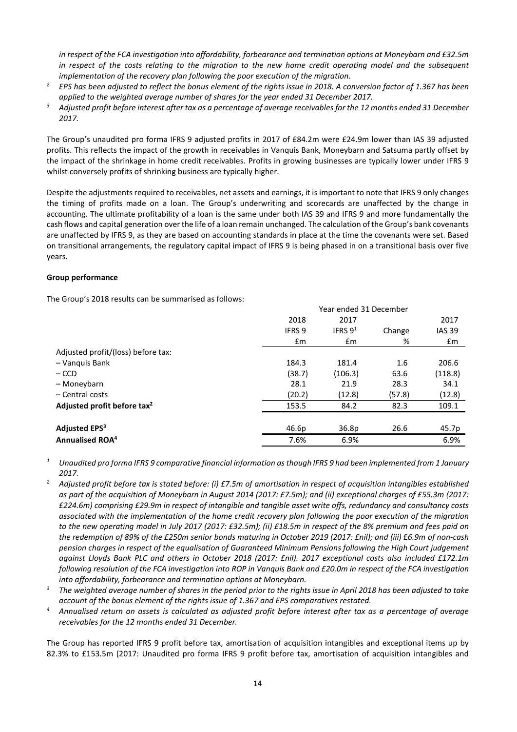*in respect of the FCA investigation into affordability, forbearance and termination options at Moneybarn and £32.5m in respect of the costs relating to the migration to the new home credit operating model and the subsequent implementation of the recovery plan following the poor execution of the migration.*

[2] *EPS has been adjusted to reflect the bonus element of the rights issue in 2018. A conversion factor of 1.367 has been applied to the weighted average number of shares for the year ended 31 December 2017.*

[3] *Adjusted profit before interest after tax as a percentage of average receivables for the 12 months ended 31 December 2017.*

The Group's unaudited pro forma IFRS 9 adjusted profits in 2017 of £84.2m were £24.9m lower than IAS 39 adjusted profits. This reflects the impact of the growth in receivables in Vanquis Bank, Moneybarn and Satsuma partly offset by the impact of the shrinkage in home credit receivables. Profits in growing businesses are typically lower under IFRS 9 whilst conversely profits of shrinking business are typically higher.

Despite the adjustments required to receivables, net assets and earnings, it is important to note that IFRS 9 only changes the timing of profits made on a loan. The Group's underwriting and scorecards are unaffected by the change in accounting. The ultimate profitability of a loan is the same under both IAS 39 and IFRS 9 and more fundamentally the cash flows and capital generation over the life of a loan remain unchanged. The calculation of the Group's bank covenants are unaffected by IFRS 9, as they are based on accounting standards in place at the time the covenants were set. Based on transitional arrangements, the regulatory capital impact of IFRS 9 is being phased in on a transitional basis over five years.

**Group performance**

The Group's 2018 results can be summarised as follows:

| | Year ended 31 December | | | |
|---|---|---|---|---|
| | 2018 | 2017 | | 2017 |
| | IFRS 9 | IFRS 9[1] | Change | IAS 39 |
| | £m | £m | % | £m |
| Adjusted profit/(loss) before tax: | | | | |
| – Vanquis Bank | 184.3 | 181.4 | 1.6 | 206.6 |
| – CCD | (38.7) | (106.3) | 63.6 | (118.8) |
| – Moneybarn | 28.1 | 21.9 | 28.3 | 34.1 |
| – Central costs | (20.2) | (12.8) | (57.8) | (12.8) |
| **Adjusted profit before tax[2]** | 153.5 | 84.2 | 82.3 | 109.1 |
| | | | | |
| **Adjusted EPS[3]** | 46.6p | 36.8p | 26.6 | 45.7p |
| **Annualised ROA[4]** | 7.6% | 6.9% | | 6.9% |

[1] *Unaudited pro forma IFRS 9 comparative financial information as though IFRS 9 had been implemented from 1 January 2017.*

[2] *Adjusted profit before tax is stated before: (i) £7.5m of amortisation in respect of acquisition intangibles established as part of the acquisition of Moneybarn in August 2014 (2017: £7.5m); and (ii) exceptional charges of £55.3m (2017: £224.6m) comprising £29.9m in respect of intangible and tangible asset write offs, redundancy and consultancy costs associated with the implementation of the home credit recovery plan following the poor execution of the migration to the new operating model in July 2017 (2017: £32.5m); (ii) £18.5m in respect of the 8% premium and fees paid on the redemption of 89% of the £250m senior bonds maturing in October 2019 (2017: £nil); and (iii) £6.9m of non-cash pension charges in respect of the equalisation of Guaranteed Minimum Pensions following the High Court judgement against Lloyds Bank PLC and others in October 2018 (2017: £nil). 2017 exceptional costs also included £172.1m following resolution of the FCA investigation into ROP in Vanquis Bank and £20.0m in respect of the FCA investigation into affordability, forbearance and termination options at Moneybarn.*

[3] *The weighted average number of shares in the period prior to the rights issue in April 2018 has been adjusted to take account of the bonus element of the rights issue of 1.367 and EPS comparatives restated.*

[4] *Annualised return on assets is calculated as adjusted profit before interest after tax as a percentage of average receivables for the 12 months ended 31 December.*

The Group has reported IFRS 9 profit before tax, amortisation of acquisition intangibles and exceptional items up by 82.3% to £153.5m (2017: Unaudited pro forma IFRS 9 profit before tax, amortisation of acquisition intangibles and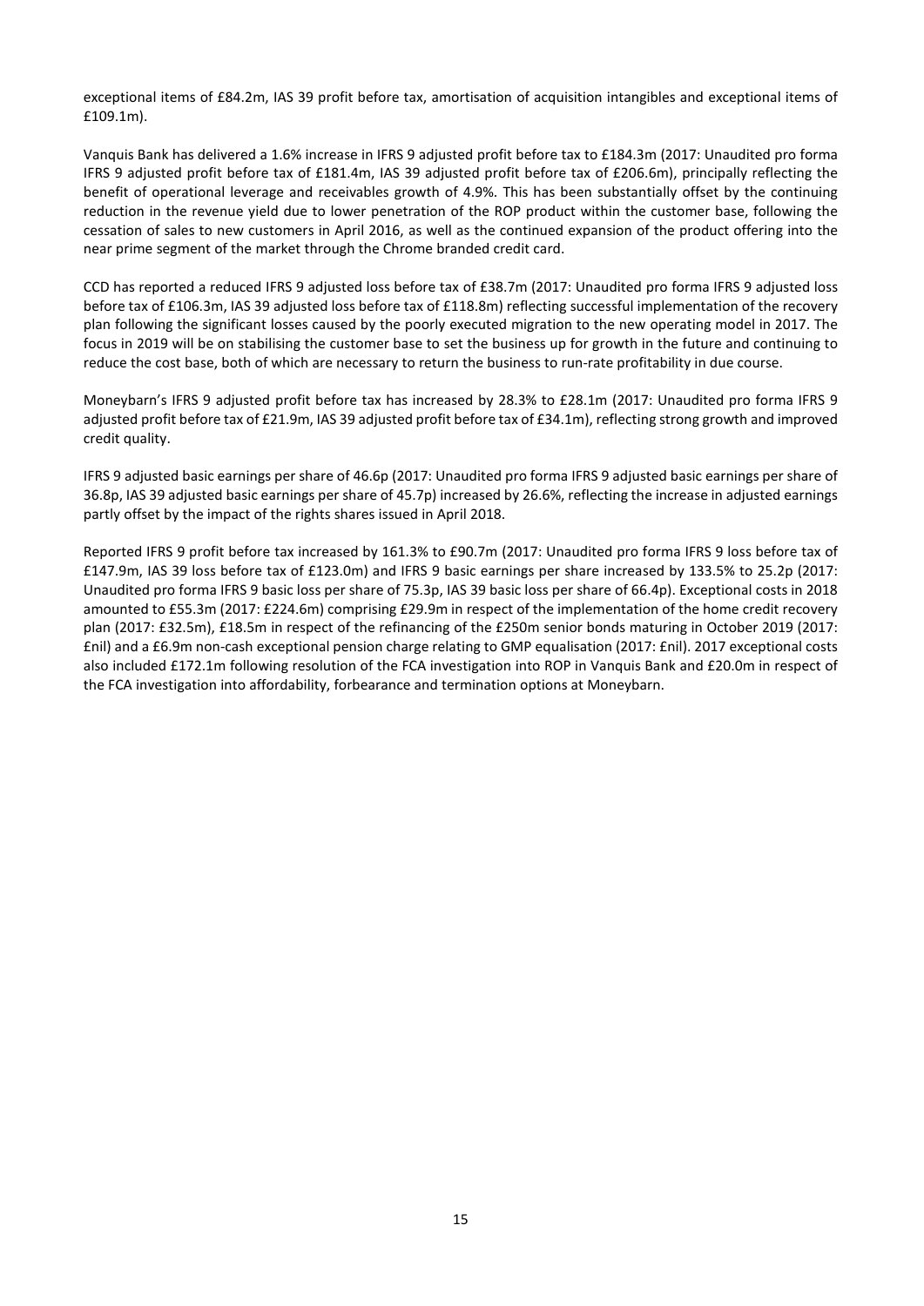exceptional items of £84.2m, IAS 39 profit before tax, amortisation of acquisition intangibles and exceptional items of £109.1m).

Vanquis Bank has delivered a 1.6% increase in IFRS 9 adjusted profit before tax to £184.3m (2017: Unaudited pro forma IFRS 9 adjusted profit before tax of £181.4m, IAS 39 adjusted profit before tax of £206.6m), principally reflecting the benefit of operational leverage and receivables growth of 4.9%. This has been substantially offset by the continuing reduction in the revenue yield due to lower penetration of the ROP product within the customer base, following the cessation of sales to new customers in April 2016, as well as the continued expansion of the product offering into the near prime segment of the market through the Chrome branded credit card.

CCD has reported a reduced IFRS 9 adjusted loss before tax of £38.7m (2017: Unaudited pro forma IFRS 9 adjusted loss before tax of £106.3m, IAS 39 adjusted loss before tax of £118.8m) reflecting successful implementation of the recovery plan following the significant losses caused by the poorly executed migration to the new operating model in 2017. The focus in 2019 will be on stabilising the customer base to set the business up for growth in the future and continuing to reduce the cost base, both of which are necessary to return the business to run-rate profitability in due course.

Moneybarn's IFRS 9 adjusted profit before tax has increased by 28.3% to £28.1m (2017: Unaudited pro forma IFRS 9 adjusted profit before tax of £21.9m, IAS 39 adjusted profit before tax of £34.1m), reflecting strong growth and improved credit quality.

IFRS 9 adjusted basic earnings per share of 46.6p (2017: Unaudited pro forma IFRS 9 adjusted basic earnings per share of 36.8p, IAS 39 adjusted basic earnings per share of 45.7p) increased by 26.6%, reflecting the increase in adjusted earnings partly offset by the impact of the rights shares issued in April 2018.

Reported IFRS 9 profit before tax increased by 161.3% to £90.7m (2017: Unaudited pro forma IFRS 9 loss before tax of £147.9m, IAS 39 loss before tax of £123.0m) and IFRS 9 basic earnings per share increased by 133.5% to 25.2p (2017: Unaudited pro forma IFRS 9 basic loss per share of 75.3p, IAS 39 basic loss per share of 66.4p). Exceptional costs in 2018 amounted to £55.3m (2017: £224.6m) comprising £29.9m in respect of the implementation of the home credit recovery plan (2017: £32.5m), £18.5m in respect of the refinancing of the £250m senior bonds maturing in October 2019 (2017: £nil) and a £6.9m non-cash exceptional pension charge relating to GMP equalisation (2017: £nil). 2017 exceptional costs also included £172.1m following resolution of the FCA investigation into ROP in Vanquis Bank and £20.0m in respect of the FCA investigation into affordability, forbearance and termination options at Moneybarn.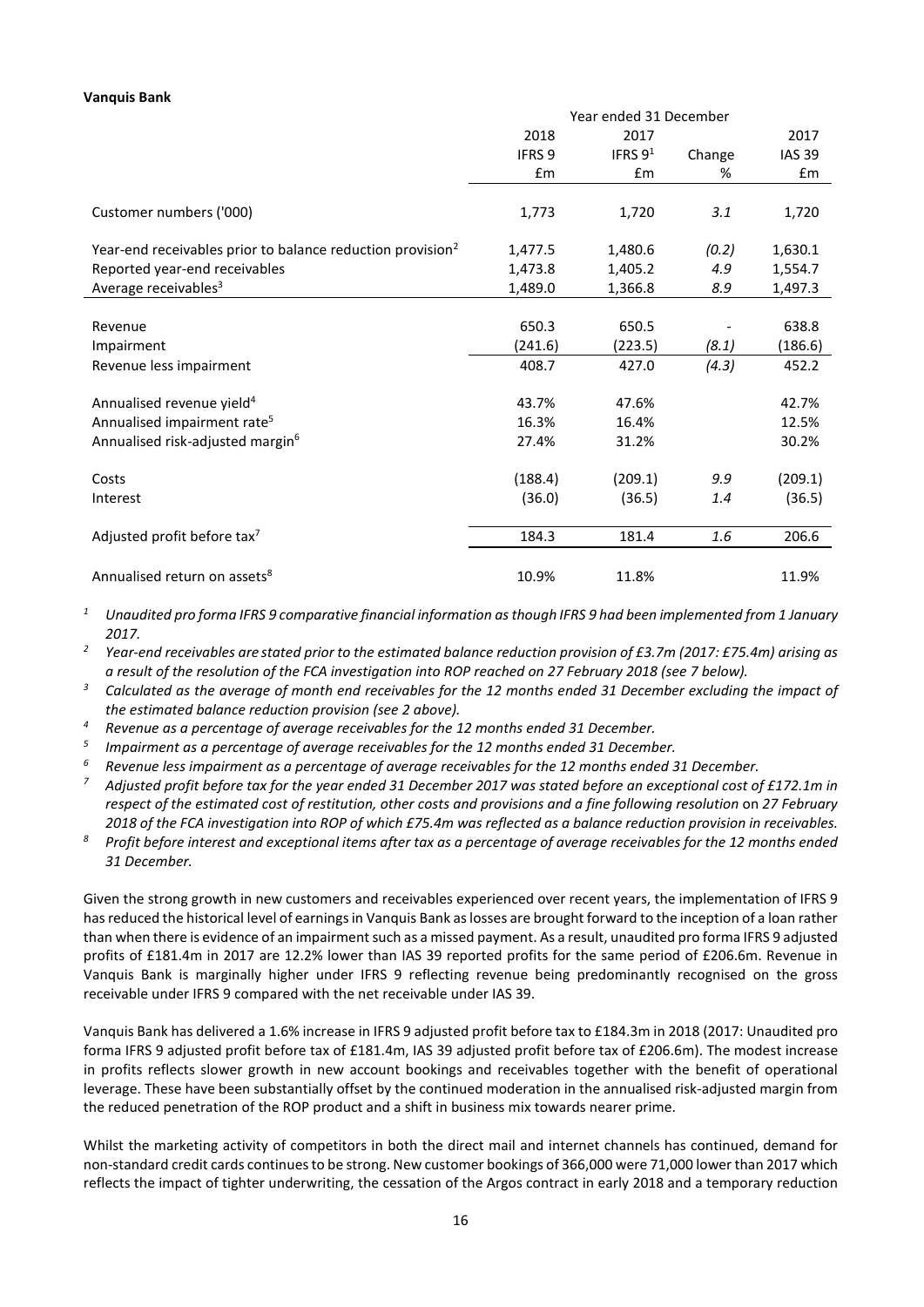**Vanquis Bank**

| | Year ended 31 December | | | |
|---|---|---|---|---|
| | 2018 | 2017 | | 2017 |
| | IFRS 9 | IFRS 9[1] | Change | IAS 39 |
| | £m | £m | % | £m |
| Customer numbers ('000) | 1,773 | 1,720 | *3.1* | 1,720 |
| Year-end receivables prior to balance reduction provision[2] | 1,477.5 | 1,480.6 | *(0.2)* | 1,630.1 |
| Reported year-end receivables | 1,473.8 | 1,405.2 | *4.9* | 1,554.7 |
| Average receivables[3] | 1,489.0 | 1,366.8 | *8.9* | 1,497.3 |
| Revenue | 650.3 | 650.5 | - | 638.8 |
| Impairment | (241.6) | (223.5) | *(8.1)* | (186.6) |
| Revenue less impairment | 408.7 | 427.0 | *(4.3)* | 452.2 |
| Annualised revenue yield[4] | 43.7% | 47.6% | | 42.7% |
| Annualised impairment rate[5] | 16.3% | 16.4% | | 12.5% |
| Annualised risk-adjusted margin[6] | 27.4% | 31.2% | | 30.2% |
| Costs | (188.4) | (209.1) | *9.9* | (209.1) |
| Interest | (36.0) | (36.5) | *1.4* | (36.5) |
| Adjusted profit before tax[7] | 184.3 | 181.4 | *1.6* | 206.6 |
| Annualised return on assets[8] | 10.9% | 11.8% | | 11.9% |

*[1] Unaudited pro forma IFRS 9 comparative financial information as though IFRS 9 had been implemented from 1 January 2017.*

*[2] Year-end receivables are stated prior to the estimated balance reduction provision of £3.7m (2017: £75.4m) arising as a result of the resolution of the FCA investigation into ROP reached on 27 February 2018 (see 7 below).*

*[3] Calculated as the average of month end receivables for the 12 months ended 31 December excluding the impact of the estimated balance reduction provision (see 2 above).*

*[4] Revenue as a percentage of average receivables for the 12 months ended 31 December.*

*[5] Impairment as a percentage of average receivables for the 12 months ended 31 December.*

*[6] Revenue less impairment as a percentage of average receivables for the 12 months ended 31 December.*

*[7] Adjusted profit before tax for the year ended 31 December 2017 was stated before an exceptional cost of £172.1m in respect of the estimated cost of restitution, other costs and provisions and a fine following resolution on 27 February 2018 of the FCA investigation into ROP of which £75.4m was reflected as a balance reduction provision in receivables.*

*[8] Profit before interest and exceptional items after tax as a percentage of average receivables for the 12 months ended 31 December.*

Given the strong growth in new customers and receivables experienced over recent years, the implementation of IFRS 9 has reduced the historical level of earnings in Vanquis Bank as losses are brought forward to the inception of a loan rather than when there is evidence of an impairment such as a missed payment. As a result, unaudited pro forma IFRS 9 adjusted profits of £181.4m in 2017 are 12.2% lower than IAS 39 reported profits for the same period of £206.6m. Revenue in Vanquis Bank is marginally higher under IFRS 9 reflecting revenue being predominantly recognised on the gross receivable under IFRS 9 compared with the net receivable under IAS 39.

Vanquis Bank has delivered a 1.6% increase in IFRS 9 adjusted profit before tax to £184.3m in 2018 (2017: Unaudited pro forma IFRS 9 adjusted profit before tax of £181.4m, IAS 39 adjusted profit before tax of £206.6m). The modest increase in profits reflects slower growth in new account bookings and receivables together with the benefit of operational leverage. These have been substantially offset by the continued moderation in the annualised risk-adjusted margin from the reduced penetration of the ROP product and a shift in business mix towards nearer prime.

Whilst the marketing activity of competitors in both the direct mail and internet channels has continued, demand for non-standard credit cards continues to be strong. New customer bookings of 366,000 were 71,000 lower than 2017 which reflects the impact of tighter underwriting, the cessation of the Argos contract in early 2018 and a temporary reduction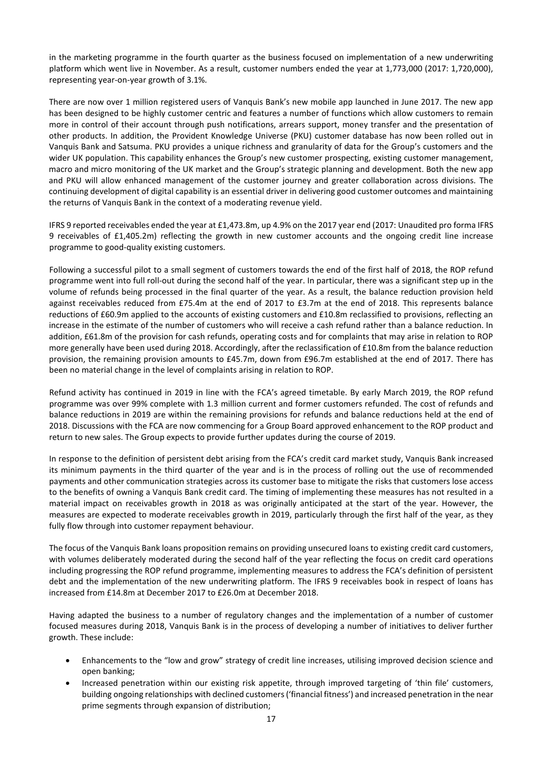in the marketing programme in the fourth quarter as the business focused on implementation of a new underwriting platform which went live in November. As a result, customer numbers ended the year at 1,773,000 (2017: 1,720,000), representing year-on-year growth of 3.1%.

There are now over 1 million registered users of Vanquis Bank's new mobile app launched in June 2017. The new app has been designed to be highly customer centric and features a number of functions which allow customers to remain more in control of their account through push notifications, arrears support, money transfer and the presentation of other products. In addition, the Provident Knowledge Universe (PKU) customer database has now been rolled out in Vanquis Bank and Satsuma. PKU provides a unique richness and granularity of data for the Group's customers and the wider UK population. This capability enhances the Group's new customer prospecting, existing customer management, macro and micro monitoring of the UK market and the Group's strategic planning and development. Both the new app and PKU will allow enhanced management of the customer journey and greater collaboration across divisions. The continuing development of digital capability is an essential driver in delivering good customer outcomes and maintaining the returns of Vanquis Bank in the context of a moderating revenue yield.

IFRS 9 reported receivables ended the year at £1,473.8m, up 4.9% on the 2017 year end (2017: Unaudited pro forma IFRS 9 receivables of £1,405.2m) reflecting the growth in new customer accounts and the ongoing credit line increase programme to good-quality existing customers.

Following a successful pilot to a small segment of customers towards the end of the first half of 2018, the ROP refund programme went into full roll-out during the second half of the year. In particular, there was a significant step up in the volume of refunds being processed in the final quarter of the year. As a result, the balance reduction provision held against receivables reduced from £75.4m at the end of 2017 to £3.7m at the end of 2018. This represents balance reductions of £60.9m applied to the accounts of existing customers and £10.8m reclassified to provisions, reflecting an increase in the estimate of the number of customers who will receive a cash refund rather than a balance reduction. In addition, £61.8m of the provision for cash refunds, operating costs and for complaints that may arise in relation to ROP more generally have been used during 2018. Accordingly, after the reclassification of £10.8m from the balance reduction provision, the remaining provision amounts to £45.7m, down from £96.7m established at the end of 2017. There has been no material change in the level of complaints arising in relation to ROP.

Refund activity has continued in 2019 in line with the FCA's agreed timetable. By early March 2019, the ROP refund programme was over 99% complete with 1.3 million current and former customers refunded. The cost of refunds and balance reductions in 2019 are within the remaining provisions for refunds and balance reductions held at the end of 2018. Discussions with the FCA are now commencing for a Group Board approved enhancement to the ROP product and return to new sales. The Group expects to provide further updates during the course of 2019.

In response to the definition of persistent debt arising from the FCA's credit card market study, Vanquis Bank increased its minimum payments in the third quarter of the year and is in the process of rolling out the use of recommended payments and other communication strategies across its customer base to mitigate the risks that customers lose access to the benefits of owning a Vanquis Bank credit card. The timing of implementing these measures has not resulted in a material impact on receivables growth in 2018 as was originally anticipated at the start of the year. However, the measures are expected to moderate receivables growth in 2019, particularly through the first half of the year, as they fully flow through into customer repayment behaviour.

The focus of the Vanquis Bank loans proposition remains on providing unsecured loans to existing credit card customers, with volumes deliberately moderated during the second half of the year reflecting the focus on credit card operations including progressing the ROP refund programme, implementing measures to address the FCA's definition of persistent debt and the implementation of the new underwriting platform. The IFRS 9 receivables book in respect of loans has increased from £14.8m at December 2017 to £26.0m at December 2018.

Having adapted the business to a number of regulatory changes and the implementation of a number of customer focused measures during 2018, Vanquis Bank is in the process of developing a number of initiatives to deliver further growth. These include:

- Enhancements to the "low and grow" strategy of credit line increases, utilising improved decision science and open banking;
- Increased penetration within our existing risk appetite, through improved targeting of 'thin file' customers, building ongoing relationships with declined customers ('financial fitness') and increased penetration in the near prime segments through expansion of distribution;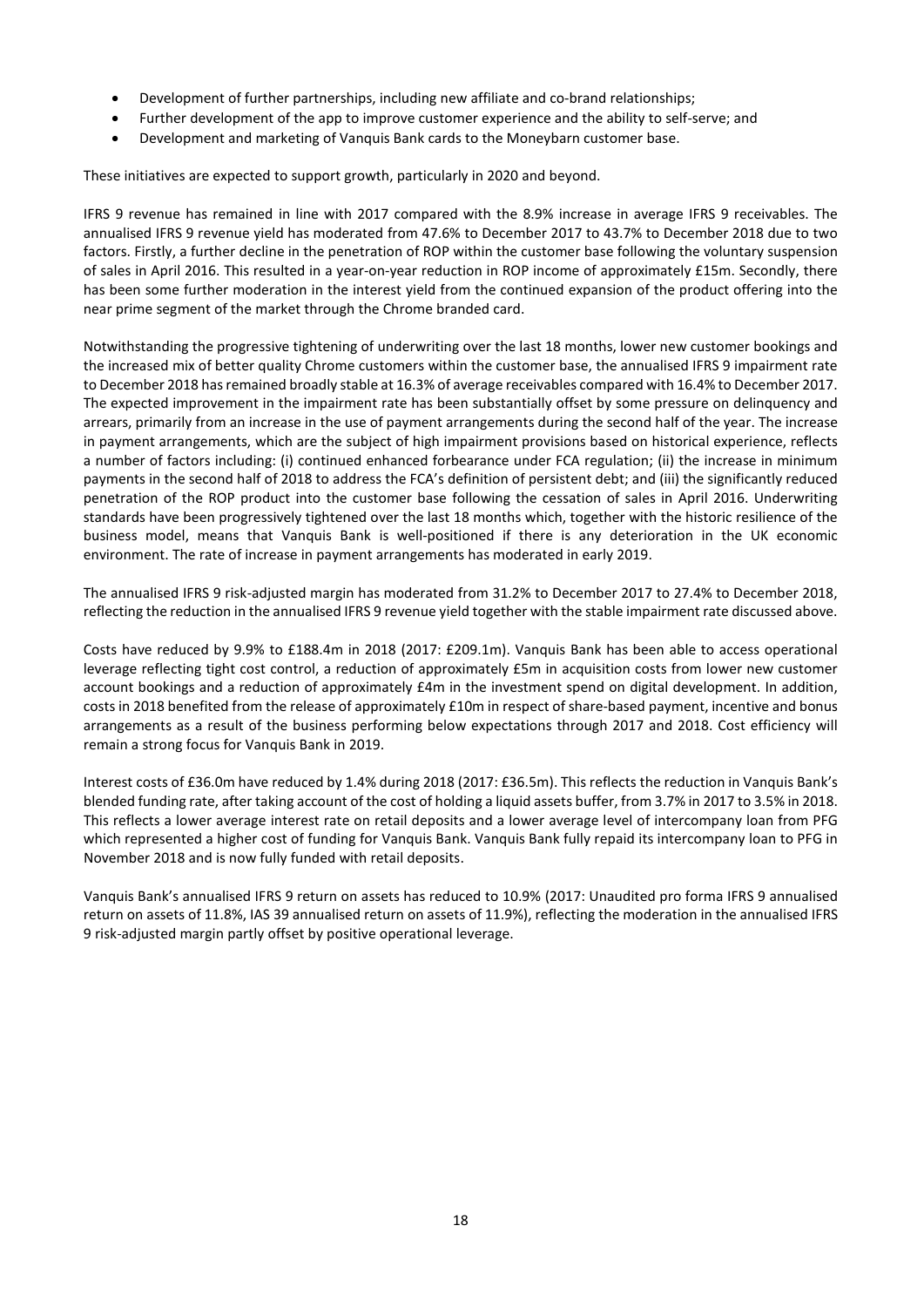- Development of further partnerships, including new affiliate and co-brand relationships;
- Further development of the app to improve customer experience and the ability to self-serve; and
- Development and marketing of Vanquis Bank cards to the Moneybarn customer base.

These initiatives are expected to support growth, particularly in 2020 and beyond.

IFRS 9 revenue has remained in line with 2017 compared with the 8.9% increase in average IFRS 9 receivables. The annualised IFRS 9 revenue yield has moderated from 47.6% to December 2017 to 43.7% to December 2018 due to two factors. Firstly, a further decline in the penetration of ROP within the customer base following the voluntary suspension of sales in April 2016. This resulted in a year-on-year reduction in ROP income of approximately £15m. Secondly, there has been some further moderation in the interest yield from the continued expansion of the product offering into the near prime segment of the market through the Chrome branded card.

Notwithstanding the progressive tightening of underwriting over the last 18 months, lower new customer bookings and the increased mix of better quality Chrome customers within the customer base, the annualised IFRS 9 impairment rate to December 2018 has remained broadly stable at 16.3% of average receivables compared with 16.4% to December 2017. The expected improvement in the impairment rate has been substantially offset by some pressure on delinquency and arrears, primarily from an increase in the use of payment arrangements during the second half of the year. The increase in payment arrangements, which are the subject of high impairment provisions based on historical experience, reflects a number of factors including: (i) continued enhanced forbearance under FCA regulation; (ii) the increase in minimum payments in the second half of 2018 to address the FCA's definition of persistent debt; and (iii) the significantly reduced penetration of the ROP product into the customer base following the cessation of sales in April 2016. Underwriting standards have been progressively tightened over the last 18 months which, together with the historic resilience of the business model, means that Vanquis Bank is well-positioned if there is any deterioration in the UK economic environment. The rate of increase in payment arrangements has moderated in early 2019.

The annualised IFRS 9 risk-adjusted margin has moderated from 31.2% to December 2017 to 27.4% to December 2018, reflecting the reduction in the annualised IFRS 9 revenue yield together with the stable impairment rate discussed above.

Costs have reduced by 9.9% to £188.4m in 2018 (2017: £209.1m). Vanquis Bank has been able to access operational leverage reflecting tight cost control, a reduction of approximately £5m in acquisition costs from lower new customer account bookings and a reduction of approximately £4m in the investment spend on digital development. In addition, costs in 2018 benefited from the release of approximately £10m in respect of share-based payment, incentive and bonus arrangements as a result of the business performing below expectations through 2017 and 2018. Cost efficiency will remain a strong focus for Vanquis Bank in 2019.

Interest costs of £36.0m have reduced by 1.4% during 2018 (2017: £36.5m). This reflects the reduction in Vanquis Bank's blended funding rate, after taking account of the cost of holding a liquid assets buffer, from 3.7% in 2017 to 3.5% in 2018. This reflects a lower average interest rate on retail deposits and a lower average level of intercompany loan from PFG which represented a higher cost of funding for Vanquis Bank. Vanquis Bank fully repaid its intercompany loan to PFG in November 2018 and is now fully funded with retail deposits.

Vanquis Bank's annualised IFRS 9 return on assets has reduced to 10.9% (2017: Unaudited pro forma IFRS 9 annualised return on assets of 11.8%, IAS 39 annualised return on assets of 11.9%), reflecting the moderation in the annualised IFRS 9 risk-adjusted margin partly offset by positive operational leverage.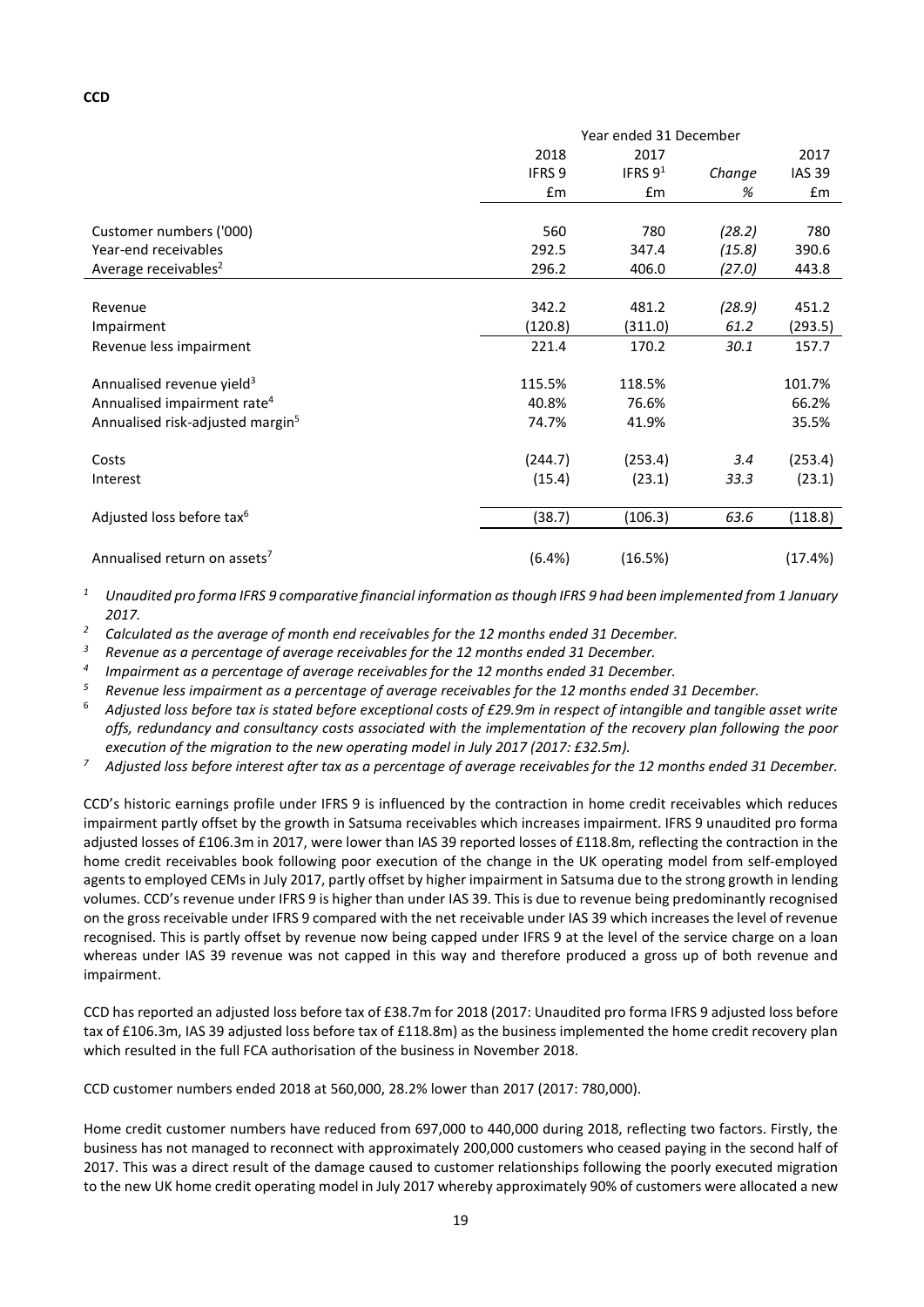**CCD**

| | Year ended 31 December | | | |
|---|---|---|---|---|
| | 2018 | 2017 | | 2017 |
| | IFRS 9 | IFRS 9[1] | Change | IAS 39 |
| | £m | £m | % | £m |
| Customer numbers ('000) | 560 | 780 | (28.2) | 780 |
| Year-end receivables | 292.5 | 347.4 | (15.8) | 390.6 |
| Average receivables[2] | 296.2 | 406.0 | (27.0) | 443.8 |
| Revenue | 342.2 | 481.2 | (28.9) | 451.2 |
| Impairment | (120.8) | (311.0) | 61.2 | (293.5) |
| Revenue less impairment | 221.4 | 170.2 | 30.1 | 157.7 |
| Annualised revenue yield[3] | 115.5% | 118.5% | | 101.7% |
| Annualised impairment rate[4] | 40.8% | 76.6% | | 66.2% |
| Annualised risk-adjusted margin[5] | 74.7% | 41.9% | | 35.5% |
| Costs | (244.7) | (253.4) | 3.4 | (253.4) |
| Interest | (15.4) | (23.1) | 33.3 | (23.1) |
| Adjusted loss before tax[6] | (38.7) | (106.3) | 63.6 | (118.8) |
| Annualised return on assets[7] | (6.4%) | (16.5%) | | (17.4%) |

[1] *Unaudited pro forma IFRS 9 comparative financial information as though IFRS 9 had been implemented from 1 January 2017.*

[2] *Calculated as the average of month end receivables for the 12 months ended 31 December.*

[3] *Revenue as a percentage of average receivables for the 12 months ended 31 December.*

[4] *Impairment as a percentage of average receivables for the 12 months ended 31 December.*

[5] *Revenue less impairment as a percentage of average receivables for the 12 months ended 31 December.*

[6] *Adjusted loss before tax is stated before exceptional costs of £29.9m in respect of intangible and tangible asset write offs, redundancy and consultancy costs associated with the implementation of the recovery plan following the poor execution of the migration to the new operating model in July 2017 (2017: £32.5m).*

[7] *Adjusted loss before interest after tax as a percentage of average receivables for the 12 months ended 31 December.*

CCD's historic earnings profile under IFRS 9 is influenced by the contraction in home credit receivables which reduces impairment partly offset by the growth in Satsuma receivables which increases impairment. IFRS 9 unaudited pro forma adjusted losses of £106.3m in 2017, were lower than IAS 39 reported losses of £118.8m, reflecting the contraction in the home credit receivables book following poor execution of the change in the UK operating model from self-employed agents to employed CEMs in July 2017, partly offset by higher impairment in Satsuma due to the strong growth in lending volumes. CCD's revenue under IFRS 9 is higher than under IAS 39. This is due to revenue being predominantly recognised on the gross receivable under IFRS 9 compared with the net receivable under IAS 39 which increases the level of revenue recognised. This is partly offset by revenue now being capped under IFRS 9 at the level of the service charge on a loan whereas under IAS 39 revenue was not capped in this way and therefore produced a gross up of both revenue and impairment.

CCD has reported an adjusted loss before tax of £38.7m for 2018 (2017: Unaudited pro forma IFRS 9 adjusted loss before tax of £106.3m, IAS 39 adjusted loss before tax of £118.8m) as the business implemented the home credit recovery plan which resulted in the full FCA authorisation of the business in November 2018.

CCD customer numbers ended 2018 at 560,000, 28.2% lower than 2017 (2017: 780,000).

Home credit customer numbers have reduced from 697,000 to 440,000 during 2018, reflecting two factors. Firstly, the business has not managed to reconnect with approximately 200,000 customers who ceased paying in the second half of 2017. This was a direct result of the damage caused to customer relationships following the poorly executed migration to the new UK home credit operating model in July 2017 whereby approximately 90% of customers were allocated a new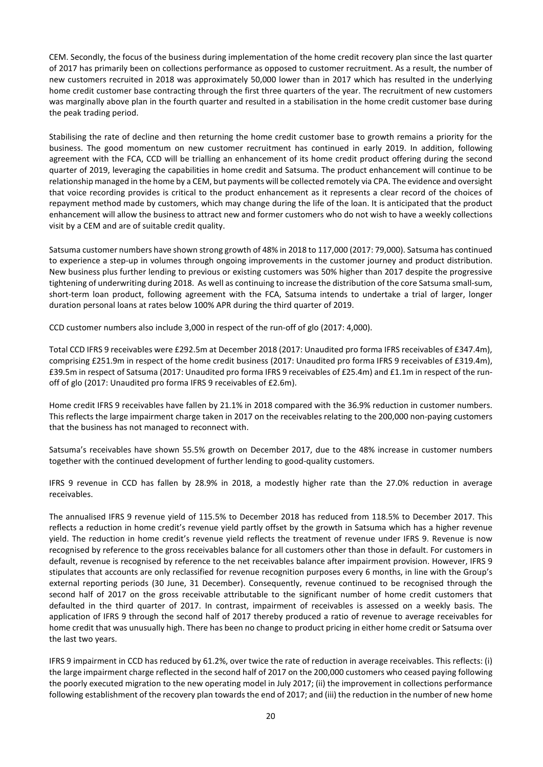CEM. Secondly, the focus of the business during implementation of the home credit recovery plan since the last quarter of 2017 has primarily been on collections performance as opposed to customer recruitment. As a result, the number of new customers recruited in 2018 was approximately 50,000 lower than in 2017 which has resulted in the underlying home credit customer base contracting through the first three quarters of the year. The recruitment of new customers was marginally above plan in the fourth quarter and resulted in a stabilisation in the home credit customer base during the peak trading period.

Stabilising the rate of decline and then returning the home credit customer base to growth remains a priority for the business. The good momentum on new customer recruitment has continued in early 2019. In addition, following agreement with the FCA, CCD will be trialling an enhancement of its home credit product offering during the second quarter of 2019, leveraging the capabilities in home credit and Satsuma. The product enhancement will continue to be relationship managed in the home by a CEM, but payments will be collected remotely via CPA. The evidence and oversight that voice recording provides is critical to the product enhancement as it represents a clear record of the choices of repayment method made by customers, which may change during the life of the loan. It is anticipated that the product enhancement will allow the business to attract new and former customers who do not wish to have a weekly collections visit by a CEM and are of suitable credit quality.

Satsuma customer numbers have shown strong growth of 48% in 2018 to 117,000 (2017: 79,000). Satsuma has continued to experience a step-up in volumes through ongoing improvements in the customer journey and product distribution. New business plus further lending to previous or existing customers was 50% higher than 2017 despite the progressive tightening of underwriting during 2018. As well as continuing to increase the distribution of the core Satsuma small-sum, short-term loan product, following agreement with the FCA, Satsuma intends to undertake a trial of larger, longer duration personal loans at rates below 100% APR during the third quarter of 2019.

CCD customer numbers also include 3,000 in respect of the run-off of glo (2017: 4,000).

Total CCD IFRS 9 receivables were £292.5m at December 2018 (2017: Unaudited pro forma IFRS receivables of £347.4m), comprising £251.9m in respect of the home credit business (2017: Unaudited pro forma IFRS 9 receivables of £319.4m), £39.5m in respect of Satsuma (2017: Unaudited pro forma IFRS 9 receivables of £25.4m) and £1.1m in respect of the run-off of glo (2017: Unaudited pro forma IFRS 9 receivables of £2.6m).

Home credit IFRS 9 receivables have fallen by 21.1% in 2018 compared with the 36.9% reduction in customer numbers. This reflects the large impairment charge taken in 2017 on the receivables relating to the 200,000 non-paying customers that the business has not managed to reconnect with.

Satsuma's receivables have shown 55.5% growth on December 2017, due to the 48% increase in customer numbers together with the continued development of further lending to good-quality customers.

IFRS 9 revenue in CCD has fallen by 28.9% in 2018, a modestly higher rate than the 27.0% reduction in average receivables.

The annualised IFRS 9 revenue yield of 115.5% to December 2018 has reduced from 118.5% to December 2017. This reflects a reduction in home credit's revenue yield partly offset by the growth in Satsuma which has a higher revenue yield. The reduction in home credit's revenue yield reflects the treatment of revenue under IFRS 9. Revenue is now recognised by reference to the gross receivables balance for all customers other than those in default. For customers in default, revenue is recognised by reference to the net receivables balance after impairment provision. However, IFRS 9 stipulates that accounts are only reclassified for revenue recognition purposes every 6 months, in line with the Group's external reporting periods (30 June, 31 December). Consequently, revenue continued to be recognised through the second half of 2017 on the gross receivable attributable to the significant number of home credit customers that defaulted in the third quarter of 2017. In contrast, impairment of receivables is assessed on a weekly basis. The application of IFRS 9 through the second half of 2017 thereby produced a ratio of revenue to average receivables for home credit that was unusually high. There has been no change to product pricing in either home credit or Satsuma over the last two years.

IFRS 9 impairment in CCD has reduced by 61.2%, over twice the rate of reduction in average receivables. This reflects: (i) the large impairment charge reflected in the second half of 2017 on the 200,000 customers who ceased paying following the poorly executed migration to the new operating model in July 2017; (ii) the improvement in collections performance following establishment of the recovery plan towards the end of 2017; and (iii) the reduction in the number of new home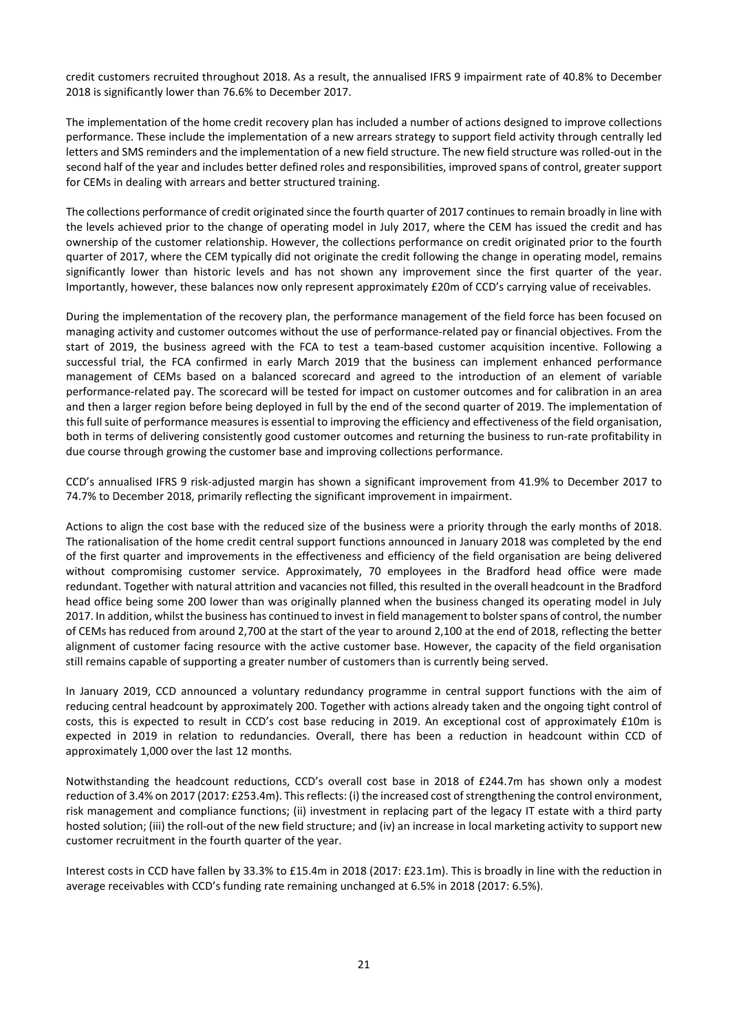credit customers recruited throughout 2018. As a result, the annualised IFRS 9 impairment rate of 40.8% to December 2018 is significantly lower than 76.6% to December 2017.

The implementation of the home credit recovery plan has included a number of actions designed to improve collections performance. These include the implementation of a new arrears strategy to support field activity through centrally led letters and SMS reminders and the implementation of a new field structure. The new field structure was rolled-out in the second half of the year and includes better defined roles and responsibilities, improved spans of control, greater support for CEMs in dealing with arrears and better structured training.

The collections performance of credit originated since the fourth quarter of 2017 continues to remain broadly in line with the levels achieved prior to the change of operating model in July 2017, where the CEM has issued the credit and has ownership of the customer relationship. However, the collections performance on credit originated prior to the fourth quarter of 2017, where the CEM typically did not originate the credit following the change in operating model, remains significantly lower than historic levels and has not shown any improvement since the first quarter of the year. Importantly, however, these balances now only represent approximately £20m of CCD's carrying value of receivables.

During the implementation of the recovery plan, the performance management of the field force has been focused on managing activity and customer outcomes without the use of performance-related pay or financial objectives. From the start of 2019, the business agreed with the FCA to test a team-based customer acquisition incentive. Following a successful trial, the FCA confirmed in early March 2019 that the business can implement enhanced performance management of CEMs based on a balanced scorecard and agreed to the introduction of an element of variable performance-related pay. The scorecard will be tested for impact on customer outcomes and for calibration in an area and then a larger region before being deployed in full by the end of the second quarter of 2019. The implementation of this full suite of performance measures is essential to improving the efficiency and effectiveness of the field organisation, both in terms of delivering consistently good customer outcomes and returning the business to run-rate profitability in due course through growing the customer base and improving collections performance.

CCD's annualised IFRS 9 risk-adjusted margin has shown a significant improvement from 41.9% to December 2017 to 74.7% to December 2018, primarily reflecting the significant improvement in impairment.

Actions to align the cost base with the reduced size of the business were a priority through the early months of 2018. The rationalisation of the home credit central support functions announced in January 2018 was completed by the end of the first quarter and improvements in the effectiveness and efficiency of the field organisation are being delivered without compromising customer service. Approximately, 70 employees in the Bradford head office were made redundant. Together with natural attrition and vacancies not filled, this resulted in the overall headcount in the Bradford head office being some 200 lower than was originally planned when the business changed its operating model in July 2017. In addition, whilst the business has continued to invest in field management to bolster spans of control, the number of CEMs has reduced from around 2,700 at the start of the year to around 2,100 at the end of 2018, reflecting the better alignment of customer facing resource with the active customer base. However, the capacity of the field organisation still remains capable of supporting a greater number of customers than is currently being served.

In January 2019, CCD announced a voluntary redundancy programme in central support functions with the aim of reducing central headcount by approximately 200. Together with actions already taken and the ongoing tight control of costs, this is expected to result in CCD's cost base reducing in 2019. An exceptional cost of approximately £10m is expected in 2019 in relation to redundancies. Overall, there has been a reduction in headcount within CCD of approximately 1,000 over the last 12 months.

Notwithstanding the headcount reductions, CCD's overall cost base in 2018 of £244.7m has shown only a modest reduction of 3.4% on 2017 (2017: £253.4m). This reflects: (i) the increased cost of strengthening the control environment, risk management and compliance functions; (ii) investment in replacing part of the legacy IT estate with a third party hosted solution; (iii) the roll-out of the new field structure; and (iv) an increase in local marketing activity to support new customer recruitment in the fourth quarter of the year.

Interest costs in CCD have fallen by 33.3% to £15.4m in 2018 (2017: £23.1m). This is broadly in line with the reduction in average receivables with CCD's funding rate remaining unchanged at 6.5% in 2018 (2017: 6.5%).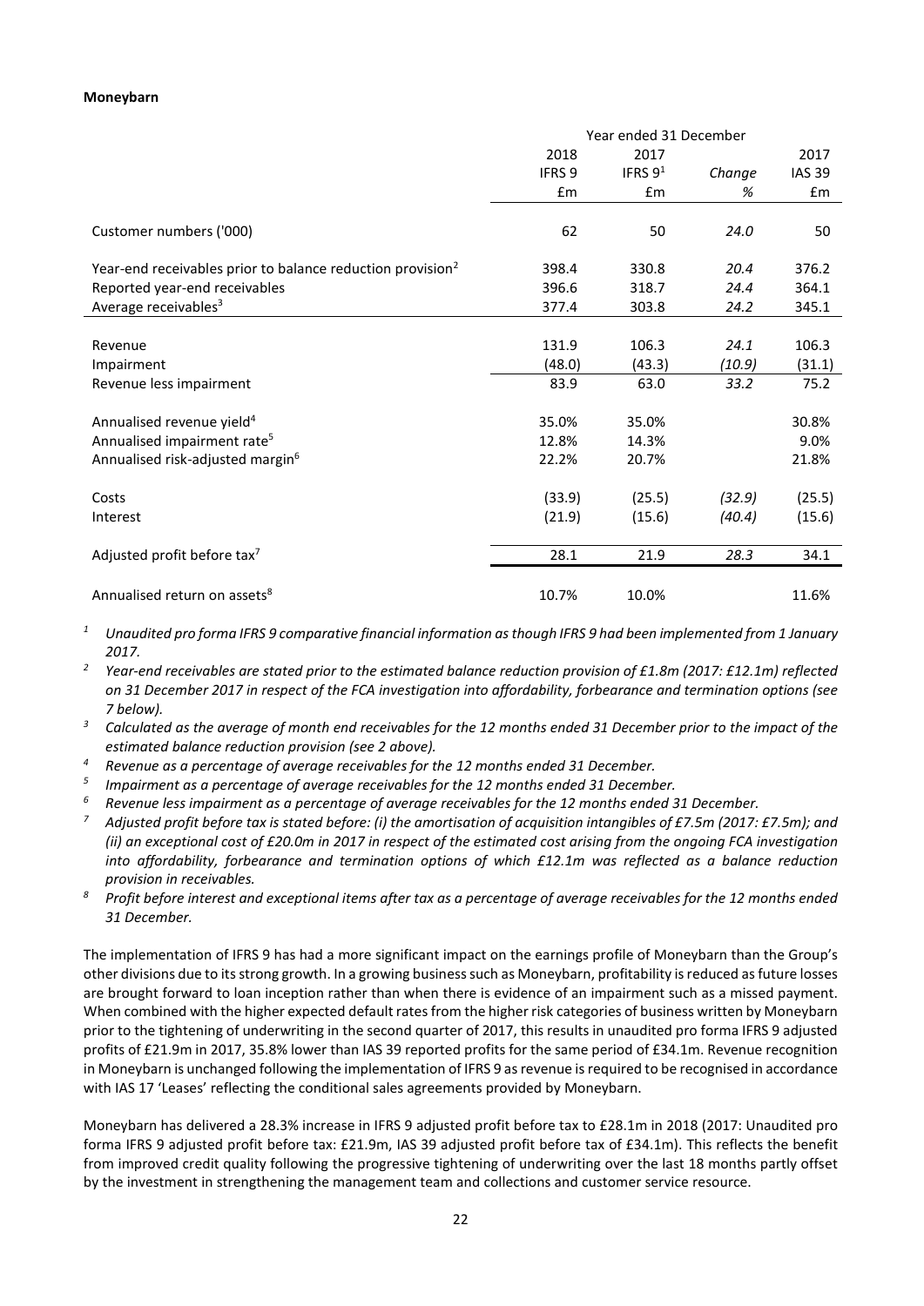**Moneybarn**

| | Year ended 31 December | | | |
|---|---|---|---|---|
| | 2018 | 2017 | | 2017 |
| | IFRS 9 | IFRS 9[1] | *Change* | IAS 39 |
| | £m | £m | *%* | £m |
| Customer numbers ('000) | 62 | 50 | *24.0* | 50 |
| Year-end receivables prior to balance reduction provision[2] | 398.4 | 330.8 | *20.4* | 376.2 |
| Reported year-end receivables | 396.6 | 318.7 | *24.4* | 364.1 |
| Average receivables[3] | 377.4 | 303.8 | *24.2* | 345.1 |
| Revenue | 131.9 | 106.3 | *24.1* | 106.3 |
| Impairment | (48.0) | (43.3) | *(10.9)* | (31.1) |
| Revenue less impairment | 83.9 | 63.0 | *33.2* | 75.2 |
| Annualised revenue yield[4] | 35.0% | 35.0% | | 30.8% |
| Annualised impairment rate[5] | 12.8% | 14.3% | | 9.0% |
| Annualised risk-adjusted margin[6] | 22.2% | 20.7% | | 21.8% |
| Costs | (33.9) | (25.5) | *(32.9)* | (25.5) |
| Interest | (21.9) | (15.6) | *(40.4)* | (15.6) |
| Adjusted profit before tax[7] | 28.1 | 21.9 | *28.3* | 34.1 |
| Annualised return on assets[8] | 10.7% | 10.0% | | 11.6% |

*[1] Unaudited pro forma IFRS 9 comparative financial information as though IFRS 9 had been implemented from 1 January 2017.*

*[2] Year-end receivables are stated prior to the estimated balance reduction provision of £1.8m (2017: £12.1m) reflected on 31 December 2017 in respect of the FCA investigation into affordability, forbearance and termination options (see 7 below).*

*[3] Calculated as the average of month end receivables for the 12 months ended 31 December prior to the impact of the estimated balance reduction provision (see 2 above).*

*[4] Revenue as a percentage of average receivables for the 12 months ended 31 December.*

*[5] Impairment as a percentage of average receivables for the 12 months ended 31 December.*

*[6] Revenue less impairment as a percentage of average receivables for the 12 months ended 31 December.*

*[7] Adjusted profit before tax is stated before: (i) the amortisation of acquisition intangibles of £7.5m (2017: £7.5m); and (ii) an exceptional cost of £20.0m in 2017 in respect of the estimated cost arising from the ongoing FCA investigation into affordability, forbearance and termination options of which £12.1m was reflected as a balance reduction provision in receivables.*

*[8] Profit before interest and exceptional items after tax as a percentage of average receivables for the 12 months ended 31 December.*

The implementation of IFRS 9 has had a more significant impact on the earnings profile of Moneybarn than the Group's other divisions due to its strong growth. In a growing business such as Moneybarn, profitability is reduced as future losses are brought forward to loan inception rather than when there is evidence of an impairment such as a missed payment. When combined with the higher expected default rates from the higher risk categories of business written by Moneybarn prior to the tightening of underwriting in the second quarter of 2017, this results in unaudited pro forma IFRS 9 adjusted profits of £21.9m in 2017, 35.8% lower than IAS 39 reported profits for the same period of £34.1m. Revenue recognition in Moneybarn is unchanged following the implementation of IFRS 9 as revenue is required to be recognised in accordance with IAS 17 'Leases' reflecting the conditional sales agreements provided by Moneybarn.

Moneybarn has delivered a 28.3% increase in IFRS 9 adjusted profit before tax to £28.1m in 2018 (2017: Unaudited pro forma IFRS 9 adjusted profit before tax: £21.9m, IAS 39 adjusted profit before tax of £34.1m). This reflects the benefit from improved credit quality following the progressive tightening of underwriting over the last 18 months partly offset by the investment in strengthening the management team and collections and customer service resource.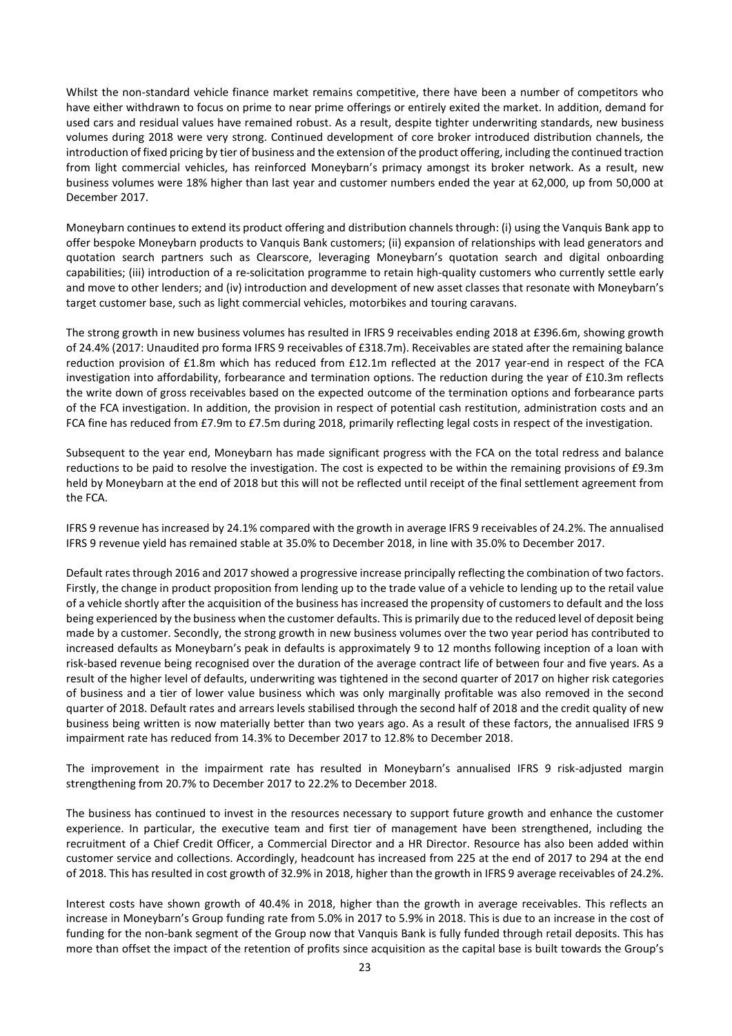Whilst the non-standard vehicle finance market remains competitive, there have been a number of competitors who have either withdrawn to focus on prime to near prime offerings or entirely exited the market. In addition, demand for used cars and residual values have remained robust. As a result, despite tighter underwriting standards, new business volumes during 2018 were very strong. Continued development of core broker introduced distribution channels, the introduction of fixed pricing by tier of business and the extension of the product offering, including the continued traction from light commercial vehicles, has reinforced Moneybarn's primacy amongst its broker network. As a result, new business volumes were 18% higher than last year and customer numbers ended the year at 62,000, up from 50,000 at December 2017.

Moneybarn continues to extend its product offering and distribution channels through: (i) using the Vanquis Bank app to offer bespoke Moneybarn products to Vanquis Bank customers; (ii) expansion of relationships with lead generators and quotation search partners such as Clearscore, leveraging Moneybarn's quotation search and digital onboarding capabilities; (iii) introduction of a re-solicitation programme to retain high-quality customers who currently settle early and move to other lenders; and (iv) introduction and development of new asset classes that resonate with Moneybarn's target customer base, such as light commercial vehicles, motorbikes and touring caravans.

The strong growth in new business volumes has resulted in IFRS 9 receivables ending 2018 at £396.6m, showing growth of 24.4% (2017: Unaudited pro forma IFRS 9 receivables of £318.7m). Receivables are stated after the remaining balance reduction provision of £1.8m which has reduced from £12.1m reflected at the 2017 year-end in respect of the FCA investigation into affordability, forbearance and termination options. The reduction during the year of £10.3m reflects the write down of gross receivables based on the expected outcome of the termination options and forbearance parts of the FCA investigation. In addition, the provision in respect of potential cash restitution, administration costs and an FCA fine has reduced from £7.9m to £7.5m during 2018, primarily reflecting legal costs in respect of the investigation.

Subsequent to the year end, Moneybarn has made significant progress with the FCA on the total redress and balance reductions to be paid to resolve the investigation. The cost is expected to be within the remaining provisions of £9.3m held by Moneybarn at the end of 2018 but this will not be reflected until receipt of the final settlement agreement from the FCA.

IFRS 9 revenue has increased by 24.1% compared with the growth in average IFRS 9 receivables of 24.2%. The annualised IFRS 9 revenue yield has remained stable at 35.0% to December 2018, in line with 35.0% to December 2017.

Default rates through 2016 and 2017 showed a progressive increase principally reflecting the combination of two factors. Firstly, the change in product proposition from lending up to the trade value of a vehicle to lending up to the retail value of a vehicle shortly after the acquisition of the business has increased the propensity of customers to default and the loss being experienced by the business when the customer defaults. This is primarily due to the reduced level of deposit being made by a customer. Secondly, the strong growth in new business volumes over the two year period has contributed to increased defaults as Moneybarn's peak in defaults is approximately 9 to 12 months following inception of a loan with risk-based revenue being recognised over the duration of the average contract life of between four and five years. As a result of the higher level of defaults, underwriting was tightened in the second quarter of 2017 on higher risk categories of business and a tier of lower value business which was only marginally profitable was also removed in the second quarter of 2018. Default rates and arrears levels stabilised through the second half of 2018 and the credit quality of new business being written is now materially better than two years ago. As a result of these factors, the annualised IFRS 9 impairment rate has reduced from 14.3% to December 2017 to 12.8% to December 2018.

The improvement in the impairment rate has resulted in Moneybarn's annualised IFRS 9 risk-adjusted margin strengthening from 20.7% to December 2017 to 22.2% to December 2018.

The business has continued to invest in the resources necessary to support future growth and enhance the customer experience. In particular, the executive team and first tier of management have been strengthened, including the recruitment of a Chief Credit Officer, a Commercial Director and a HR Director. Resource has also been added within customer service and collections. Accordingly, headcount has increased from 225 at the end of 2017 to 294 at the end of 2018. This has resulted in cost growth of 32.9% in 2018, higher than the growth in IFRS 9 average receivables of 24.2%.

Interest costs have shown growth of 40.4% in 2018, higher than the growth in average receivables. This reflects an increase in Moneybarn's Group funding rate from 5.0% in 2017 to 5.9% in 2018. This is due to an increase in the cost of funding for the non-bank segment of the Group now that Vanquis Bank is fully funded through retail deposits. This has more than offset the impact of the retention of profits since acquisition as the capital base is built towards the Group's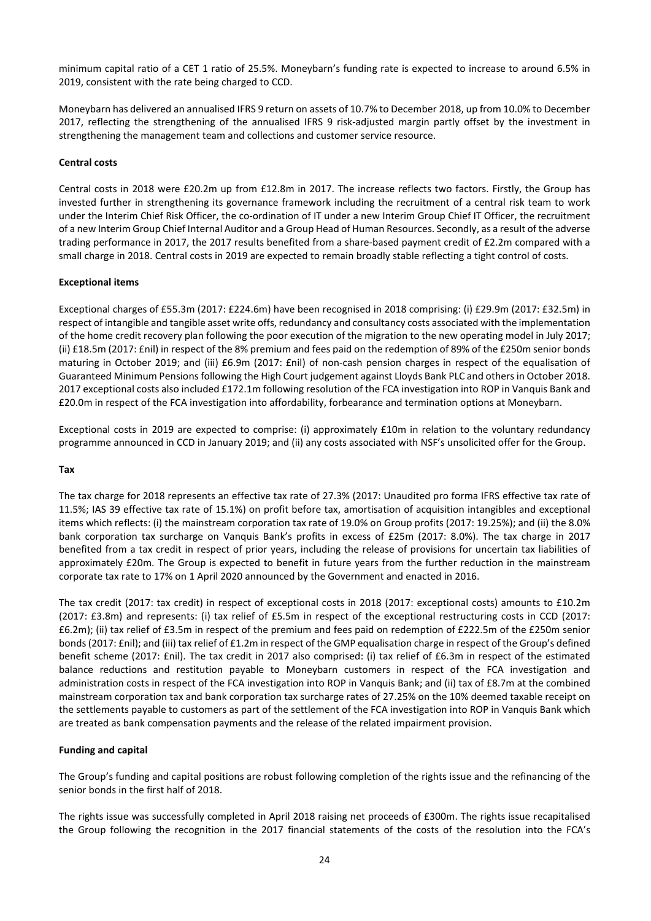minimum capital ratio of a CET 1 ratio of 25.5%. Moneybarn's funding rate is expected to increase to around 6.5% in 2019, consistent with the rate being charged to CCD.

Moneybarn has delivered an annualised IFRS 9 return on assets of 10.7% to December 2018, up from 10.0% to December 2017, reflecting the strengthening of the annualised IFRS 9 risk-adjusted margin partly offset by the investment in strengthening the management team and collections and customer service resource.

**Central costs**

Central costs in 2018 were £20.2m up from £12.8m in 2017. The increase reflects two factors. Firstly, the Group has invested further in strengthening its governance framework including the recruitment of a central risk team to work under the Interim Chief Risk Officer, the co-ordination of IT under a new Interim Group Chief IT Officer, the recruitment of a new Interim Group Chief Internal Auditor and a Group Head of Human Resources. Secondly, as a result of the adverse trading performance in 2017, the 2017 results benefited from a share-based payment credit of £2.2m compared with a small charge in 2018. Central costs in 2019 are expected to remain broadly stable reflecting a tight control of costs.

**Exceptional items**

Exceptional charges of £55.3m (2017: £224.6m) have been recognised in 2018 comprising: (i) £29.9m (2017: £32.5m) in respect of intangible and tangible asset write offs, redundancy and consultancy costs associated with the implementation of the home credit recovery plan following the poor execution of the migration to the new operating model in July 2017; (ii) £18.5m (2017: £nil) in respect of the 8% premium and fees paid on the redemption of 89% of the £250m senior bonds maturing in October 2019; and (iii) £6.9m (2017: £nil) of non-cash pension charges in respect of the equalisation of Guaranteed Minimum Pensions following the High Court judgement against Lloyds Bank PLC and others in October 2018. 2017 exceptional costs also included £172.1m following resolution of the FCA investigation into ROP in Vanquis Bank and £20.0m in respect of the FCA investigation into affordability, forbearance and termination options at Moneybarn.

Exceptional costs in 2019 are expected to comprise: (i) approximately £10m in relation to the voluntary redundancy programme announced in CCD in January 2019; and (ii) any costs associated with NSF's unsolicited offer for the Group.

**Tax**

The tax charge for 2018 represents an effective tax rate of 27.3% (2017: Unaudited pro forma IFRS effective tax rate of 11.5%; IAS 39 effective tax rate of 15.1%) on profit before tax, amortisation of acquisition intangibles and exceptional items which reflects: (i) the mainstream corporation tax rate of 19.0% on Group profits (2017: 19.25%); and (ii) the 8.0% bank corporation tax surcharge on Vanquis Bank's profits in excess of £25m (2017: 8.0%). The tax charge in 2017 benefited from a tax credit in respect of prior years, including the release of provisions for uncertain tax liabilities of approximately £20m. The Group is expected to benefit in future years from the further reduction in the mainstream corporate tax rate to 17% on 1 April 2020 announced by the Government and enacted in 2016.

The tax credit (2017: tax credit) in respect of exceptional costs in 2018 (2017: exceptional costs) amounts to £10.2m (2017: £3.8m) and represents: (i) tax relief of £5.5m in respect of the exceptional restructuring costs in CCD (2017: £6.2m); (ii) tax relief of £3.5m in respect of the premium and fees paid on redemption of £222.5m of the £250m senior bonds (2017: £nil); and (iii) tax relief of £1.2m in respect of the GMP equalisation charge in respect of the Group's defined benefit scheme (2017: £nil). The tax credit in 2017 also comprised: (i) tax relief of £6.3m in respect of the estimated balance reductions and restitution payable to Moneybarn customers in respect of the FCA investigation and administration costs in respect of the FCA investigation into ROP in Vanquis Bank; and (ii) tax of £8.7m at the combined mainstream corporation tax and bank corporation tax surcharge rates of 27.25% on the 10% deemed taxable receipt on the settlements payable to customers as part of the settlement of the FCA investigation into ROP in Vanquis Bank which are treated as bank compensation payments and the release of the related impairment provision.

**Funding and capital**

The Group's funding and capital positions are robust following completion of the rights issue and the refinancing of the senior bonds in the first half of 2018.

The rights issue was successfully completed in April 2018 raising net proceeds of £300m. The rights issue recapitalised the Group following the recognition in the 2017 financial statements of the costs of the resolution into the FCA's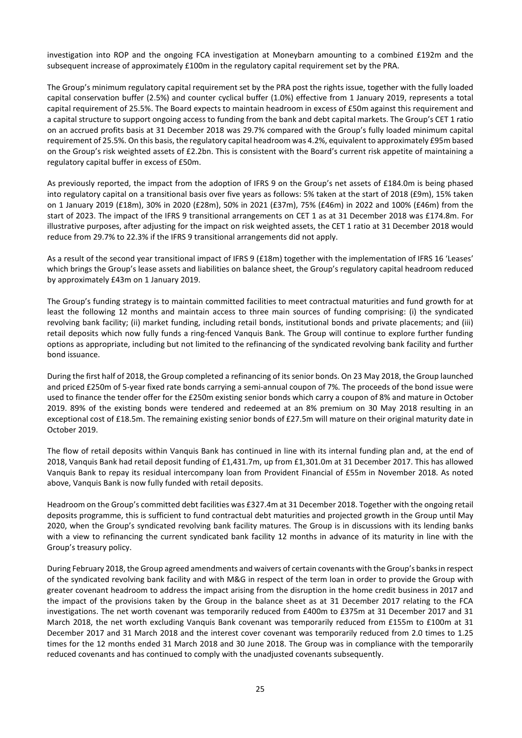investigation into ROP and the ongoing FCA investigation at Moneybarn amounting to a combined £192m and the subsequent increase of approximately £100m in the regulatory capital requirement set by the PRA.

The Group's minimum regulatory capital requirement set by the PRA post the rights issue, together with the fully loaded capital conservation buffer (2.5%) and counter cyclical buffer (1.0%) effective from 1 January 2019, represents a total capital requirement of 25.5%. The Board expects to maintain headroom in excess of £50m against this requirement and a capital structure to support ongoing access to funding from the bank and debt capital markets. The Group's CET 1 ratio on an accrued profits basis at 31 December 2018 was 29.7% compared with the Group's fully loaded minimum capital requirement of 25.5%. On this basis, the regulatory capital headroom was 4.2%, equivalent to approximately £95m based on the Group's risk weighted assets of £2.2bn. This is consistent with the Board's current risk appetite of maintaining a regulatory capital buffer in excess of £50m.

As previously reported, the impact from the adoption of IFRS 9 on the Group's net assets of £184.0m is being phased into regulatory capital on a transitional basis over five years as follows: 5% taken at the start of 2018 (£9m), 15% taken on 1 January 2019 (£18m), 30% in 2020 (£28m), 50% in 2021 (£37m), 75% (£46m) in 2022 and 100% (£46m) from the start of 2023. The impact of the IFRS 9 transitional arrangements on CET 1 as at 31 December 2018 was £174.8m. For illustrative purposes, after adjusting for the impact on risk weighted assets, the CET 1 ratio at 31 December 2018 would reduce from 29.7% to 22.3% if the IFRS 9 transitional arrangements did not apply.

As a result of the second year transitional impact of IFRS 9 (£18m) together with the implementation of IFRS 16 'Leases' which brings the Group's lease assets and liabilities on balance sheet, the Group's regulatory capital headroom reduced by approximately £43m on 1 January 2019.

The Group's funding strategy is to maintain committed facilities to meet contractual maturities and fund growth for at least the following 12 months and maintain access to three main sources of funding comprising: (i) the syndicated revolving bank facility; (ii) market funding, including retail bonds, institutional bonds and private placements; and (iii) retail deposits which now fully funds a ring-fenced Vanquis Bank. The Group will continue to explore further funding options as appropriate, including but not limited to the refinancing of the syndicated revolving bank facility and further bond issuance.

During the first half of 2018, the Group completed a refinancing of its senior bonds. On 23 May 2018, the Group launched and priced £250m of 5-year fixed rate bonds carrying a semi-annual coupon of 7%. The proceeds of the bond issue were used to finance the tender offer for the £250m existing senior bonds which carry a coupon of 8% and mature in October 2019. 89% of the existing bonds were tendered and redeemed at an 8% premium on 30 May 2018 resulting in an exceptional cost of £18.5m. The remaining existing senior bonds of £27.5m will mature on their original maturity date in October 2019.

The flow of retail deposits within Vanquis Bank has continued in line with its internal funding plan and, at the end of 2018, Vanquis Bank had retail deposit funding of £1,431.7m, up from £1,301.0m at 31 December 2017. This has allowed Vanquis Bank to repay its residual intercompany loan from Provident Financial of £55m in November 2018. As noted above, Vanquis Bank is now fully funded with retail deposits.

Headroom on the Group's committed debt facilities was £327.4m at 31 December 2018. Together with the ongoing retail deposits programme, this is sufficient to fund contractual debt maturities and projected growth in the Group until May 2020, when the Group's syndicated revolving bank facility matures. The Group is in discussions with its lending banks with a view to refinancing the current syndicated bank facility 12 months in advance of its maturity in line with the Group's treasury policy.

During February 2018, the Group agreed amendments and waivers of certain covenants with the Group's banks in respect of the syndicated revolving bank facility and with M&G in respect of the term loan in order to provide the Group with greater covenant headroom to address the impact arising from the disruption in the home credit business in 2017 and the impact of the provisions taken by the Group in the balance sheet as at 31 December 2017 relating to the FCA investigations. The net worth covenant was temporarily reduced from £400m to £375m at 31 December 2017 and 31 March 2018, the net worth excluding Vanquis Bank covenant was temporarily reduced from £155m to £100m at 31 December 2017 and 31 March 2018 and the interest cover covenant was temporarily reduced from 2.0 times to 1.25 times for the 12 months ended 31 March 2018 and 30 June 2018. The Group was in compliance with the temporarily reduced covenants and has continued to comply with the unadjusted covenants subsequently.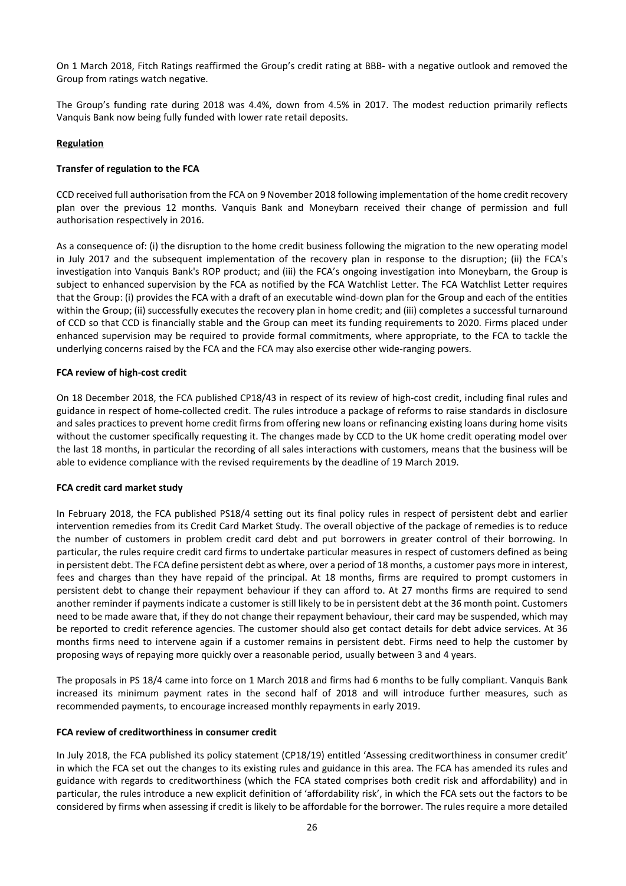On 1 March 2018, Fitch Ratings reaffirmed the Group's credit rating at BBB- with a negative outlook and removed the Group from ratings watch negative.

The Group's funding rate during 2018 was 4.4%, down from 4.5% in 2017. The modest reduction primarily reflects Vanquis Bank now being fully funded with lower rate retail deposits.

## Regulation

### Transfer of regulation to the FCA

CCD received full authorisation from the FCA on 9 November 2018 following implementation of the home credit recovery plan over the previous 12 months. Vanquis Bank and Moneybarn received their change of permission and full authorisation respectively in 2016.

As a consequence of: (i) the disruption to the home credit business following the migration to the new operating model in July 2017 and the subsequent implementation of the recovery plan in response to the disruption; (ii) the FCA's investigation into Vanquis Bank's ROP product; and (iii) the FCA's ongoing investigation into Moneybarn, the Group is subject to enhanced supervision by the FCA as notified by the FCA Watchlist Letter. The FCA Watchlist Letter requires that the Group: (i) provides the FCA with a draft of an executable wind-down plan for the Group and each of the entities within the Group; (ii) successfully executes the recovery plan in home credit; and (iii) completes a successful turnaround of CCD so that CCD is financially stable and the Group can meet its funding requirements to 2020. Firms placed under enhanced supervision may be required to provide formal commitments, where appropriate, to the FCA to tackle the underlying concerns raised by the FCA and the FCA may also exercise other wide-ranging powers.

### FCA review of high-cost credit

On 18 December 2018, the FCA published CP18/43 in respect of its review of high-cost credit, including final rules and guidance in respect of home-collected credit. The rules introduce a package of reforms to raise standards in disclosure and sales practices to prevent home credit firms from offering new loans or refinancing existing loans during home visits without the customer specifically requesting it. The changes made by CCD to the UK home credit operating model over the last 18 months, in particular the recording of all sales interactions with customers, means that the business will be able to evidence compliance with the revised requirements by the deadline of 19 March 2019.

### FCA credit card market study

In February 2018, the FCA published PS18/4 setting out its final policy rules in respect of persistent debt and earlier intervention remedies from its Credit Card Market Study. The overall objective of the package of remedies is to reduce the number of customers in problem credit card debt and put borrowers in greater control of their borrowing. In particular, the rules require credit card firms to undertake particular measures in respect of customers defined as being in persistent debt. The FCA define persistent debt as where, over a period of 18 months, a customer pays more in interest, fees and charges than they have repaid of the principal. At 18 months, firms are required to prompt customers in persistent debt to change their repayment behaviour if they can afford to. At 27 months firms are required to send another reminder if payments indicate a customer is still likely to be in persistent debt at the 36 month point. Customers need to be made aware that, if they do not change their repayment behaviour, their card may be suspended, which may be reported to credit reference agencies. The customer should also get contact details for debt advice services. At 36 months firms need to intervene again if a customer remains in persistent debt. Firms need to help the customer by proposing ways of repaying more quickly over a reasonable period, usually between 3 and 4 years.

The proposals in PS 18/4 came into force on 1 March 2018 and firms had 6 months to be fully compliant. Vanquis Bank increased its minimum payment rates in the second half of 2018 and will introduce further measures, such as recommended payments, to encourage increased monthly repayments in early 2019.

### FCA review of creditworthiness in consumer credit

In July 2018, the FCA published its policy statement (CP18/19) entitled 'Assessing creditworthiness in consumer credit' in which the FCA set out the changes to its existing rules and guidance in this area. The FCA has amended its rules and guidance with regards to creditworthiness (which the FCA stated comprises both credit risk and affordability) and in particular, the rules introduce a new explicit definition of 'affordability risk', in which the FCA sets out the factors to be considered by firms when assessing if credit is likely to be affordable for the borrower. The rules require a more detailed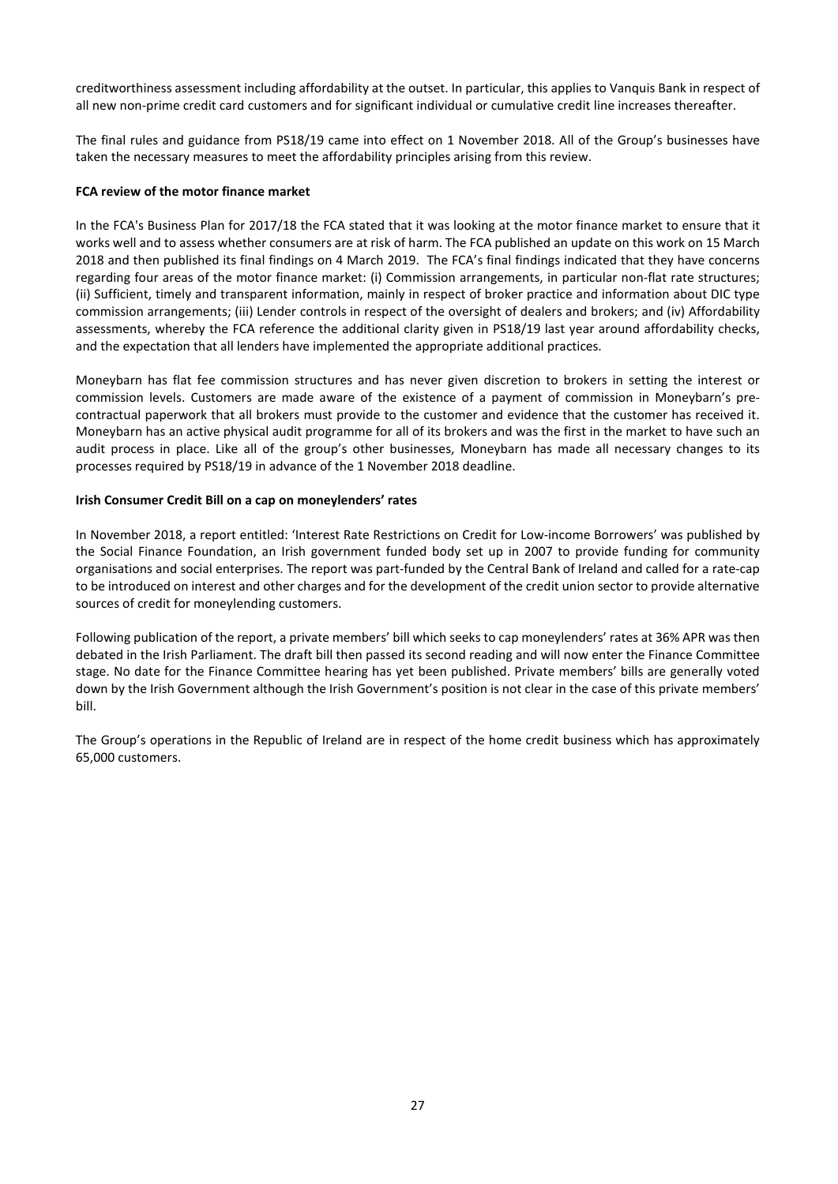creditworthiness assessment including affordability at the outset. In particular, this applies to Vanquis Bank in respect of all new non-prime credit card customers and for significant individual or cumulative credit line increases thereafter.

The final rules and guidance from PS18/19 came into effect on 1 November 2018. All of the Group's businesses have taken the necessary measures to meet the affordability principles arising from this review.

**FCA review of the motor finance market**

In the FCA's Business Plan for 2017/18 the FCA stated that it was looking at the motor finance market to ensure that it works well and to assess whether consumers are at risk of harm. The FCA published an update on this work on 15 March 2018 and then published its final findings on 4 March 2019. The FCA's final findings indicated that they have concerns regarding four areas of the motor finance market: (i) Commission arrangements, in particular non-flat rate structures; (ii) Sufficient, timely and transparent information, mainly in respect of broker practice and information about DIC type commission arrangements; (iii) Lender controls in respect of the oversight of dealers and brokers; and (iv) Affordability assessments, whereby the FCA reference the additional clarity given in PS18/19 last year around affordability checks, and the expectation that all lenders have implemented the appropriate additional practices.

Moneybarn has flat fee commission structures and has never given discretion to brokers in setting the interest or commission levels. Customers are made aware of the existence of a payment of commission in Moneybarn's pre-contractual paperwork that all brokers must provide to the customer and evidence that the customer has received it. Moneybarn has an active physical audit programme for all of its brokers and was the first in the market to have such an audit process in place. Like all of the group's other businesses, Moneybarn has made all necessary changes to its processes required by PS18/19 in advance of the 1 November 2018 deadline.

**Irish Consumer Credit Bill on a cap on moneylenders' rates**

In November 2018, a report entitled: 'Interest Rate Restrictions on Credit for Low-income Borrowers' was published by the Social Finance Foundation, an Irish government funded body set up in 2007 to provide funding for community organisations and social enterprises. The report was part-funded by the Central Bank of Ireland and called for a rate-cap to be introduced on interest and other charges and for the development of the credit union sector to provide alternative sources of credit for moneylending customers.

Following publication of the report, a private members' bill which seeks to cap moneylenders' rates at 36% APR was then debated in the Irish Parliament. The draft bill then passed its second reading and will now enter the Finance Committee stage. No date for the Finance Committee hearing has yet been published. Private members' bills are generally voted down by the Irish Government although the Irish Government's position is not clear in the case of this private members' bill.

The Group's operations in the Republic of Ireland are in respect of the home credit business which has approximately 65,000 customers.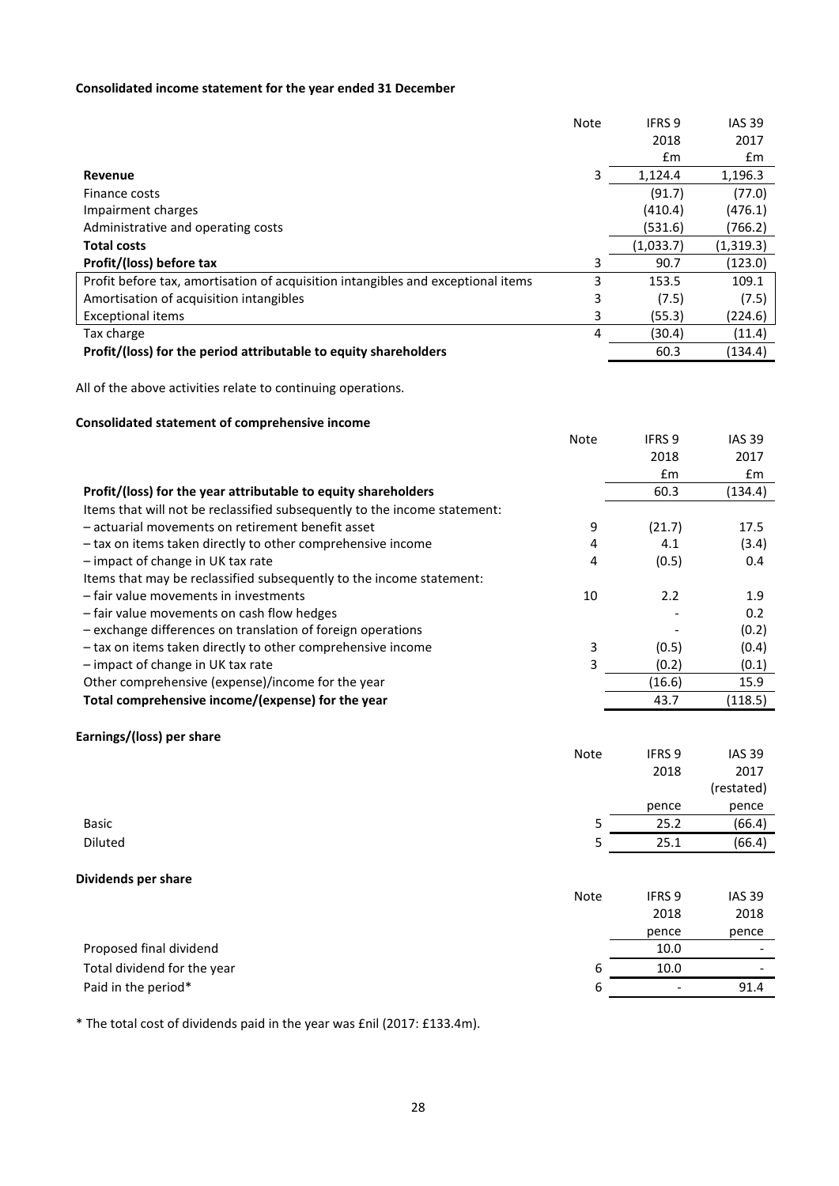**Consolidated income statement for the year ended 31 December**

| | Note | IFRS 9<br>2018<br>£m | IAS 39<br>2017<br>£m |
|---|---|---|---|
| **Revenue** | 3 | 1,124.4 | 1,196.3 |
| Finance costs | | (91.7) | (77.0) |
| Impairment charges | | (410.4) | (476.1) |
| Administrative and operating costs | | (531.6) | (766.2) |
| **Total costs** | | (1,033.7) | (1,319.3) |
| **Profit/(loss) before tax** | 3 | 90.7 | (123.0) |
| Profit before tax, amortisation of acquisition intangibles and exceptional items | 3 | 153.5 | 109.1 |
| Amortisation of acquisition intangibles | 3 | (7.5) | (7.5) |
| Exceptional items | 3 | (55.3) | (224.6) |
| Tax charge | 4 | (30.4) | (11.4) |
| **Profit/(loss) for the period attributable to equity shareholders** | | 60.3 | (134.4) |

All of the above activities relate to continuing operations.

**Consolidated statement of comprehensive income**

| | Note | IFRS 9<br>2018<br>£m | IAS 39<br>2017<br>£m |
|---|---|---|---|
| **Profit/(loss) for the year attributable to equity shareholders** | | 60.3 | (134.4) |
| Items that will not be reclassified subsequently to the income statement: | | | |
| – actuarial movements on retirement benefit asset | 9 | (21.7) | 17.5 |
| – tax on items taken directly to other comprehensive income | 4 | 4.1 | (3.4) |
| – impact of change in UK tax rate | 4 | (0.5) | 0.4 |
| Items that may be reclassified subsequently to the income statement: | | | |
| – fair value movements in investments | 10 | 2.2 | 1.9 |
| – fair value movements on cash flow hedges | | - | 0.2 |
| – exchange differences on translation of foreign operations | | - | (0.2) |
| – tax on items taken directly to other comprehensive income | 3 | (0.5) | (0.4) |
| – impact of change in UK tax rate | 3 | (0.2) | (0.1) |
| Other comprehensive (expense)/income for the year | | (16.6) | 15.9 |
| **Total comprehensive income/(expense) for the year** | | 43.7 | (118.5) |

**Earnings/(loss) per share**

| | Note | IFRS 9<br>2018<br><br>pence | IAS 39<br>2017<br>(restated)<br>pence |
|---|---|---|---|
| Basic | 5 | 25.2 | (66.4) |
| Diluted | 5 | 25.1 | (66.4) |

**Dividends per share**

| | Note | IFRS 9<br>2018<br>pence | IAS 39<br>2018<br>pence |
|---|---|---|---|
| Proposed final dividend | | 10.0 | - |
| Total dividend for the year | 6 | 10.0 | - |
| Paid in the period* | 6 | - | 91.4 |

* The total cost of dividends paid in the year was £nil (2017: £133.4m).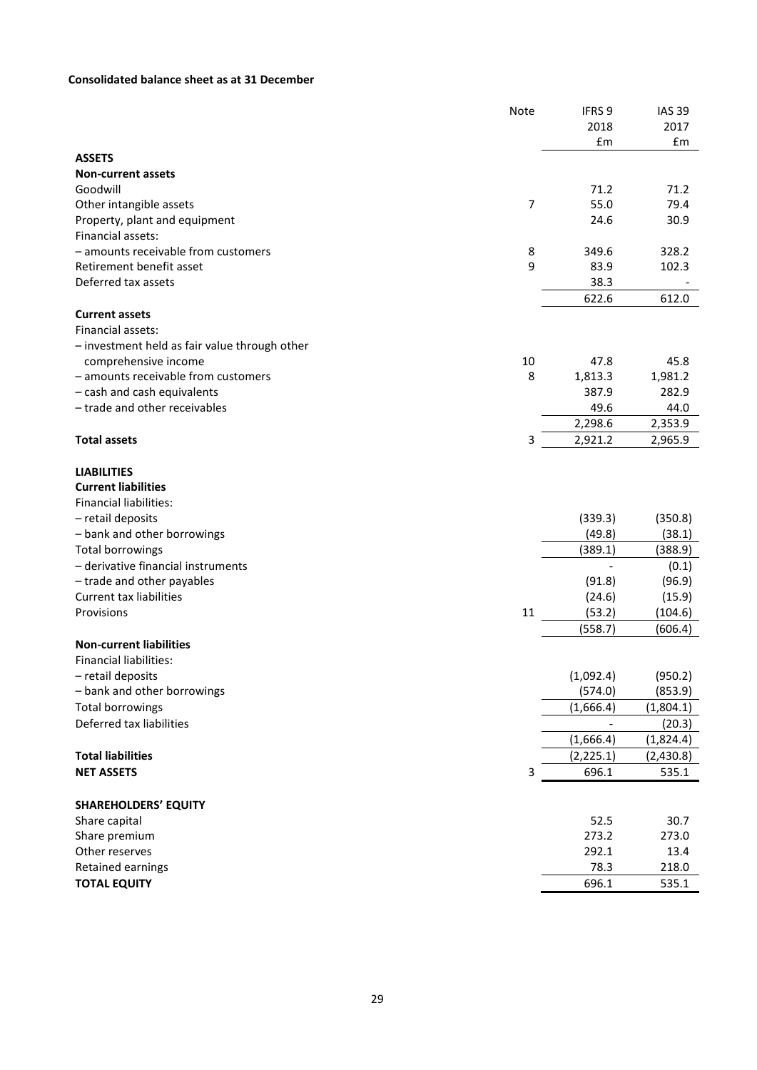**Consolidated balance sheet as at 31 December**

| | Note | IFRS 9 2018 £m | IAS 39 2017 £m |
|---|---|---|---|
| **ASSETS** | | | |
| **Non-current assets** | | | |
| Goodwill | | 71.2 | 71.2 |
| Other intangible assets | 7 | 55.0 | 79.4 |
| Property, plant and equipment | | 24.6 | 30.9 |
| Financial assets: | | | |
| – amounts receivable from customers | 8 | 349.6 | 328.2 |
| Retirement benefit asset | 9 | 83.9 | 102.3 |
| Deferred tax assets | | 38.3 | - |
| | | 622.6 | 612.0 |
| **Current assets** | | | |
| Financial assets: | | | |
| – investment held as fair value through other comprehensive income | 10 | 47.8 | 45.8 |
| – amounts receivable from customers | 8 | 1,813.3 | 1,981.2 |
| – cash and cash equivalents | | 387.9 | 282.9 |
| – trade and other receivables | | 49.6 | 44.0 |
| | | 2,298.6 | 2,353.9 |
| **Total assets** | 3 | 2,921.2 | 2,965.9 |
| | | | |
| **LIABILITIES** | | | |
| **Current liabilities** | | | |
| Financial liabilities: | | | |
| – retail deposits | | (339.3) | (350.8) |
| – bank and other borrowings | | (49.8) | (38.1) |
| Total borrowings | | (389.1) | (388.9) |
| – derivative financial instruments | | - | (0.1) |
| – trade and other payables | | (91.8) | (96.9) |
| Current tax liabilities | | (24.6) | (15.9) |
| Provisions | 11 | (53.2) | (104.6) |
| | | (558.7) | (606.4) |
| **Non-current liabilities** | | | |
| Financial liabilities: | | | |
| – retail deposits | | (1,092.4) | (950.2) |
| – bank and other borrowings | | (574.0) | (853.9) |
| Total borrowings | | (1,666.4) | (1,804.1) |
| Deferred tax liabilities | | - | (20.3) |
| | | (1,666.4) | (1,824.4) |
| **Total liabilities** | | (2,225.1) | (2,430.8) |
| **NET ASSETS** | 3 | 696.1 | 535.1 |
| | | | |
| **SHAREHOLDERS' EQUITY** | | | |
| Share capital | | 52.5 | 30.7 |
| Share premium | | 273.2 | 273.0 |
| Other reserves | | 292.1 | 13.4 |
| Retained earnings | | 78.3 | 218.0 |
| **TOTAL EQUITY** | | 696.1 | 535.1 |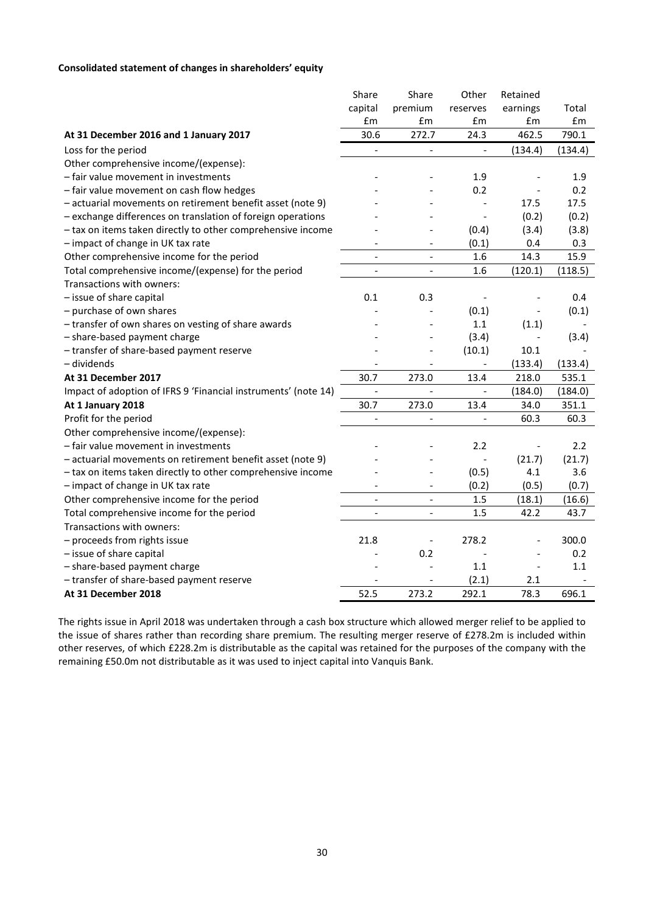**Consolidated statement of changes in shareholders' equity**

| | Share capital £m | Share premium £m | Other reserves £m | Retained earnings £m | Total £m |
|---|---|---|---|---|---|
| **At 31 December 2016 and 1 January 2017** | 30.6 | 272.7 | 24.3 | 462.5 | 790.1 |
| Loss for the period | - | - | - | (134.4) | (134.4) |
| Other comprehensive income/(expense): | | | | | |
| – fair value movement in investments | - | - | 1.9 | - | 1.9 |
| – fair value movement on cash flow hedges | - | - | 0.2 | - | 0.2 |
| – actuarial movements on retirement benefit asset (note 9) | - | - | - | 17.5 | 17.5 |
| – exchange differences on translation of foreign operations | - | - | - | (0.2) | (0.2) |
| – tax on items taken directly to other comprehensive income | - | - | (0.4) | (3.4) | (3.8) |
| – impact of change in UK tax rate | - | - | (0.1) | 0.4 | 0.3 |
| Other comprehensive income for the period | - | - | 1.6 | 14.3 | 15.9 |
| Total comprehensive income/(expense) for the period | - | - | 1.6 | (120.1) | (118.5) |
| Transactions with owners: | | | | | |
| – issue of share capital | 0.1 | 0.3 | - | - | 0.4 |
| – purchase of own shares | - | - | (0.1) | - | (0.1) |
| – transfer of own shares on vesting of share awards | - | - | 1.1 | (1.1) | - |
| – share-based payment charge | - | - | (3.4) | - | (3.4) |
| – transfer of share-based payment reserve | - | - | (10.1) | 10.1 | - |
| – dividends | - | - | - | (133.4) | (133.4) |
| **At 31 December 2017** | 30.7 | 273.0 | 13.4 | 218.0 | 535.1 |
| Impact of adoption of IFRS 9 'Financial instruments' (note 14) | - | - | - | (184.0) | (184.0) |
| **At 1 January 2018** | 30.7 | 273.0 | 13.4 | 34.0 | 351.1 |
| Profit for the period | - | - | - | 60.3 | 60.3 |
| Other comprehensive income/(expense): | | | | | |
| – fair value movement in investments | - | - | 2.2 | - | 2.2 |
| – actuarial movements on retirement benefit asset (note 9) | - | - | - | (21.7) | (21.7) |
| – tax on items taken directly to other comprehensive income | - | - | (0.5) | 4.1 | 3.6 |
| – impact of change in UK tax rate | - | - | (0.2) | (0.5) | (0.7) |
| Other comprehensive income for the period | - | - | 1.5 | (18.1) | (16.6) |
| Total comprehensive income for the period | - | - | 1.5 | 42.2 | 43.7 |
| Transactions with owners: | | | | | |
| – proceeds from rights issue | 21.8 | - | 278.2 | - | 300.0 |
| – issue of share capital | - | 0.2 | - | - | 0.2 |
| – share-based payment charge | - | - | 1.1 | - | 1.1 |
| – transfer of share-based payment reserve | - | - | (2.1) | 2.1 | - |
| **At 31 December 2018** | 52.5 | 273.2 | 292.1 | 78.3 | 696.1 |

The rights issue in April 2018 was undertaken through a cash box structure which allowed merger relief to be applied to the issue of shares rather than recording share premium. The resulting merger reserve of £278.2m is included within other reserves, of which £228.2m is distributable as the capital was retained for the purposes of the company with the remaining £50.0m not distributable as it was used to inject capital into Vanquis Bank.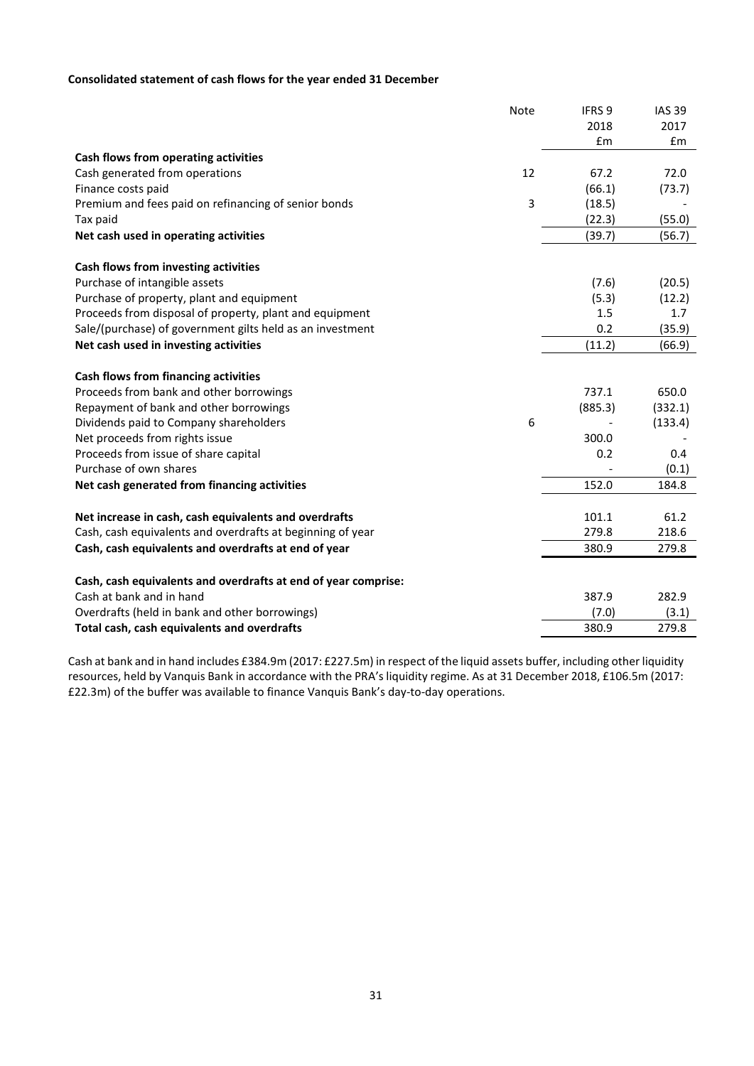**Consolidated statement of cash flows for the year ended 31 December**

| | Note | IFRS 9 2018 £m | IAS 39 2017 £m |
|---|---|---|---|
| **Cash flows from operating activities** | | | |
| Cash generated from operations | 12 | 67.2 | 72.0 |
| Finance costs paid | | (66.1) | (73.7) |
| Premium and fees paid on refinancing of senior bonds | 3 | (18.5) | - |
| Tax paid | | (22.3) | (55.0) |
| **Net cash used in operating activities** | | (39.7) | (56.7) |
| | | | |
| **Cash flows from investing activities** | | | |
| Purchase of intangible assets | | (7.6) | (20.5) |
| Purchase of property, plant and equipment | | (5.3) | (12.2) |
| Proceeds from disposal of property, plant and equipment | | 1.5 | 1.7 |
| Sale/(purchase) of government gilts held as an investment | | 0.2 | (35.9) |
| **Net cash used in investing activities** | | (11.2) | (66.9) |
| | | | |
| **Cash flows from financing activities** | | | |
| Proceeds from bank and other borrowings | | 737.1 | 650.0 |
| Repayment of bank and other borrowings | | (885.3) | (332.1) |
| Dividends paid to Company shareholders | 6 | - | (133.4) |
| Net proceeds from rights issue | | 300.0 | - |
| Proceeds from issue of share capital | | 0.2 | 0.4 |
| Purchase of own shares | | - | (0.1) |
| **Net cash generated from financing activities** | | 152.0 | 184.8 |
| | | | |
| **Net increase in cash, cash equivalents and overdrafts** | | 101.1 | 61.2 |
| Cash, cash equivalents and overdrafts at beginning of year | | 279.8 | 218.6 |
| **Cash, cash equivalents and overdrafts at end of year** | | 380.9 | 279.8 |
| | | | |
| **Cash, cash equivalents and overdrafts at end of year comprise:** | | | |
| Cash at bank and in hand | | 387.9 | 282.9 |
| Overdrafts (held in bank and other borrowings) | | (7.0) | (3.1) |
| **Total cash, cash equivalents and overdrafts** | | 380.9 | 279.8 |

Cash at bank and in hand includes £384.9m (2017: £227.5m) in respect of the liquid assets buffer, including other liquidity resources, held by Vanquis Bank in accordance with the PRA's liquidity regime. As at 31 December 2018, £106.5m (2017: £22.3m) of the buffer was available to finance Vanquis Bank's day-to-day operations.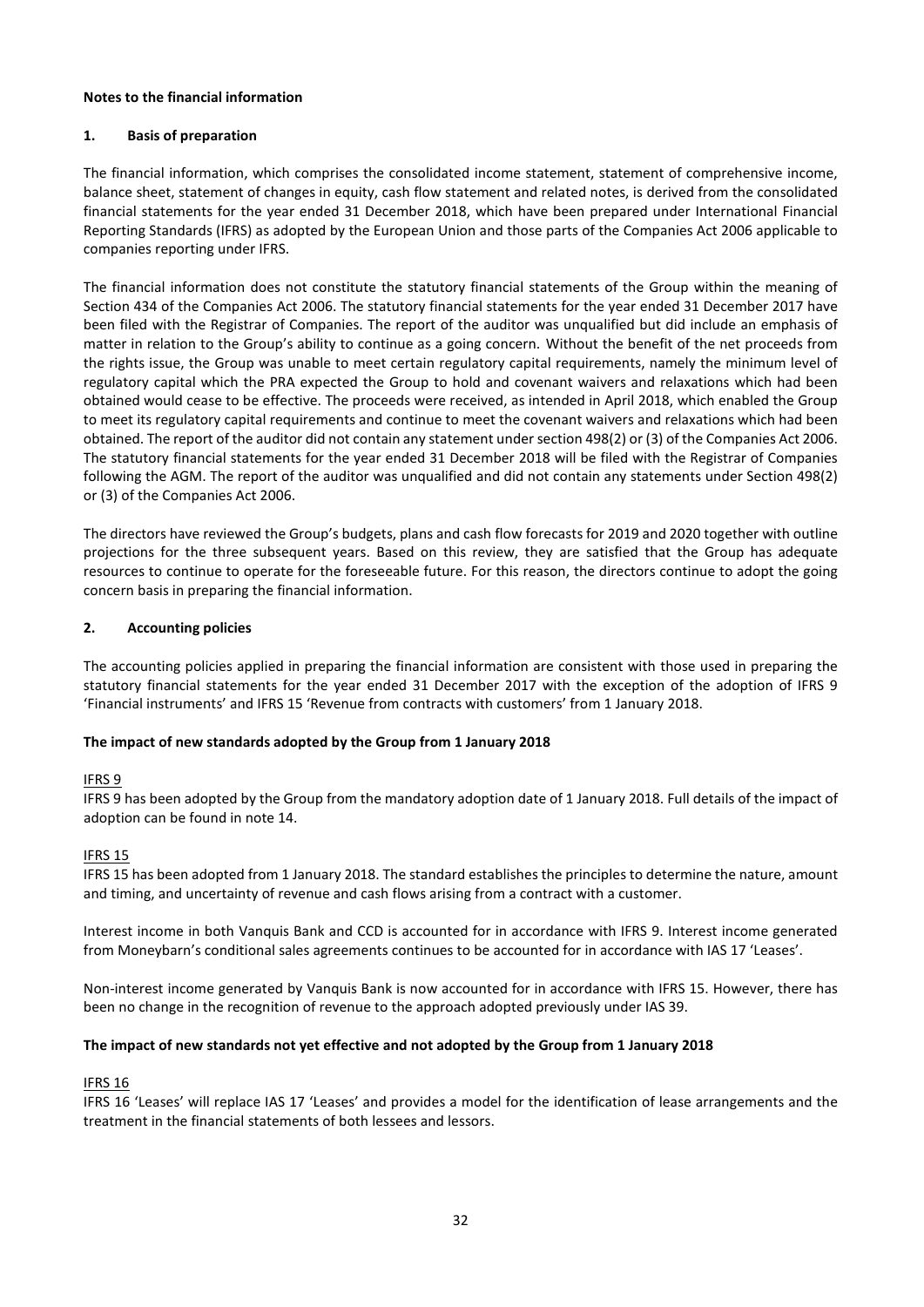**Notes to the financial information**

## 1. Basis of preparation

The financial information, which comprises the consolidated income statement, statement of comprehensive income, balance sheet, statement of changes in equity, cash flow statement and related notes, is derived from the consolidated financial statements for the year ended 31 December 2018, which have been prepared under International Financial Reporting Standards (IFRS) as adopted by the European Union and those parts of the Companies Act 2006 applicable to companies reporting under IFRS.

The financial information does not constitute the statutory financial statements of the Group within the meaning of Section 434 of the Companies Act 2006. The statutory financial statements for the year ended 31 December 2017 have been filed with the Registrar of Companies. The report of the auditor was unqualified but did include an emphasis of matter in relation to the Group's ability to continue as a going concern. Without the benefit of the net proceeds from the rights issue, the Group was unable to meet certain regulatory capital requirements, namely the minimum level of regulatory capital which the PRA expected the Group to hold and covenant waivers and relaxations which had been obtained would cease to be effective. The proceeds were received, as intended in April 2018, which enabled the Group to meet its regulatory capital requirements and continue to meet the covenant waivers and relaxations which had been obtained. The report of the auditor did not contain any statement under section 498(2) or (3) of the Companies Act 2006. The statutory financial statements for the year ended 31 December 2018 will be filed with the Registrar of Companies following the AGM. The report of the auditor was unqualified and did not contain any statements under Section 498(2) or (3) of the Companies Act 2006.

The directors have reviewed the Group's budgets, plans and cash flow forecasts for 2019 and 2020 together with outline projections for the three subsequent years. Based on this review, they are satisfied that the Group has adequate resources to continue to operate for the foreseeable future. For this reason, the directors continue to adopt the going concern basis in preparing the financial information.

## 2. Accounting policies

The accounting policies applied in preparing the financial information are consistent with those used in preparing the statutory financial statements for the year ended 31 December 2017 with the exception of the adoption of IFRS 9 'Financial instruments' and IFRS 15 'Revenue from contracts with customers' from 1 January 2018.

**The impact of new standards adopted by the Group from 1 January 2018**

IFRS 9

IFRS 9 has been adopted by the Group from the mandatory adoption date of 1 January 2018. Full details of the impact of adoption can be found in note 14.

IFRS 15

IFRS 15 has been adopted from 1 January 2018. The standard establishes the principles to determine the nature, amount and timing, and uncertainty of revenue and cash flows arising from a contract with a customer.

Interest income in both Vanquis Bank and CCD is accounted for in accordance with IFRS 9. Interest income generated from Moneybarn's conditional sales agreements continues to be accounted for in accordance with IAS 17 'Leases'.

Non-interest income generated by Vanquis Bank is now accounted for in accordance with IFRS 15. However, there has been no change in the recognition of revenue to the approach adopted previously under IAS 39.

**The impact of new standards not yet effective and not adopted by the Group from 1 January 2018**

IFRS 16

IFRS 16 'Leases' will replace IAS 17 'Leases' and provides a model for the identification of lease arrangements and the treatment in the financial statements of both lessees and lessors.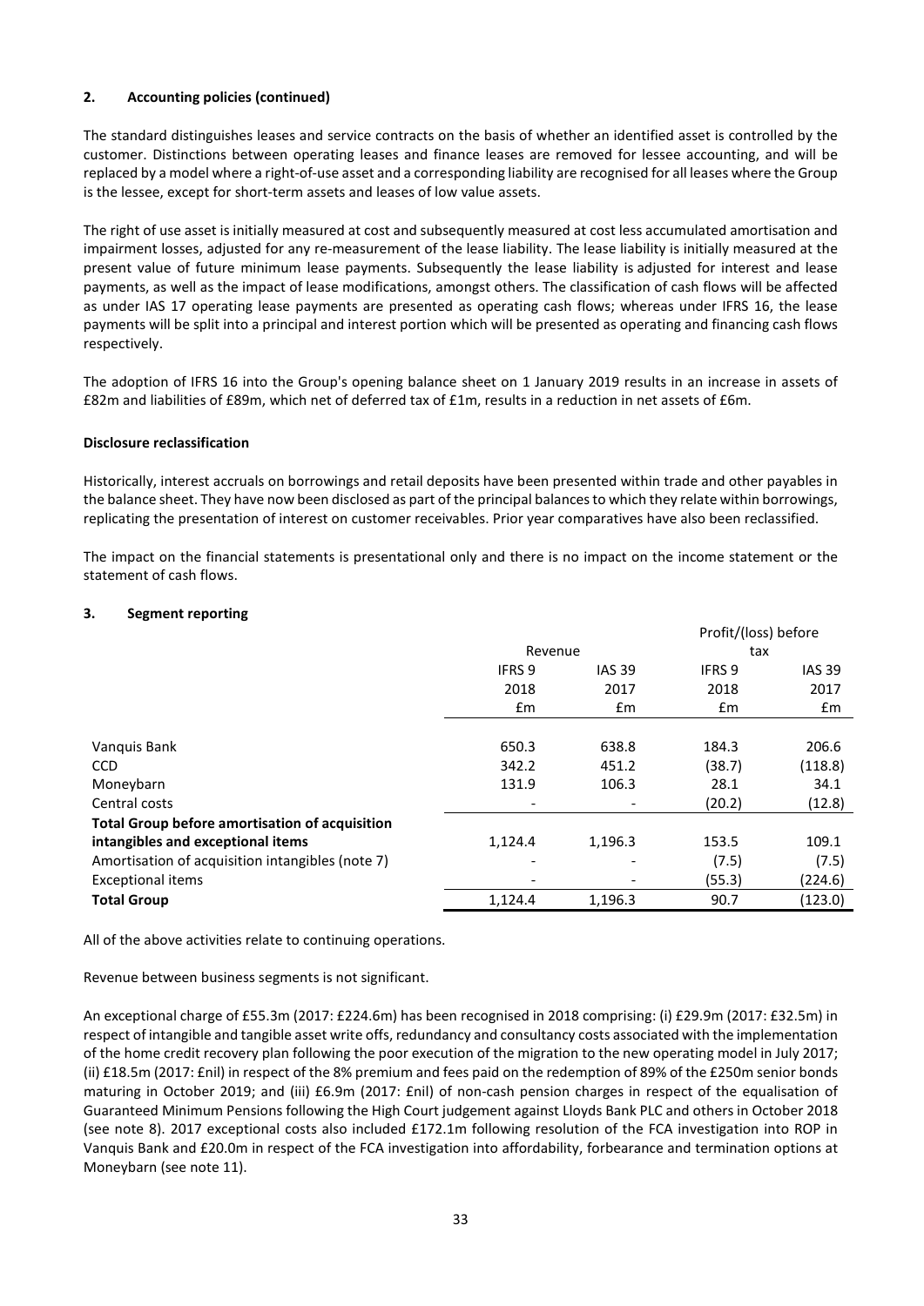## 2. Accounting policies (continued)

The standard distinguishes leases and service contracts on the basis of whether an identified asset is controlled by the customer. Distinctions between operating leases and finance leases are removed for lessee accounting, and will be replaced by a model where a right-of-use asset and a corresponding liability are recognised for all leases where the Group is the lessee, except for short-term assets and leases of low value assets.

The right of use asset is initially measured at cost and subsequently measured at cost less accumulated amortisation and impairment losses, adjusted for any re-measurement of the lease liability. The lease liability is initially measured at the present value of future minimum lease payments. Subsequently the lease liability is adjusted for interest and lease payments, as well as the impact of lease modifications, amongst others. The classification of cash flows will be affected as under IAS 17 operating lease payments are presented as operating cash flows; whereas under IFRS 16, the lease payments will be split into a principal and interest portion which will be presented as operating and financing cash flows respectively.

The adoption of IFRS 16 into the Group's opening balance sheet on 1 January 2019 results in an increase in assets of £82m and liabilities of £89m, which net of deferred tax of £1m, results in a reduction in net assets of £6m.

**Disclosure reclassification**

Historically, interest accruals on borrowings and retail deposits have been presented within trade and other payables in the balance sheet. They have now been disclosed as part of the principal balances to which they relate within borrowings, replicating the presentation of interest on customer receivables. Prior year comparatives have also been reclassified.

The impact on the financial statements is presentational only and there is no impact on the income statement or the statement of cash flows.

## 3. Segment reporting

| | Revenue | | Profit/(loss) before tax | |
|---|---|---|---|---|
| | IFRS 9 | IAS 39 | IFRS 9 | IAS 39 |
| | 2018 | 2017 | 2018 | 2017 |
| | £m | £m | £m | £m |
| Vanquis Bank | 650.3 | 638.8 | 184.3 | 206.6 |
| CCD | 342.2 | 451.2 | (38.7) | (118.8) |
| Moneybarn | 131.9 | 106.3 | 28.1 | 34.1 |
| Central costs | - | - | (20.2) | (12.8) |
| **Total Group before amortisation of acquisition intangibles and exceptional items** | 1,124.4 | 1,196.3 | 153.5 | 109.1 |
| Amortisation of acquisition intangibles (note 7) | - | - | (7.5) | (7.5) |
| Exceptional items | - | - | (55.3) | (224.6) |
| **Total Group** | 1,124.4 | 1,196.3 | 90.7 | (123.0) |

All of the above activities relate to continuing operations.

Revenue between business segments is not significant.

An exceptional charge of £55.3m (2017: £224.6m) has been recognised in 2018 comprising: (i) £29.9m (2017: £32.5m) in respect of intangible and tangible asset write offs, redundancy and consultancy costs associated with the implementation of the home credit recovery plan following the poor execution of the migration to the new operating model in July 2017; (ii) £18.5m (2017: £nil) in respect of the 8% premium and fees paid on the redemption of 89% of the £250m senior bonds maturing in October 2019; and (iii) £6.9m (2017: £nil) of non-cash pension charges in respect of the equalisation of Guaranteed Minimum Pensions following the High Court judgement against Lloyds Bank PLC and others in October 2018 (see note 8). 2017 exceptional costs also included £172.1m following resolution of the FCA investigation into ROP in Vanquis Bank and £20.0m in respect of the FCA investigation into affordability, forbearance and termination options at Moneybarn (see note 11).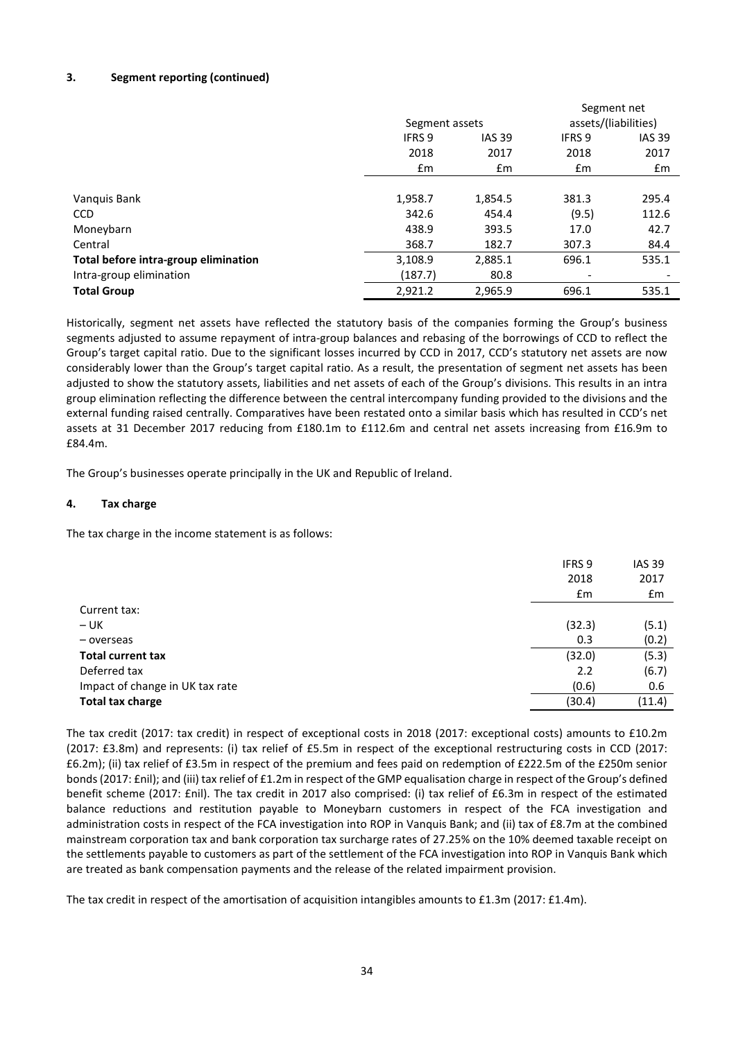### 3. Segment reporting (continued)

| | Segment assets | | Segment net assets/(liabilities) | |
|---|---|---|---|---|
| | IFRS 9 | IAS 39 | IFRS 9 | IAS 39 |
| | 2018 | 2017 | 2018 | 2017 |
| | £m | £m | £m | £m |
| Vanquis Bank | 1,958.7 | 1,854.5 | 381.3 | 295.4 |
| CCD | 342.6 | 454.4 | (9.5) | 112.6 |
| Moneybarn | 438.9 | 393.5 | 17.0 | 42.7 |
| Central | 368.7 | 182.7 | 307.3 | 84.4 |
| **Total before intra-group elimination** | 3,108.9 | 2,885.1 | 696.1 | 535.1 |
| Intra-group elimination | (187.7) | 80.8 | - | - |
| **Total Group** | 2,921.2 | 2,965.9 | 696.1 | 535.1 |

Historically, segment net assets have reflected the statutory basis of the companies forming the Group's business segments adjusted to assume repayment of intra-group balances and rebasing of the borrowings of CCD to reflect the Group's target capital ratio. Due to the significant losses incurred by CCD in 2017, CCD's statutory net assets are now considerably lower than the Group's target capital ratio. As a result, the presentation of segment net assets has been adjusted to show the statutory assets, liabilities and net assets of each of the Group's divisions. This results in an intra group elimination reflecting the difference between the central intercompany funding provided to the divisions and the external funding raised centrally. Comparatives have been restated onto a similar basis which has resulted in CCD's net assets at 31 December 2017 reducing from £180.1m to £112.6m and central net assets increasing from £16.9m to £84.4m.

The Group's businesses operate principally in the UK and Republic of Ireland.

### 4. Tax charge

The tax charge in the income statement is as follows:

| | IFRS 9 | IAS 39 |
|---|---|---|
| | 2018 | 2017 |
| | £m | £m |
| Current tax: | | |
| – UK | (32.3) | (5.1) |
| – overseas | 0.3 | (0.2) |
| **Total current tax** | (32.0) | (5.3) |
| Deferred tax | 2.2 | (6.7) |
| Impact of change in UK tax rate | (0.6) | 0.6 |
| **Total tax charge** | (30.4) | (11.4) |

The tax credit (2017: tax credit) in respect of exceptional costs in 2018 (2017: exceptional costs) amounts to £10.2m (2017: £3.8m) and represents: (i) tax relief of £5.5m in respect of the exceptional restructuring costs in CCD (2017: £6.2m); (ii) tax relief of £3.5m in respect of the premium and fees paid on redemption of £222.5m of the £250m senior bonds (2017: £nil); and (iii) tax relief of £1.2m in respect of the GMP equalisation charge in respect of the Group's defined benefit scheme (2017: £nil). The tax credit in 2017 also comprised: (i) tax relief of £6.3m in respect of the estimated balance reductions and restitution payable to Moneybarn customers in respect of the FCA investigation and administration costs in respect of the FCA investigation into ROP in Vanquis Bank; and (ii) tax of £8.7m at the combined mainstream corporation tax and bank corporation tax surcharge rates of 27.25% on the 10% deemed taxable receipt on the settlements payable to customers as part of the settlement of the FCA investigation into ROP in Vanquis Bank which are treated as bank compensation payments and the release of the related impairment provision.

The tax credit in respect of the amortisation of acquisition intangibles amounts to £1.3m (2017: £1.4m).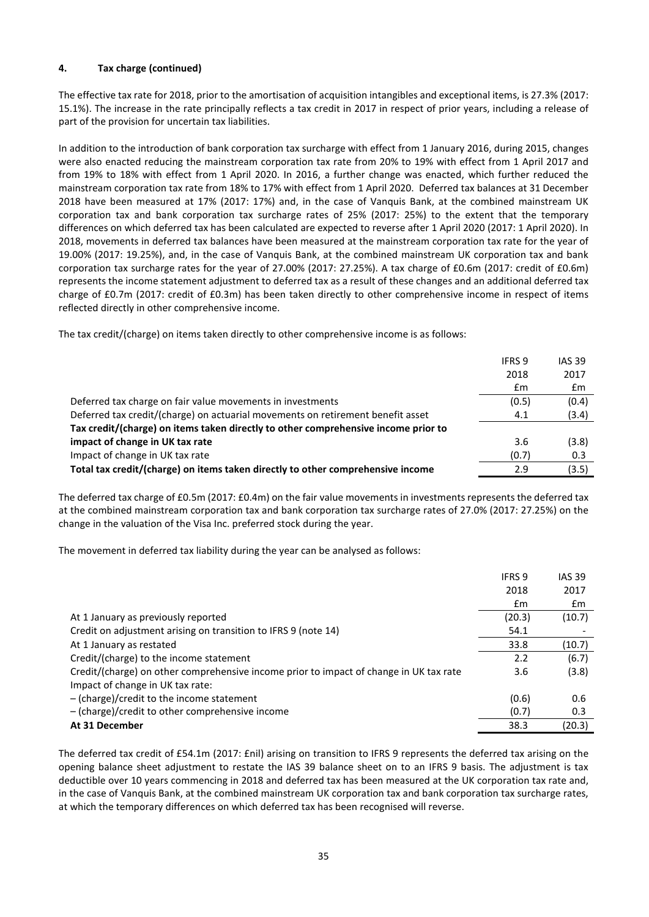**4. Tax charge (continued)**

The effective tax rate for 2018, prior to the amortisation of acquisition intangibles and exceptional items, is 27.3% (2017: 15.1%). The increase in the rate principally reflects a tax credit in 2017 in respect of prior years, including a release of part of the provision for uncertain tax liabilities.

In addition to the introduction of bank corporation tax surcharge with effect from 1 January 2016, during 2015, changes were also enacted reducing the mainstream corporation tax rate from 20% to 19% with effect from 1 April 2017 and from 19% to 18% with effect from 1 April 2020. In 2016, a further change was enacted, which further reduced the mainstream corporation tax rate from 18% to 17% with effect from 1 April 2020. Deferred tax balances at 31 December 2018 have been measured at 17% (2017: 17%) and, in the case of Vanquis Bank, at the combined mainstream UK corporation tax and bank corporation tax surcharge rates of 25% (2017: 25%) to the extent that the temporary differences on which deferred tax has been calculated are expected to reverse after 1 April 2020 (2017: 1 April 2020). In 2018, movements in deferred tax balances have been measured at the mainstream corporation tax rate for the year of 19.00% (2017: 19.25%), and, in the case of Vanquis Bank, at the combined mainstream UK corporation tax and bank corporation tax surcharge rates for the year of 27.00% (2017: 27.25%). A tax charge of £0.6m (2017: credit of £0.6m) represents the income statement adjustment to deferred tax as a result of these changes and an additional deferred tax charge of £0.7m (2017: credit of £0.3m) has been taken directly to other comprehensive income in respect of items reflected directly in other comprehensive income.

The tax credit/(charge) on items taken directly to other comprehensive income is as follows:

| | IFRS 9 2018 £m | IAS 39 2017 £m |
|---|---|---|
| Deferred tax charge on fair value movements in investments | (0.5) | (0.4) |
| Deferred tax credit/(charge) on actuarial movements on retirement benefit asset | 4.1 | (3.4) |
| **Tax credit/(charge) on items taken directly to other comprehensive income prior to impact of change in UK tax rate** | 3.6 | (3.8) |
| Impact of change in UK tax rate | (0.7) | 0.3 |
| **Total tax credit/(charge) on items taken directly to other comprehensive income** | 2.9 | (3.5) |

The deferred tax charge of £0.5m (2017: £0.4m) on the fair value movements in investments represents the deferred tax at the combined mainstream corporation tax and bank corporation tax surcharge rates of 27.0% (2017: 27.25%) on the change in the valuation of the Visa Inc. preferred stock during the year.

The movement in deferred tax liability during the year can be analysed as follows:

| | IFRS 9 2018 £m | IAS 39 2017 £m |
|---|---|---|
| At 1 January as previously reported | (20.3) | (10.7) |
| Credit on adjustment arising on transition to IFRS 9 (note 14) | 54.1 | - |
| At 1 January as restated | 33.8 | (10.7) |
| Credit/(charge) to the income statement | 2.2 | (6.7) |
| Credit/(charge) on other comprehensive income prior to impact of change in UK tax rate | 3.6 | (3.8) |
| Impact of change in UK tax rate: | | |
| – (charge)/credit to the income statement | (0.6) | 0.6 |
| – (charge)/credit to other comprehensive income | (0.7) | 0.3 |
| **At 31 December** | 38.3 | (20.3) |

The deferred tax credit of £54.1m (2017: £nil) arising on transition to IFRS 9 represents the deferred tax arising on the opening balance sheet adjustment to restate the IAS 39 balance sheet on to an IFRS 9 basis. The adjustment is tax deductible over 10 years commencing in 2018 and deferred tax has been measured at the UK corporation tax rate and, in the case of Vanquis Bank, at the combined mainstream UK corporation tax and bank corporation tax surcharge rates, at which the temporary differences on which deferred tax has been recognised will reverse.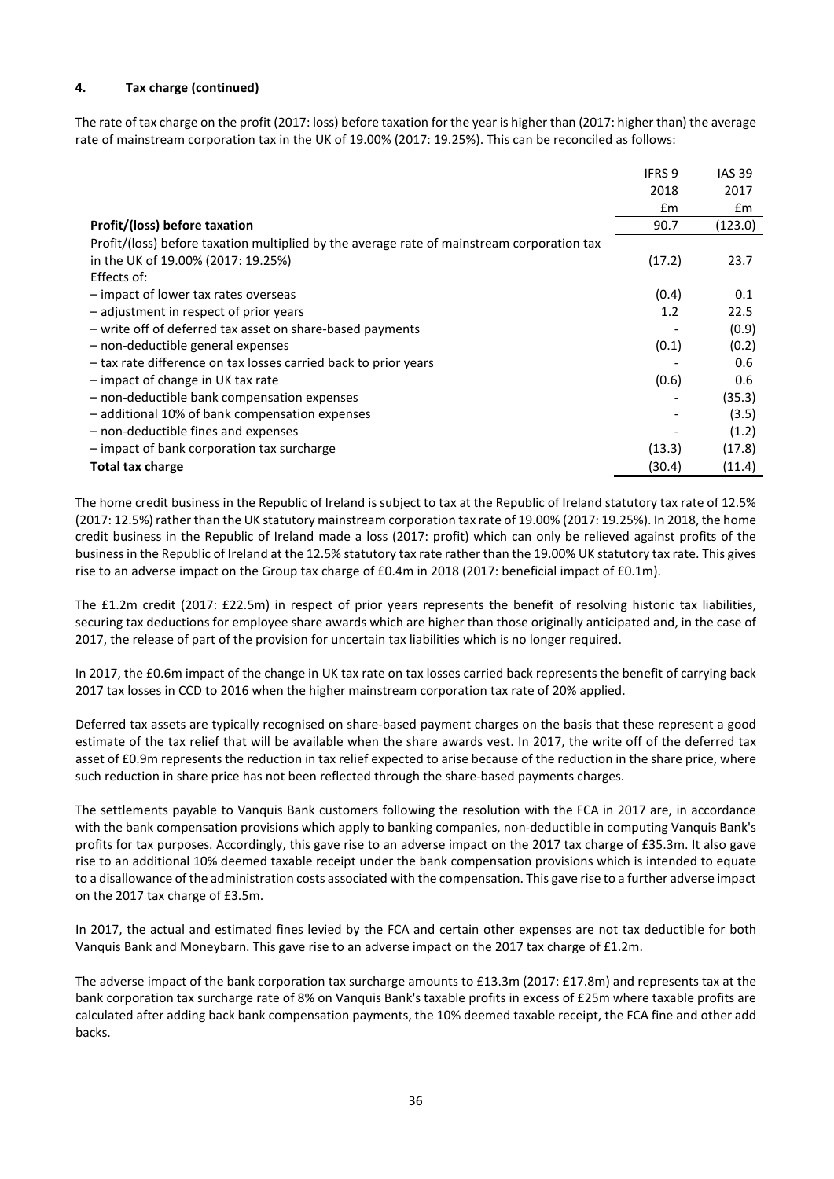#### 4. Tax charge (continued)

The rate of tax charge on the profit (2017: loss) before taxation for the year is higher than (2017: higher than) the average rate of mainstream corporation tax in the UK of 19.00% (2017: 19.25%). This can be reconciled as follows:

| | IFRS 9 2018 £m | IAS 39 2017 £m |
|---|---|---|
| **Profit/(loss) before taxation** | 90.7 | (123.0) |
| Profit/(loss) before taxation multiplied by the average rate of mainstream corporation tax in the UK of 19.00% (2017: 19.25%) | (17.2) | 23.7 |
| Effects of: | | |
| – impact of lower tax rates overseas | (0.4) | 0.1 |
| – adjustment in respect of prior years | 1.2 | 22.5 |
| – write off of deferred tax asset on share-based payments | - | (0.9) |
| – non-deductible general expenses | (0.1) | (0.2) |
| – tax rate difference on tax losses carried back to prior years | - | 0.6 |
| – impact of change in UK tax rate | (0.6) | 0.6 |
| – non-deductible bank compensation expenses | - | (35.3) |
| – additional 10% of bank compensation expenses | - | (3.5) |
| – non-deductible fines and expenses | - | (1.2) |
| – impact of bank corporation tax surcharge | (13.3) | (17.8) |
| **Total tax charge** | (30.4) | (11.4) |

The home credit business in the Republic of Ireland is subject to tax at the Republic of Ireland statutory tax rate of 12.5% (2017: 12.5%) rather than the UK statutory mainstream corporation tax rate of 19.00% (2017: 19.25%). In 2018, the home credit business in the Republic of Ireland made a loss (2017: profit) which can only be relieved against profits of the business in the Republic of Ireland at the 12.5% statutory tax rate rather than the 19.00% UK statutory tax rate. This gives rise to an adverse impact on the Group tax charge of £0.4m in 2018 (2017: beneficial impact of £0.1m).

The £1.2m credit (2017: £22.5m) in respect of prior years represents the benefit of resolving historic tax liabilities, securing tax deductions for employee share awards which are higher than those originally anticipated and, in the case of 2017, the release of part of the provision for uncertain tax liabilities which is no longer required.

In 2017, the £0.6m impact of the change in UK tax rate on tax losses carried back represents the benefit of carrying back 2017 tax losses in CCD to 2016 when the higher mainstream corporation tax rate of 20% applied.

Deferred tax assets are typically recognised on share-based payment charges on the basis that these represent a good estimate of the tax relief that will be available when the share awards vest. In 2017, the write off of the deferred tax asset of £0.9m represents the reduction in tax relief expected to arise because of the reduction in the share price, where such reduction in share price has not been reflected through the share-based payments charges.

The settlements payable to Vanquis Bank customers following the resolution with the FCA in 2017 are, in accordance with the bank compensation provisions which apply to banking companies, non-deductible in computing Vanquis Bank's profits for tax purposes. Accordingly, this gave rise to an adverse impact on the 2017 tax charge of £35.3m. It also gave rise to an additional 10% deemed taxable receipt under the bank compensation provisions which is intended to equate to a disallowance of the administration costs associated with the compensation. This gave rise to a further adverse impact on the 2017 tax charge of £3.5m.

In 2017, the actual and estimated fines levied by the FCA and certain other expenses are not tax deductible for both Vanquis Bank and Moneybarn. This gave rise to an adverse impact on the 2017 tax charge of £1.2m.

The adverse impact of the bank corporation tax surcharge amounts to £13.3m (2017: £17.8m) and represents tax at the bank corporation tax surcharge rate of 8% on Vanquis Bank's taxable profits in excess of £25m where taxable profits are calculated after adding back bank compensation payments, the 10% deemed taxable receipt, the FCA fine and other add backs.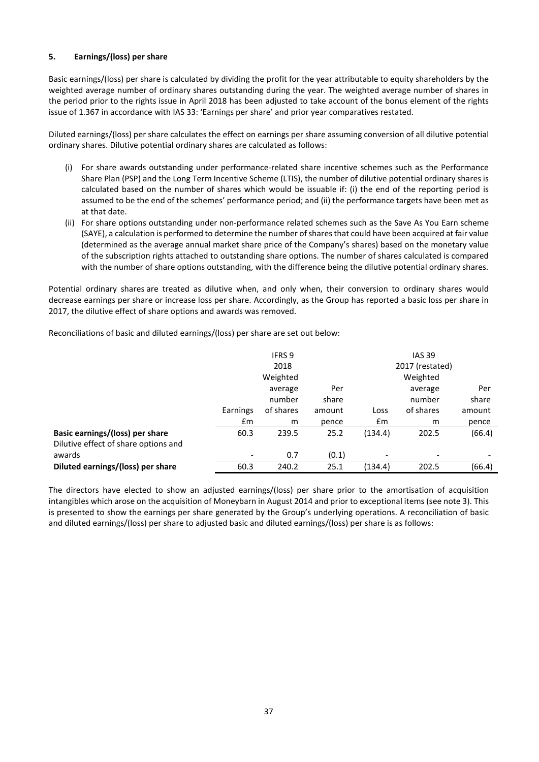### 5. Earnings/(loss) per share

Basic earnings/(loss) per share is calculated by dividing the profit for the year attributable to equity shareholders by the weighted average number of ordinary shares outstanding during the year. The weighted average number of shares in the period prior to the rights issue in April 2018 has been adjusted to take account of the bonus element of the rights issue of 1.367 in accordance with IAS 33: 'Earnings per share' and prior year comparatives restated.

Diluted earnings/(loss) per share calculates the effect on earnings per share assuming conversion of all dilutive potential ordinary shares. Dilutive potential ordinary shares are calculated as follows:

- (i) For share awards outstanding under performance-related share incentive schemes such as the Performance Share Plan (PSP) and the Long Term Incentive Scheme (LTIS), the number of dilutive potential ordinary shares is calculated based on the number of shares which would be issuable if: (i) the end of the reporting period is assumed to be the end of the schemes' performance period; and (ii) the performance targets have been met as at that date.
- (ii) For share options outstanding under non-performance related schemes such as the Save As You Earn scheme (SAYE), a calculation is performed to determine the number of shares that could have been acquired at fair value (determined as the average annual market share price of the Company's shares) based on the monetary value of the subscription rights attached to outstanding share options. The number of shares calculated is compared with the number of share options outstanding, with the difference being the dilutive potential ordinary shares.

Potential ordinary shares are treated as dilutive when, and only when, their conversion to ordinary shares would decrease earnings per share or increase loss per share. Accordingly, as the Group has reported a basic loss per share in 2017, the dilutive effect of share options and awards was removed.

Reconciliations of basic and diluted earnings/(loss) per share are set out below:

| | IFRS 9 2018 | | | IAS 39 2017 (restated) | | |
|---|---|---|---|---|---|---|
| | Earnings £m | Weighted average number of shares m | Per share amount pence | Loss £m | Weighted average number of shares m | Per share amount pence |
| **Basic earnings/(loss) per share** | 60.3 | 239.5 | 25.2 | (134.4) | 202.5 | (66.4) |
| Dilutive effect of share options and awards | - | 0.7 | (0.1) | - | - | - |
| **Diluted earnings/(loss) per share** | 60.3 | 240.2 | 25.1 | (134.4) | 202.5 | (66.4) |

The directors have elected to show an adjusted earnings/(loss) per share prior to the amortisation of acquisition intangibles which arose on the acquisition of Moneybarn in August 2014 and prior to exceptional items (see note 3). This is presented to show the earnings per share generated by the Group's underlying operations. A reconciliation of basic and diluted earnings/(loss) per share to adjusted basic and diluted earnings/(loss) per share is as follows: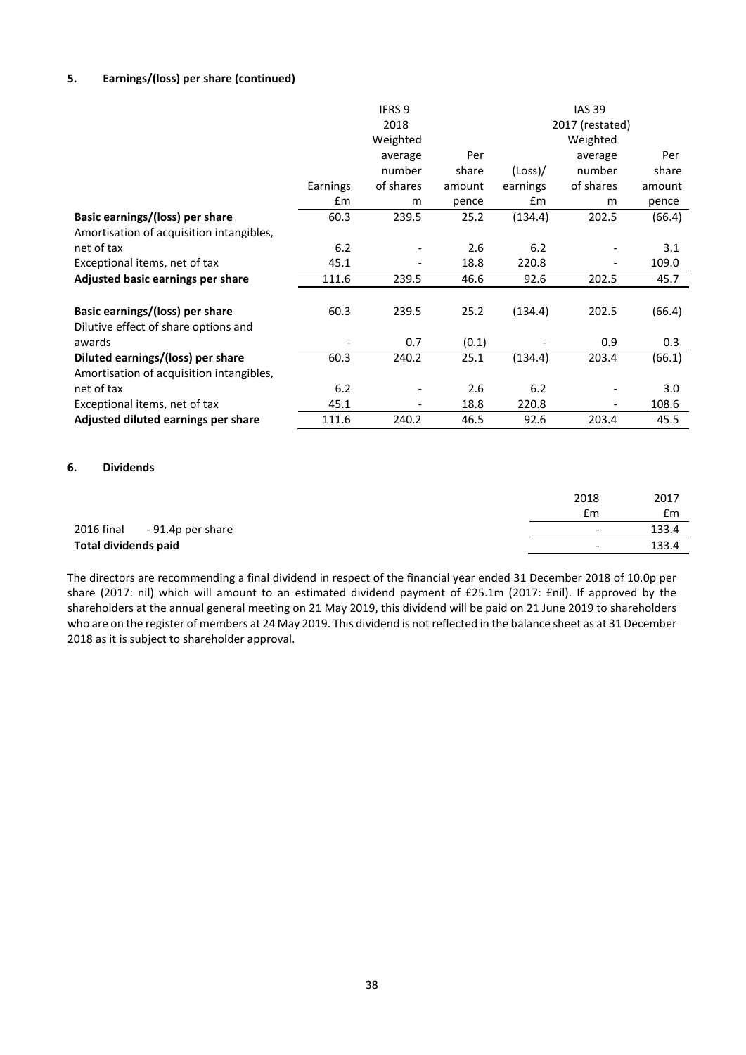### 5. Earnings/(loss) per share (continued)

| | IFRS 9 | | | IAS 39 | | |
|---|---|---|---|---|---|---|
| | 2018 | | | 2017 (restated) | | |
| | Earnings £m | Weighted average number of shares m | Per share amount pence | (Loss)/ earnings £m | Weighted average number of shares m | Per share amount pence |
| **Basic earnings/(loss) per share** | 60.3 | 239.5 | 25.2 | (134.4) | 202.5 | (66.4) |
| Amortisation of acquisition intangibles, net of tax | 6.2 | - | 2.6 | 6.2 | - | 3.1 |
| Exceptional items, net of tax | 45.1 | - | 18.8 | 220.8 | - | 109.0 |
| **Adjusted basic earnings per share** | 111.6 | 239.5 | 46.6 | 92.6 | 202.5 | 45.7 |
| | | | | | | |
| **Basic earnings/(loss) per share** | 60.3 | 239.5 | 25.2 | (134.4) | 202.5 | (66.4) |
| Dilutive effect of share options and awards | - | 0.7 | (0.1) | - | 0.9 | 0.3 |
| **Diluted earnings/(loss) per share** | 60.3 | 240.2 | 25.1 | (134.4) | 203.4 | (66.1) |
| Amortisation of acquisition intangibles, net of tax | 6.2 | - | 2.6 | 6.2 | - | 3.0 |
| Exceptional items, net of tax | 45.1 | - | 18.8 | 220.8 | - | 108.6 |
| **Adjusted diluted earnings per share** | 111.6 | 240.2 | 46.5 | 92.6 | 203.4 | 45.5 |

### 6. Dividends

| | 2018 £m | 2017 £m |
|---|---|---|
| 2016 final - 91.4p per share | - | 133.4 |
| **Total dividends paid** | - | 133.4 |

The directors are recommending a final dividend in respect of the financial year ended 31 December 2018 of 10.0p per share (2017: nil) which will amount to an estimated dividend payment of £25.1m (2017: £nil). If approved by the shareholders at the annual general meeting on 21 May 2019, this dividend will be paid on 21 June 2019 to shareholders who are on the register of members at 24 May 2019. This dividend is not reflected in the balance sheet as at 31 December 2018 as it is subject to shareholder approval.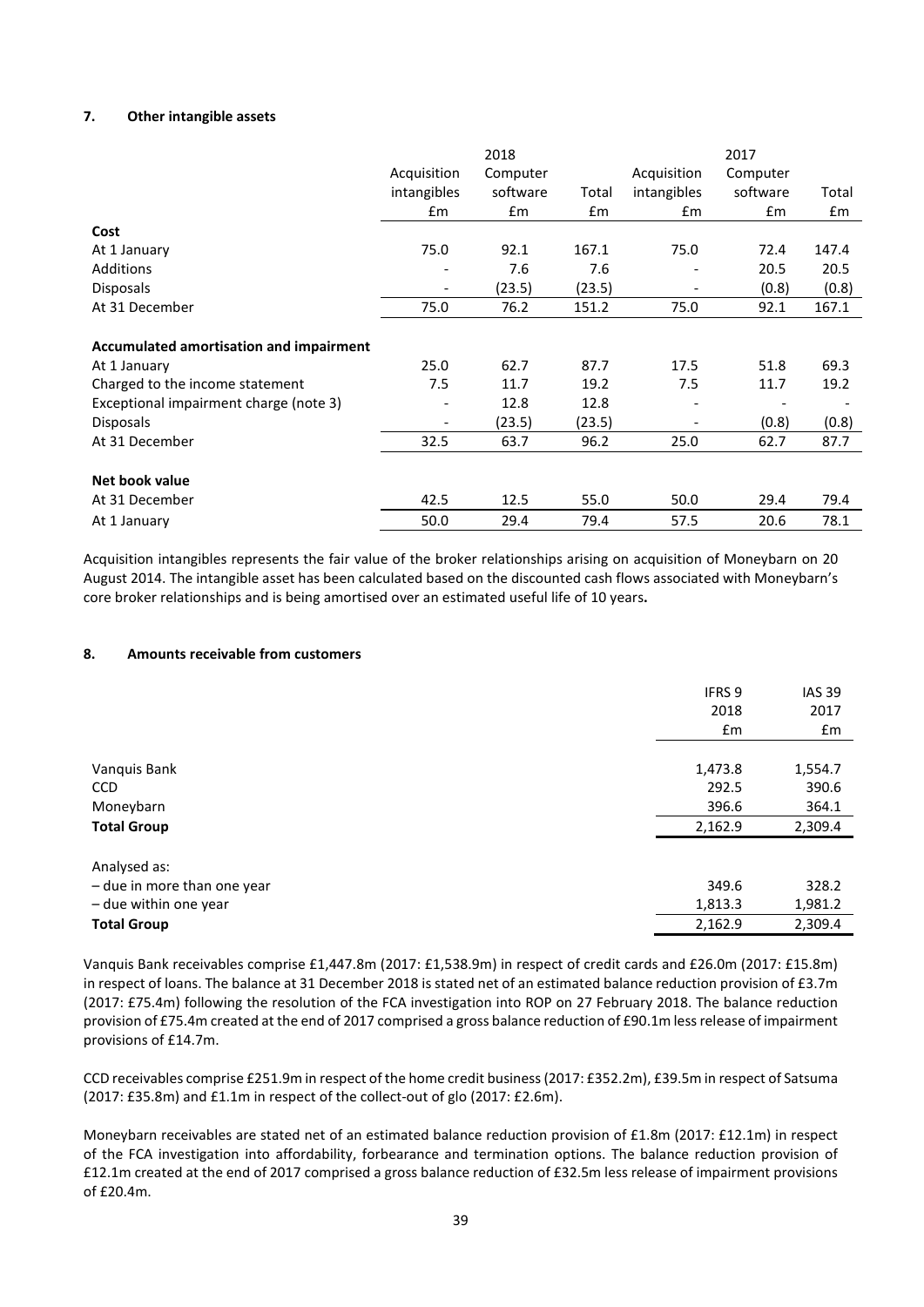## 7. Other intangible assets

| | 2018 | | | 2017 | | |
|---|---|---|---|---|---|---|
| | Acquisition intangibles | Computer software | Total | Acquisition intangibles | Computer software | Total |
| | £m | £m | £m | £m | £m | £m |
| **Cost** | | | | | | |
| At 1 January | 75.0 | 92.1 | 167.1 | 75.0 | 72.4 | 147.4 |
| Additions | - | 7.6 | 7.6 | - | 20.5 | 20.5 |
| Disposals | - | (23.5) | (23.5) | - | (0.8) | (0.8) |
| At 31 December | 75.0 | 76.2 | 151.2 | 75.0 | 92.1 | 167.1 |
| **Accumulated amortisation and impairment** | | | | | | |
| At 1 January | 25.0 | 62.7 | 87.7 | 17.5 | 51.8 | 69.3 |
| Charged to the income statement | 7.5 | 11.7 | 19.2 | 7.5 | 11.7 | 19.2 |
| Exceptional impairment charge (note 3) | - | 12.8 | 12.8 | - | - | - |
| Disposals | - | (23.5) | (23.5) | - | (0.8) | (0.8) |
| At 31 December | 32.5 | 63.7 | 96.2 | 25.0 | 62.7 | 87.7 |
| **Net book value** | | | | | | |
| At 31 December | 42.5 | 12.5 | 55.0 | 50.0 | 29.4 | 79.4 |
| At 1 January | 50.0 | 29.4 | 79.4 | 57.5 | 20.6 | 78.1 |

Acquisition intangibles represents the fair value of the broker relationships arising on acquisition of Moneybarn on 20 August 2014. The intangible asset has been calculated based on the discounted cash flows associated with Moneybarn's core broker relationships and is being amortised over an estimated useful life of 10 years**.**

## 8. Amounts receivable from customers

| | IFRS 9 2018 £m | IAS 39 2017 £m |
|---|---|---|
| Vanquis Bank | 1,473.8 | 1,554.7 |
| CCD | 292.5 | 390.6 |
| Moneybarn | 396.6 | 364.1 |
| **Total Group** | 2,162.9 | 2,309.4 |
| Analysed as: | | |
| – due in more than one year | 349.6 | 328.2 |
| – due within one year | 1,813.3 | 1,981.2 |
| **Total Group** | 2,162.9 | 2,309.4 |

Vanquis Bank receivables comprise £1,447.8m (2017: £1,538.9m) in respect of credit cards and £26.0m (2017: £15.8m) in respect of loans. The balance at 31 December 2018 is stated net of an estimated balance reduction provision of £3.7m (2017: £75.4m) following the resolution of the FCA investigation into ROP on 27 February 2018. The balance reduction provision of £75.4m created at the end of 2017 comprised a gross balance reduction of £90.1m less release of impairment provisions of £14.7m.

CCD receivables comprise £251.9m in respect of the home credit business (2017: £352.2m), £39.5m in respect of Satsuma (2017: £35.8m) and £1.1m in respect of the collect-out of glo (2017: £2.6m).

Moneybarn receivables are stated net of an estimated balance reduction provision of £1.8m (2017: £12.1m) in respect of the FCA investigation into affordability, forbearance and termination options. The balance reduction provision of £12.1m created at the end of 2017 comprised a gross balance reduction of £32.5m less release of impairment provisions of £20.4m.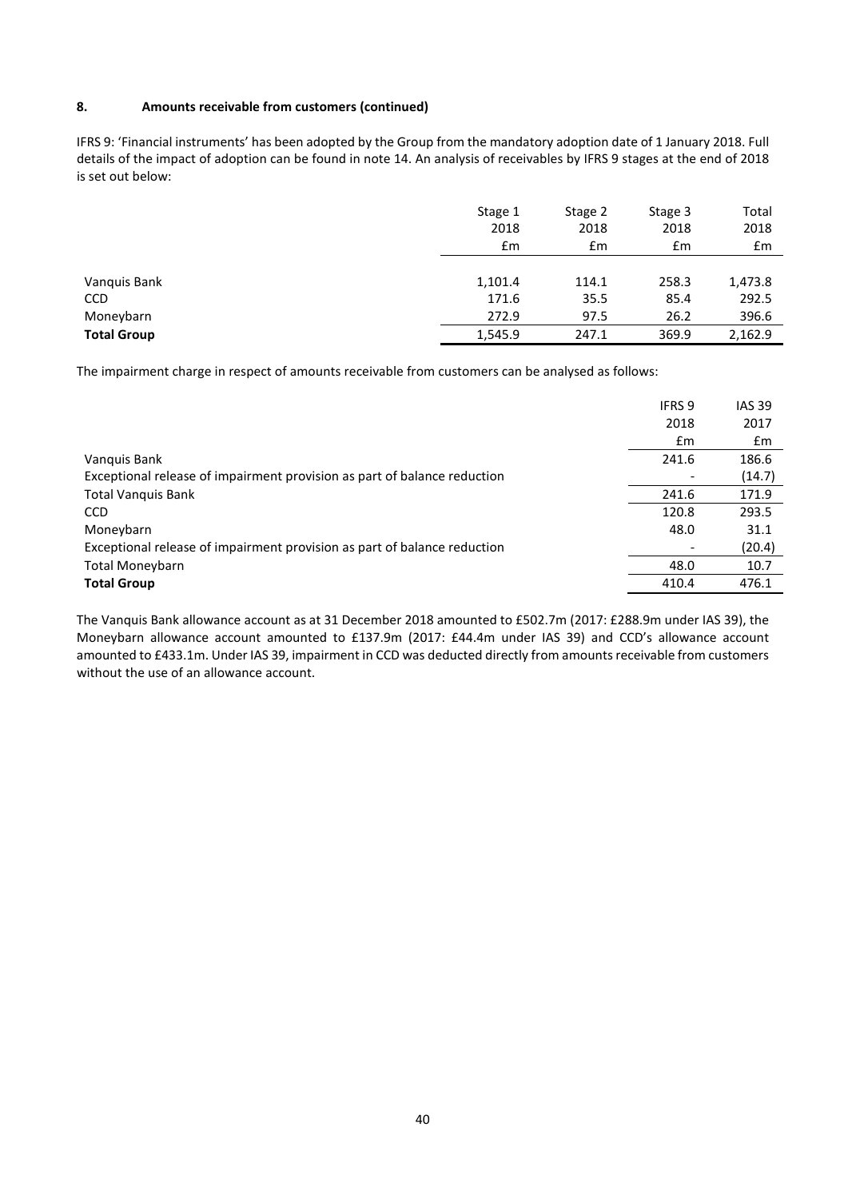### 8. Amounts receivable from customers (continued)

IFRS 9: 'Financial instruments' has been adopted by the Group from the mandatory adoption date of 1 January 2018. Full details of the impact of adoption can be found in note 14. An analysis of receivables by IFRS 9 stages at the end of 2018 is set out below:

| | Stage 1 2018 £m | Stage 2 2018 £m | Stage 3 2018 £m | Total 2018 £m |
|---|---|---|---|---|
| Vanquis Bank | 1,101.4 | 114.1 | 258.3 | 1,473.8 |
| CCD | 171.6 | 35.5 | 85.4 | 292.5 |
| Moneybarn | 272.9 | 97.5 | 26.2 | 396.6 |
| **Total Group** | 1,545.9 | 247.1 | 369.9 | 2,162.9 |

The impairment charge in respect of amounts receivable from customers can be analysed as follows:

| | IFRS 9 2018 £m | IAS 39 2017 £m |
|---|---|---|
| Vanquis Bank | 241.6 | 186.6 |
| Exceptional release of impairment provision as part of balance reduction | - | (14.7) |
| Total Vanquis Bank | 241.6 | 171.9 |
| CCD | 120.8 | 293.5 |
| Moneybarn | 48.0 | 31.1 |
| Exceptional release of impairment provision as part of balance reduction | - | (20.4) |
| Total Moneybarn | 48.0 | 10.7 |
| **Total Group** | 410.4 | 476.1 |

The Vanquis Bank allowance account as at 31 December 2018 amounted to £502.7m (2017: £288.9m under IAS 39), the Moneybarn allowance account amounted to £137.9m (2017: £44.4m under IAS 39) and CCD's allowance account amounted to £433.1m. Under IAS 39, impairment in CCD was deducted directly from amounts receivable from customers without the use of an allowance account.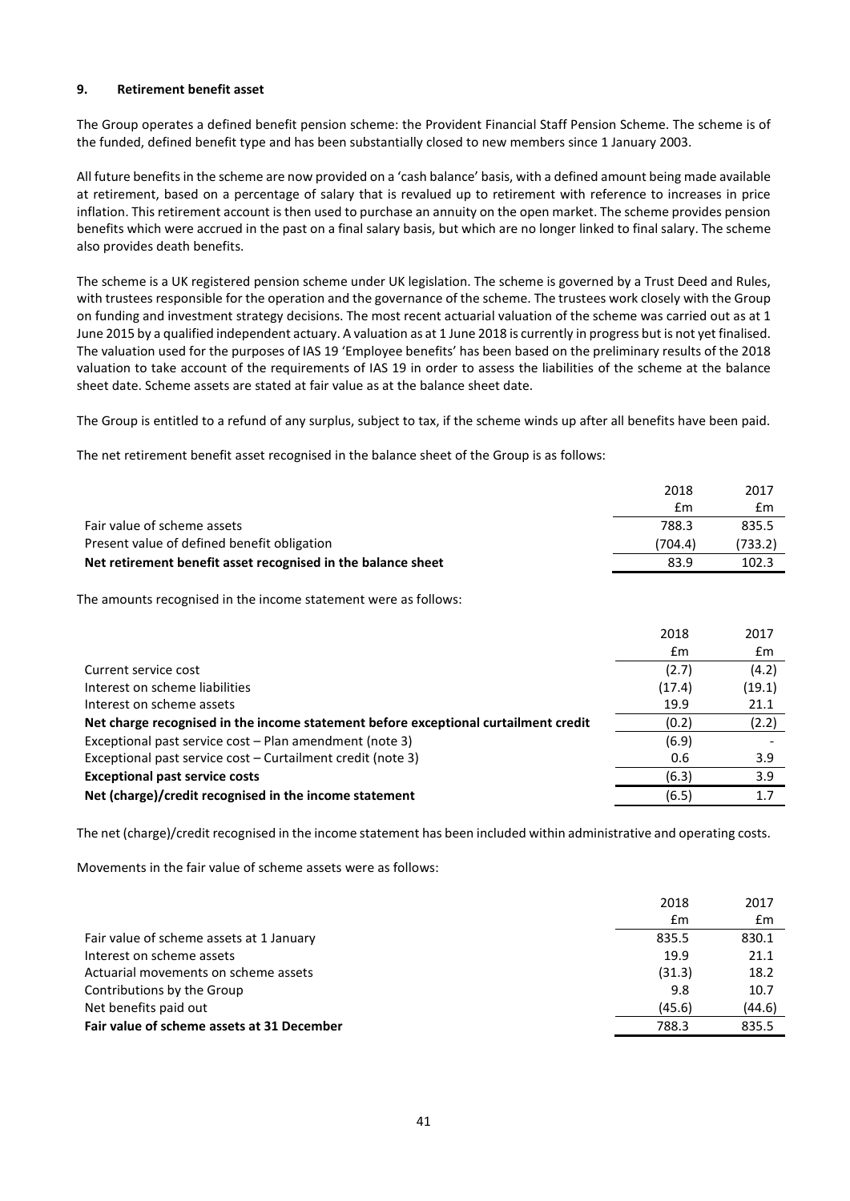## 9. Retirement benefit asset

The Group operates a defined benefit pension scheme: the Provident Financial Staff Pension Scheme. The scheme is of the funded, defined benefit type and has been substantially closed to new members since 1 January 2003.

All future benefits in the scheme are now provided on a 'cash balance' basis, with a defined amount being made available at retirement, based on a percentage of salary that is revalued up to retirement with reference to increases in price inflation. This retirement account is then used to purchase an annuity on the open market. The scheme provides pension benefits which were accrued in the past on a final salary basis, but which are no longer linked to final salary. The scheme also provides death benefits.

The scheme is a UK registered pension scheme under UK legislation. The scheme is governed by a Trust Deed and Rules, with trustees responsible for the operation and the governance of the scheme. The trustees work closely with the Group on funding and investment strategy decisions. The most recent actuarial valuation of the scheme was carried out as at 1 June 2015 by a qualified independent actuary. A valuation as at 1 June 2018 is currently in progress but is not yet finalised. The valuation used for the purposes of IAS 19 'Employee benefits' has been based on the preliminary results of the 2018 valuation to take account of the requirements of IAS 19 in order to assess the liabilities of the scheme at the balance sheet date. Scheme assets are stated at fair value as at the balance sheet date.

The Group is entitled to a refund of any surplus, subject to tax, if the scheme winds up after all benefits have been paid.

The net retirement benefit asset recognised in the balance sheet of the Group is as follows:

| | 2018 | 2017 |
|---|---|---|
| | £m | £m |
| Fair value of scheme assets | 788.3 | 835.5 |
| Present value of defined benefit obligation | (704.4) | (733.2) |
| **Net retirement benefit asset recognised in the balance sheet** | 83.9 | 102.3 |

The amounts recognised in the income statement were as follows:

| | 2018 | 2017 |
|---|---|---|
| | £m | £m |
| Current service cost | (2.7) | (4.2) |
| Interest on scheme liabilities | (17.4) | (19.1) |
| Interest on scheme assets | 19.9 | 21.1 |
| **Net charge recognised in the income statement before exceptional curtailment credit** | (0.2) | (2.2) |
| Exceptional past service cost – Plan amendment (note 3) | (6.9) | - |
| Exceptional past service cost – Curtailment credit (note 3) | 0.6 | 3.9 |
| **Exceptional past service costs** | (6.3) | 3.9 |
| **Net (charge)/credit recognised in the income statement** | (6.5) | 1.7 |

The net (charge)/credit recognised in the income statement has been included within administrative and operating costs.

Movements in the fair value of scheme assets were as follows:

| | 2018 | 2017 |
|---|---|---|
| | £m | £m |
| Fair value of scheme assets at 1 January | 835.5 | 830.1 |
| Interest on scheme assets | 19.9 | 21.1 |
| Actuarial movements on scheme assets | (31.3) | 18.2 |
| Contributions by the Group | 9.8 | 10.7 |
| Net benefits paid out | (45.6) | (44.6) |
| **Fair value of scheme assets at 31 December** | 788.3 | 835.5 |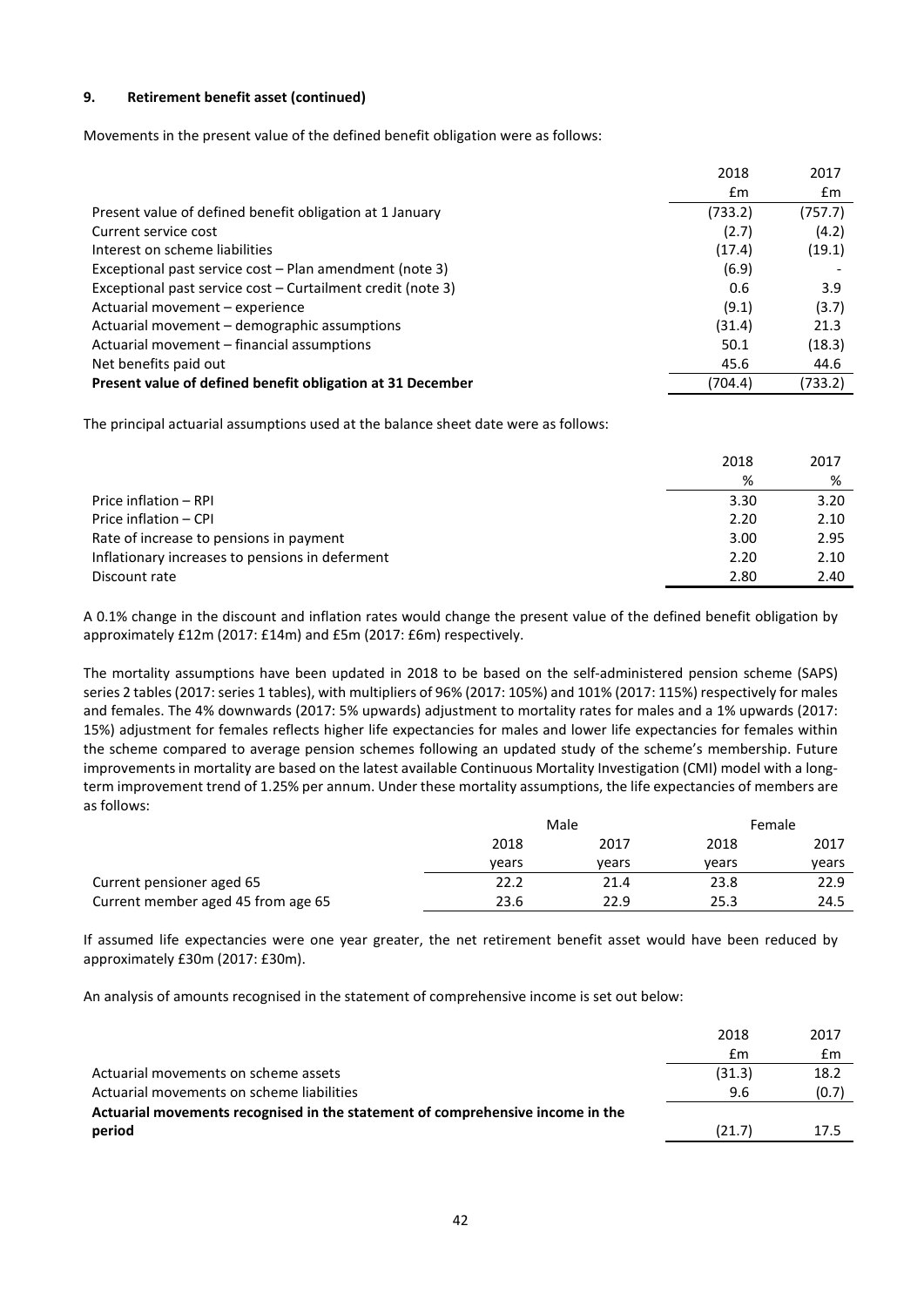### 9. Retirement benefit asset (continued)

Movements in the present value of the defined benefit obligation were as follows:

| | 2018 | 2017 |
|---|---|---|
| | £m | £m |
| Present value of defined benefit obligation at 1 January | (733.2) | (757.7) |
| Current service cost | (2.7) | (4.2) |
| Interest on scheme liabilities | (17.4) | (19.1) |
| Exceptional past service cost – Plan amendment (note 3) | (6.9) | - |
| Exceptional past service cost – Curtailment credit (note 3) | 0.6 | 3.9 |
| Actuarial movement – experience | (9.1) | (3.7) |
| Actuarial movement – demographic assumptions | (31.4) | 21.3 |
| Actuarial movement – financial assumptions | 50.1 | (18.3) |
| Net benefits paid out | 45.6 | 44.6 |
| **Present value of defined benefit obligation at 31 December** | (704.4) | (733.2) |

The principal actuarial assumptions used at the balance sheet date were as follows:

| | 2018 | 2017 |
|---|---|---|
| | % | % |
| Price inflation – RPI | 3.30 | 3.20 |
| Price inflation – CPI | 2.20 | 2.10 |
| Rate of increase to pensions in payment | 3.00 | 2.95 |
| Inflationary increases to pensions in deferment | 2.20 | 2.10 |
| Discount rate | 2.80 | 2.40 |

A 0.1% change in the discount and inflation rates would change the present value of the defined benefit obligation by approximately £12m (2017: £14m) and £5m (2017: £6m) respectively.

The mortality assumptions have been updated in 2018 to be based on the self-administered pension scheme (SAPS) series 2 tables (2017: series 1 tables), with multipliers of 96% (2017: 105%) and 101% (2017: 115%) respectively for males and females. The 4% downwards (2017: 5% upwards) adjustment to mortality rates for males and a 1% upwards (2017: 15%) adjustment for females reflects higher life expectancies for males and lower life expectancies for females within the scheme compared to average pension schemes following an updated study of the scheme's membership. Future improvements in mortality are based on the latest available Continuous Mortality Investigation (CMI) model with a long-term improvement trend of 1.25% per annum. Under these mortality assumptions, the life expectancies of members are as follows:

| | Male | | Female | |
|---|---|---|---|---|
| | 2018 | 2017 | 2018 | 2017 |
| | years | years | years | years |
| Current pensioner aged 65 | 22.2 | 21.4 | 23.8 | 22.9 |
| Current member aged 45 from age 65 | 23.6 | 22.9 | 25.3 | 24.5 |

If assumed life expectancies were one year greater, the net retirement benefit asset would have been reduced by approximately £30m (2017: £30m).

An analysis of amounts recognised in the statement of comprehensive income is set out below:

| | 2018 | 2017 |
|---|---|---|
| | £m | £m |
| Actuarial movements on scheme assets | (31.3) | 18.2 |
| Actuarial movements on scheme liabilities | 9.6 | (0.7) |
| **Actuarial movements recognised in the statement of comprehensive income in the period** | (21.7) | 17.5 |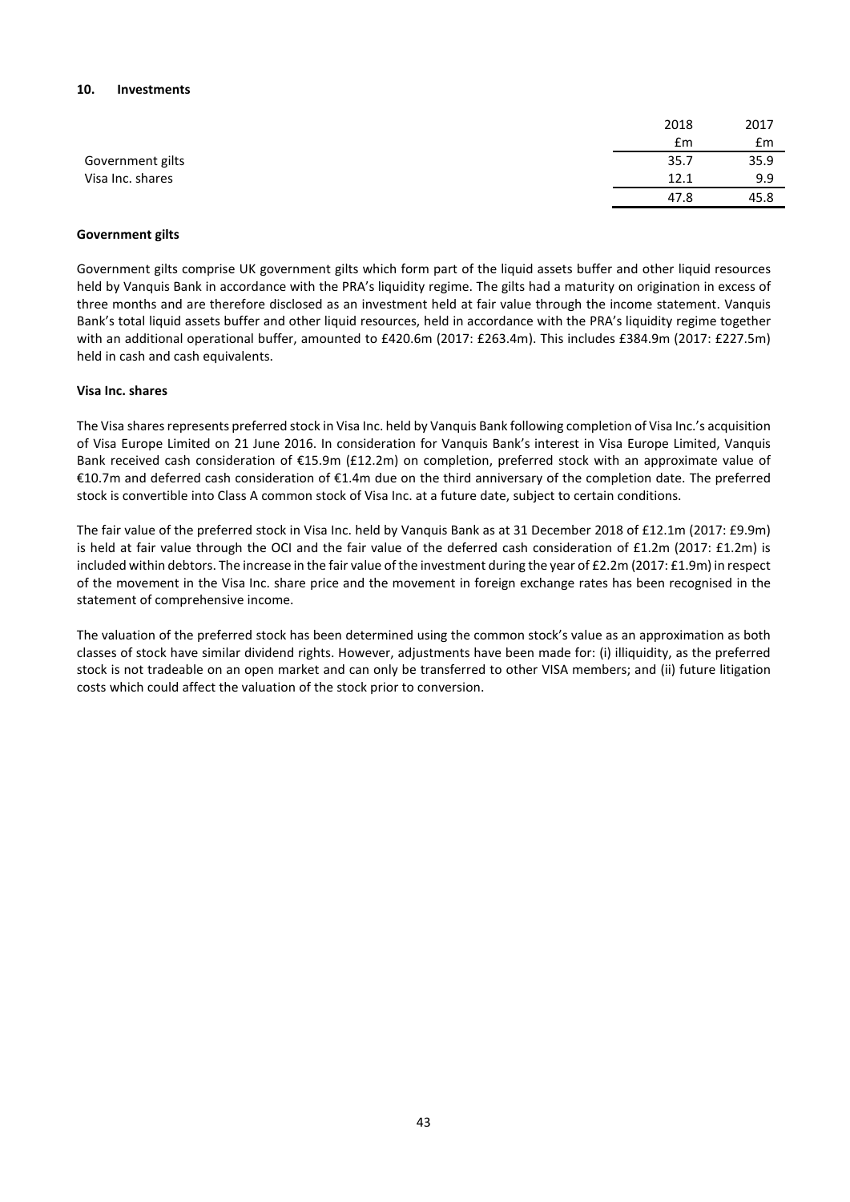## 10. Investments

| | 2018 | 2017 |
|---|---|---|
| | £m | £m |
| Government gilts | 35.7 | 35.9 |
| Visa Inc. shares | 12.1 | 9.9 |
| | 47.8 | 45.8 |

### Government gilts

Government gilts comprise UK government gilts which form part of the liquid assets buffer and other liquid resources held by Vanquis Bank in accordance with the PRA's liquidity regime. The gilts had a maturity on origination in excess of three months and are therefore disclosed as an investment held at fair value through the income statement. Vanquis Bank's total liquid assets buffer and other liquid resources, held in accordance with the PRA's liquidity regime together with an additional operational buffer, amounted to £420.6m (2017: £263.4m). This includes £384.9m (2017: £227.5m) held in cash and cash equivalents.

### Visa Inc. shares

The Visa shares represents preferred stock in Visa Inc. held by Vanquis Bank following completion of Visa Inc.'s acquisition of Visa Europe Limited on 21 June 2016. In consideration for Vanquis Bank's interest in Visa Europe Limited, Vanquis Bank received cash consideration of €15.9m (£12.2m) on completion, preferred stock with an approximate value of €10.7m and deferred cash consideration of €1.4m due on the third anniversary of the completion date. The preferred stock is convertible into Class A common stock of Visa Inc. at a future date, subject to certain conditions.

The fair value of the preferred stock in Visa Inc. held by Vanquis Bank as at 31 December 2018 of £12.1m (2017: £9.9m) is held at fair value through the OCI and the fair value of the deferred cash consideration of £1.2m (2017: £1.2m) is included within debtors. The increase in the fair value of the investment during the year of £2.2m (2017: £1.9m) in respect of the movement in the Visa Inc. share price and the movement in foreign exchange rates has been recognised in the statement of comprehensive income.

The valuation of the preferred stock has been determined using the common stock's value as an approximation as both classes of stock have similar dividend rights. However, adjustments have been made for: (i) illiquidity, as the preferred stock is not tradeable on an open market and can only be transferred to other VISA members; and (ii) future litigation costs which could affect the valuation of the stock prior to conversion.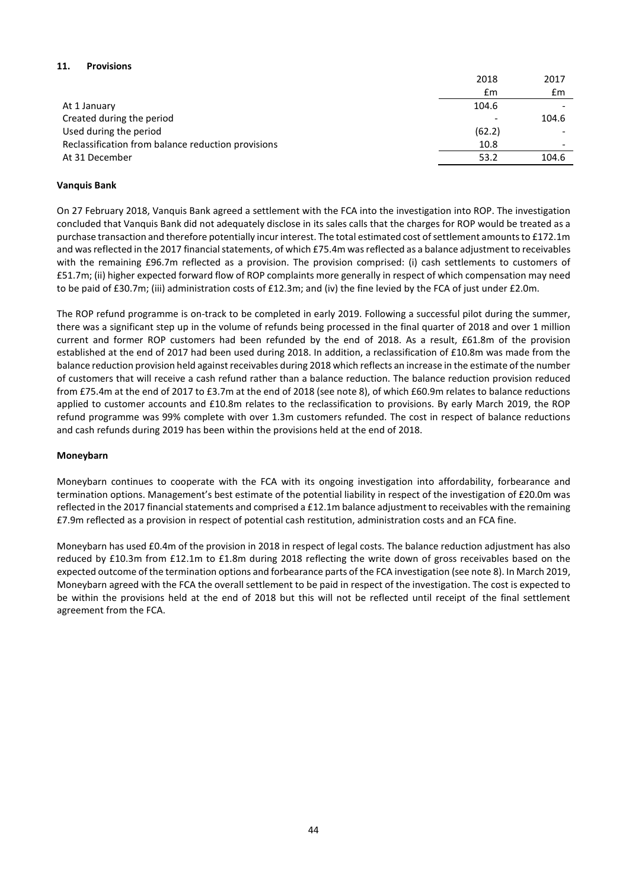## 11. Provisions

| | 2018 | 2017 |
|---|---|---|
| | £m | £m |
| At 1 January | 104.6 | - |
| Created during the period | - | 104.6 |
| Used during the period | (62.2) | - |
| Reclassification from balance reduction provisions | 10.8 | - |
| At 31 December | 53.2 | 104.6 |

**Vanquis Bank**

On 27 February 2018, Vanquis Bank agreed a settlement with the FCA into the investigation into ROP. The investigation concluded that Vanquis Bank did not adequately disclose in its sales calls that the charges for ROP would be treated as a purchase transaction and therefore potentially incur interest. The total estimated cost of settlement amounts to £172.1m and was reflected in the 2017 financial statements, of which £75.4m was reflected as a balance adjustment to receivables with the remaining £96.7m reflected as a provision. The provision comprised: (i) cash settlements to customers of £51.7m; (ii) higher expected forward flow of ROP complaints more generally in respect of which compensation may need to be paid of £30.7m; (iii) administration costs of £12.3m; and (iv) the fine levied by the FCA of just under £2.0m.

The ROP refund programme is on-track to be completed in early 2019. Following a successful pilot during the summer, there was a significant step up in the volume of refunds being processed in the final quarter of 2018 and over 1 million current and former ROP customers had been refunded by the end of 2018. As a result, £61.8m of the provision established at the end of 2017 had been used during 2018. In addition, a reclassification of £10.8m was made from the balance reduction provision held against receivables during 2018 which reflects an increase in the estimate of the number of customers that will receive a cash refund rather than a balance reduction. The balance reduction provision reduced from £75.4m at the end of 2017 to £3.7m at the end of 2018 (see note 8), of which £60.9m relates to balance reductions applied to customer accounts and £10.8m relates to the reclassification to provisions. By early March 2019, the ROP refund programme was 99% complete with over 1.3m customers refunded. The cost in respect of balance reductions and cash refunds during 2019 has been within the provisions held at the end of 2018.

**Moneybarn**

Moneybarn continues to cooperate with the FCA with its ongoing investigation into affordability, forbearance and termination options. Management's best estimate of the potential liability in respect of the investigation of £20.0m was reflected in the 2017 financial statements and comprised a £12.1m balance adjustment to receivables with the remaining £7.9m reflected as a provision in respect of potential cash restitution, administration costs and an FCA fine.

Moneybarn has used £0.4m of the provision in 2018 in respect of legal costs. The balance reduction adjustment has also reduced by £10.3m from £12.1m to £1.8m during 2018 reflecting the write down of gross receivables based on the expected outcome of the termination options and forbearance parts of the FCA investigation (see note 8). In March 2019, Moneybarn agreed with the FCA the overall settlement to be paid in respect of the investigation. The cost is expected to be within the provisions held at the end of 2018 but this will not be reflected until receipt of the final settlement agreement from the FCA.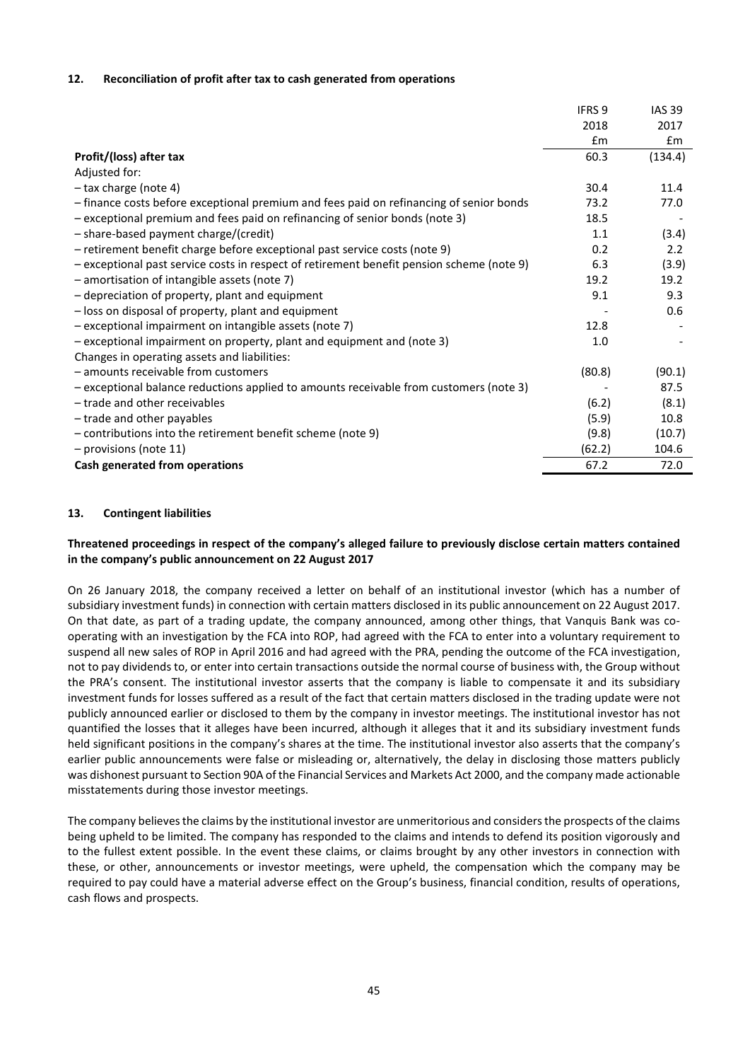## 12. Reconciliation of profit after tax to cash generated from operations

| | IFRS 9<br>2018<br>£m | IAS 39<br>2017<br>£m |
|---|---|---|
| **Profit/(loss) after tax** | 60.3 | (134.4) |
| Adjusted for: | | |
| – tax charge (note 4) | 30.4 | 11.4 |
| – finance costs before exceptional premium and fees paid on refinancing of senior bonds | 73.2 | 77.0 |
| – exceptional premium and fees paid on refinancing of senior bonds (note 3) | 18.5 | - |
| – share-based payment charge/(credit) | 1.1 | (3.4) |
| – retirement benefit charge before exceptional past service costs (note 9) | 0.2 | 2.2 |
| – exceptional past service costs in respect of retirement benefit pension scheme (note 9) | 6.3 | (3.9) |
| – amortisation of intangible assets (note 7) | 19.2 | 19.2 |
| – depreciation of property, plant and equipment | 9.1 | 9.3 |
| – loss on disposal of property, plant and equipment | - | 0.6 |
| – exceptional impairment on intangible assets (note 7) | 12.8 | - |
| – exceptional impairment on property, plant and equipment and (note 3) | 1.0 | - |
| Changes in operating assets and liabilities: | | |
| – amounts receivable from customers | (80.8) | (90.1) |
| – exceptional balance reductions applied to amounts receivable from customers (note 3) | - | 87.5 |
| – trade and other receivables | (6.2) | (8.1) |
| – trade and other payables | (5.9) | 10.8 |
| – contributions into the retirement benefit scheme (note 9) | (9.8) | (10.7) |
| – provisions (note 11) | (62.2) | 104.6 |
| **Cash generated from operations** | 67.2 | 72.0 |

## 13. Contingent liabilities

**Threatened proceedings in respect of the company's alleged failure to previously disclose certain matters contained in the company's public announcement on 22 August 2017**

On 26 January 2018, the company received a letter on behalf of an institutional investor (which has a number of subsidiary investment funds) in connection with certain matters disclosed in its public announcement on 22 August 2017. On that date, as part of a trading update, the company announced, among other things, that Vanquis Bank was co-operating with an investigation by the FCA into ROP, had agreed with the FCA to enter into a voluntary requirement to suspend all new sales of ROP in April 2016 and had agreed with the PRA, pending the outcome of the FCA investigation, not to pay dividends to, or enter into certain transactions outside the normal course of business with, the Group without the PRA's consent. The institutional investor asserts that the company is liable to compensate it and its subsidiary investment funds for losses suffered as a result of the fact that certain matters disclosed in the trading update were not publicly announced earlier or disclosed to them by the company in investor meetings. The institutional investor has not quantified the losses that it alleges have been incurred, although it alleges that it and its subsidiary investment funds held significant positions in the company's shares at the time. The institutional investor also asserts that the company's earlier public announcements were false or misleading or, alternatively, the delay in disclosing those matters publicly was dishonest pursuant to Section 90A of the Financial Services and Markets Act 2000, and the company made actionable misstatements during those investor meetings.

The company believes the claims by the institutional investor are unmeritorious and considers the prospects of the claims being upheld to be limited. The company has responded to the claims and intends to defend its position vigorously and to the fullest extent possible. In the event these claims, or claims brought by any other investors in connection with these, or other, announcements or investor meetings, were upheld, the compensation which the company may be required to pay could have a material adverse effect on the Group's business, financial condition, results of operations, cash flows and prospects.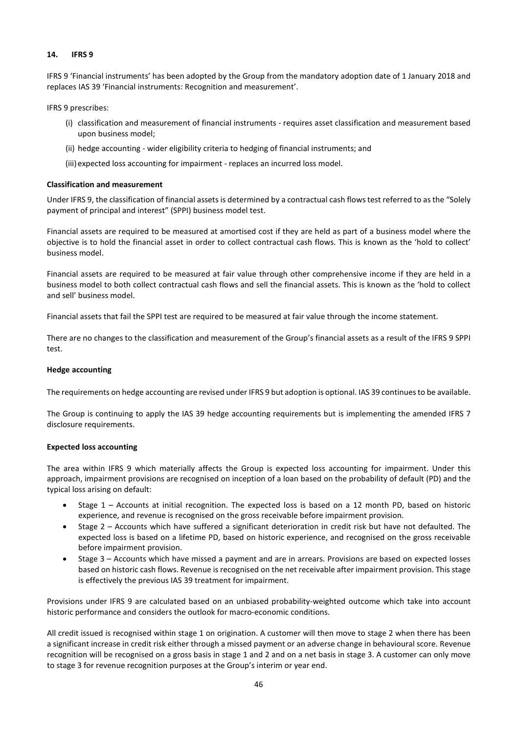## 14. IFRS 9

IFRS 9 'Financial instruments' has been adopted by the Group from the mandatory adoption date of 1 January 2018 and replaces IAS 39 'Financial instruments: Recognition and measurement'.

IFRS 9 prescribes:

(i) classification and measurement of financial instruments - requires asset classification and measurement based upon business model;

(ii) hedge accounting - wider eligibility criteria to hedging of financial instruments; and

(iii) expected loss accounting for impairment - replaces an incurred loss model.

### Classification and measurement

Under IFRS 9, the classification of financial assets is determined by a contractual cash flows test referred to as the "Solely payment of principal and interest" (SPPI) business model test.

Financial assets are required to be measured at amortised cost if they are held as part of a business model where the objective is to hold the financial asset in order to collect contractual cash flows. This is known as the 'hold to collect' business model.

Financial assets are required to be measured at fair value through other comprehensive income if they are held in a business model to both collect contractual cash flows and sell the financial assets. This is known as the 'hold to collect and sell' business model.

Financial assets that fail the SPPI test are required to be measured at fair value through the income statement.

There are no changes to the classification and measurement of the Group's financial assets as a result of the IFRS 9 SPPI test.

### Hedge accounting

The requirements on hedge accounting are revised under IFRS 9 but adoption is optional. IAS 39 continues to be available.

The Group is continuing to apply the IAS 39 hedge accounting requirements but is implementing the amended IFRS 7 disclosure requirements.

### Expected loss accounting

The area within IFRS 9 which materially affects the Group is expected loss accounting for impairment. Under this approach, impairment provisions are recognised on inception of a loan based on the probability of default (PD) and the typical loss arising on default:

- Stage 1 – Accounts at initial recognition. The expected loss is based on a 12 month PD, based on historic experience, and revenue is recognised on the gross receivable before impairment provision.
- Stage 2 – Accounts which have suffered a significant deterioration in credit risk but have not defaulted. The expected loss is based on a lifetime PD, based on historic experience, and recognised on the gross receivable before impairment provision.
- Stage 3 – Accounts which have missed a payment and are in arrears. Provisions are based on expected losses based on historic cash flows. Revenue is recognised on the net receivable after impairment provision. This stage is effectively the previous IAS 39 treatment for impairment.

Provisions under IFRS 9 are calculated based on an unbiased probability-weighted outcome which take into account historic performance and considers the outlook for macro-economic conditions.

All credit issued is recognised within stage 1 on origination. A customer will then move to stage 2 when there has been a significant increase in credit risk either through a missed payment or an adverse change in behavioural score. Revenue recognition will be recognised on a gross basis in stage 1 and 2 and on a net basis in stage 3. A customer can only move to stage 3 for revenue recognition purposes at the Group's interim or year end.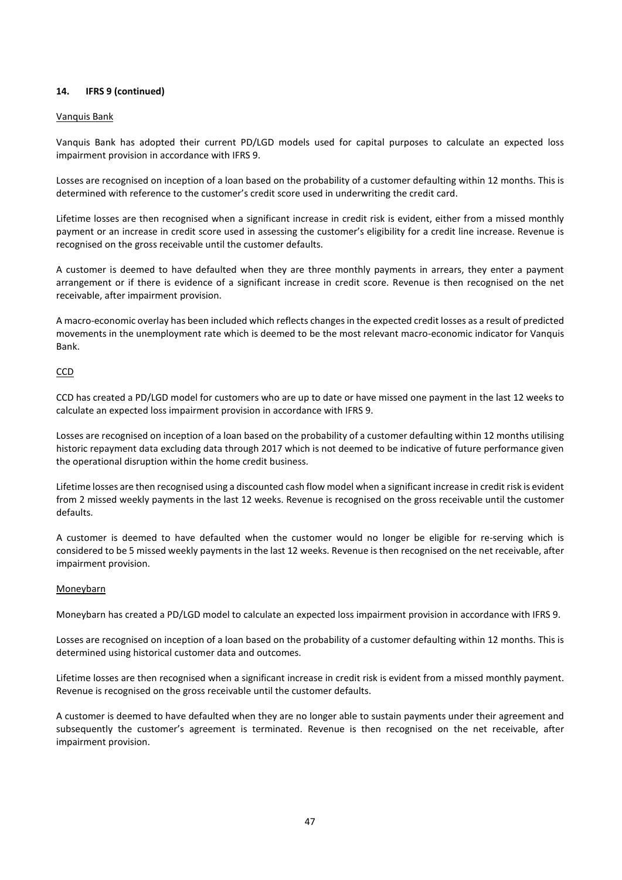## 14. IFRS 9 (continued)

### Vanquis Bank

Vanquis Bank has adopted their current PD/LGD models used for capital purposes to calculate an expected loss impairment provision in accordance with IFRS 9.

Losses are recognised on inception of a loan based on the probability of a customer defaulting within 12 months. This is determined with reference to the customer's credit score used in underwriting the credit card.

Lifetime losses are then recognised when a significant increase in credit risk is evident, either from a missed monthly payment or an increase in credit score used in assessing the customer's eligibility for a credit line increase. Revenue is recognised on the gross receivable until the customer defaults.

A customer is deemed to have defaulted when they are three monthly payments in arrears, they enter a payment arrangement or if there is evidence of a significant increase in credit score. Revenue is then recognised on the net receivable, after impairment provision.

A macro-economic overlay has been included which reflects changes in the expected credit losses as a result of predicted movements in the unemployment rate which is deemed to be the most relevant macro-economic indicator for Vanquis Bank.

### CCD

CCD has created a PD/LGD model for customers who are up to date or have missed one payment in the last 12 weeks to calculate an expected loss impairment provision in accordance with IFRS 9.

Losses are recognised on inception of a loan based on the probability of a customer defaulting within 12 months utilising historic repayment data excluding data through 2017 which is not deemed to be indicative of future performance given the operational disruption within the home credit business.

Lifetime losses are then recognised using a discounted cash flow model when a significant increase in credit risk is evident from 2 missed weekly payments in the last 12 weeks. Revenue is recognised on the gross receivable until the customer defaults.

A customer is deemed to have defaulted when the customer would no longer be eligible for re-serving which is considered to be 5 missed weekly payments in the last 12 weeks. Revenue is then recognised on the net receivable, after impairment provision.

### Moneybarn

Moneybarn has created a PD/LGD model to calculate an expected loss impairment provision in accordance with IFRS 9.

Losses are recognised on inception of a loan based on the probability of a customer defaulting within 12 months. This is determined using historical customer data and outcomes.

Lifetime losses are then recognised when a significant increase in credit risk is evident from a missed monthly payment. Revenue is recognised on the gross receivable until the customer defaults.

A customer is deemed to have defaulted when they are no longer able to sustain payments under their agreement and subsequently the customer's agreement is terminated. Revenue is then recognised on the net receivable, after impairment provision.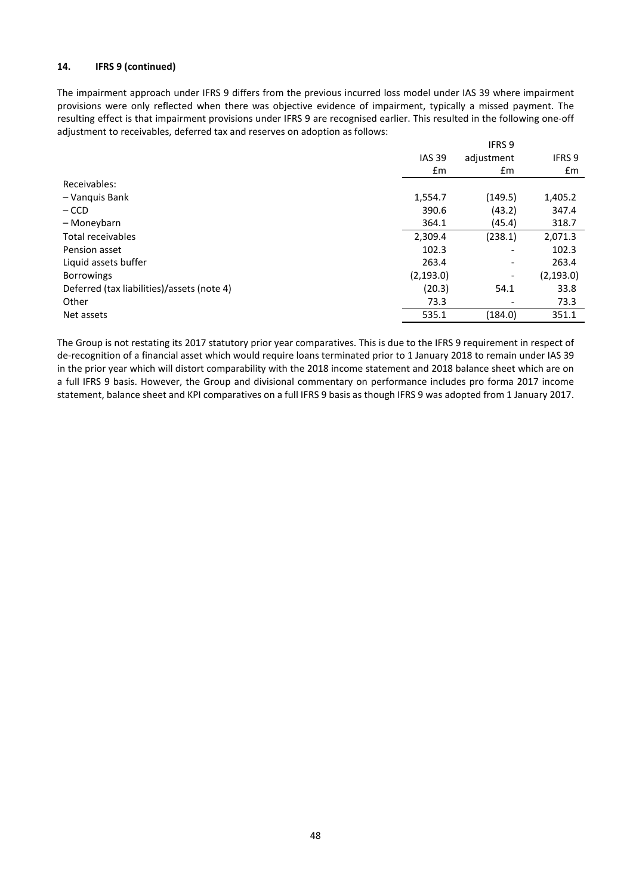### 14. IFRS 9 (continued)

The impairment approach under IFRS 9 differs from the previous incurred loss model under IAS 39 where impairment provisions were only reflected when there was objective evidence of impairment, typically a missed payment. The resulting effect is that impairment provisions under IFRS 9 are recognised earlier. This resulted in the following one-off adjustment to receivables, deferred tax and reserves on adoption as follows:

| | IAS 39 | IFRS 9 adjustment | IFRS 9 |
|---|---|---|---|
| | £m | £m | £m |
| Receivables: | | | |
| – Vanquis Bank | 1,554.7 | (149.5) | 1,405.2 |
| – CCD | 390.6 | (43.2) | 347.4 |
| – Moneybarn | 364.1 | (45.4) | 318.7 |
| Total receivables | 2,309.4 | (238.1) | 2,071.3 |
| Pension asset | 102.3 | - | 102.3 |
| Liquid assets buffer | 263.4 | - | 263.4 |
| Borrowings | (2,193.0) | - | (2,193.0) |
| Deferred (tax liabilities)/assets (note 4) | (20.3) | 54.1 | 33.8 |
| Other | 73.3 | - | 73.3 |
| Net assets | 535.1 | (184.0) | 351.1 |

The Group is not restating its 2017 statutory prior year comparatives. This is due to the IFRS 9 requirement in respect of de-recognition of a financial asset which would require loans terminated prior to 1 January 2018 to remain under IAS 39 in the prior year which will distort comparability with the 2018 income statement and 2018 balance sheet which are on a full IFRS 9 basis. However, the Group and divisional commentary on performance includes pro forma 2017 income statement, balance sheet and KPI comparatives on a full IFRS 9 basis as though IFRS 9 was adopted from 1 January 2017.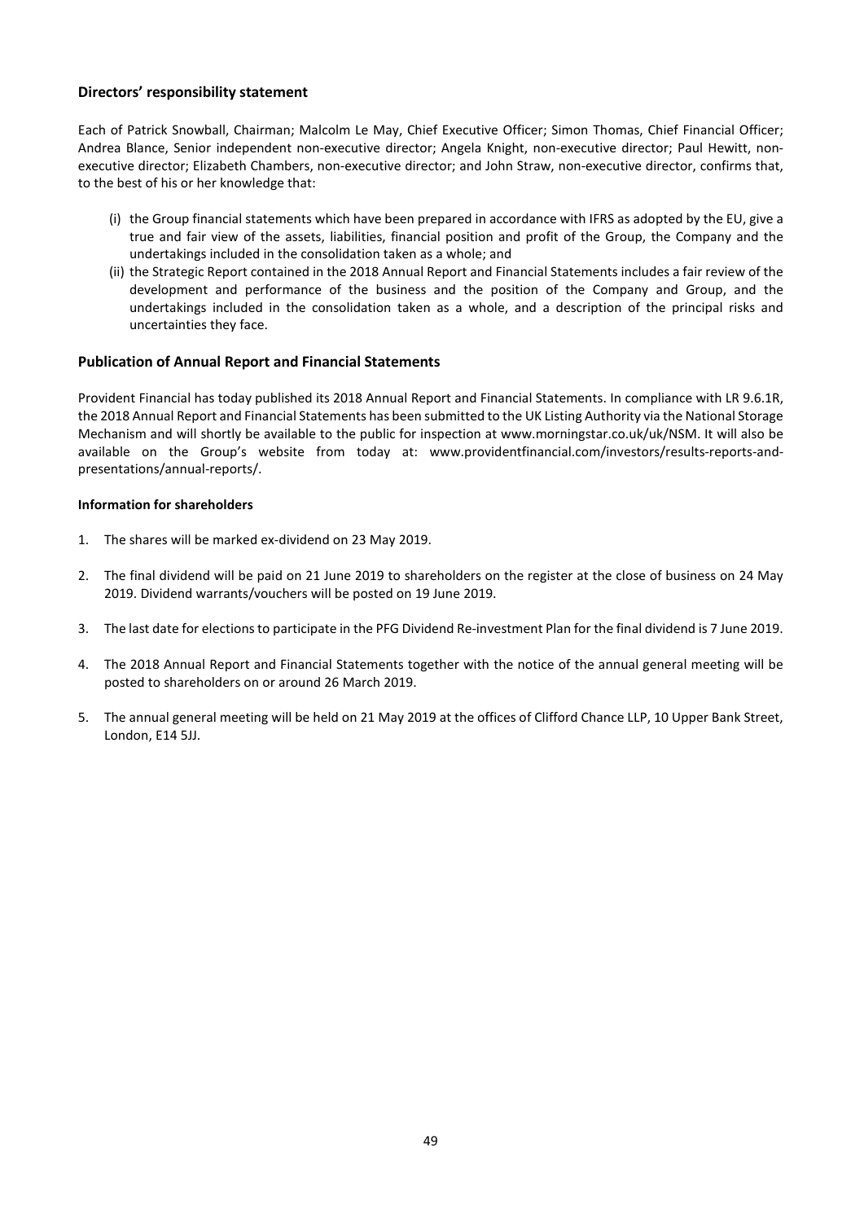## Directors' responsibility statement

Each of Patrick Snowball, Chairman; Malcolm Le May, Chief Executive Officer; Simon Thomas, Chief Financial Officer; Andrea Blance, Senior independent non-executive director; Angela Knight, non-executive director; Paul Hewitt, non-executive director; Elizabeth Chambers, non-executive director; and John Straw, non-executive director, confirms that, to the best of his or her knowledge that:

- (i) the Group financial statements which have been prepared in accordance with IFRS as adopted by the EU, give a true and fair view of the assets, liabilities, financial position and profit of the Group, the Company and the undertakings included in the consolidation taken as a whole; and
- (ii) the Strategic Report contained in the 2018 Annual Report and Financial Statements includes a fair review of the development and performance of the business and the position of the Company and Group, and the undertakings included in the consolidation taken as a whole, and a description of the principal risks and uncertainties they face.

## Publication of Annual Report and Financial Statements

Provident Financial has today published its 2018 Annual Report and Financial Statements. In compliance with LR 9.6.1R, the 2018 Annual Report and Financial Statements has been submitted to the UK Listing Authority via the National Storage Mechanism and will shortly be available to the public for inspection at www.morningstar.co.uk/uk/NSM. It will also be available on the Group's website from today at: www.providentfinancial.com/investors/results-reports-and-presentations/annual-reports/.

### Information for shareholders

1. The shares will be marked ex-dividend on 23 May 2019.
2. The final dividend will be paid on 21 June 2019 to shareholders on the register at the close of business on 24 May 2019. Dividend warrants/vouchers will be posted on 19 June 2019.
3. The last date for elections to participate in the PFG Dividend Re-investment Plan for the final dividend is 7 June 2019.
4. The 2018 Annual Report and Financial Statements together with the notice of the annual general meeting will be posted to shareholders on or around 26 March 2019.
5. The annual general meeting will be held on 21 May 2019 at the offices of Clifford Chance LLP, 10 Upper Bank Street, London, E14 5JJ.